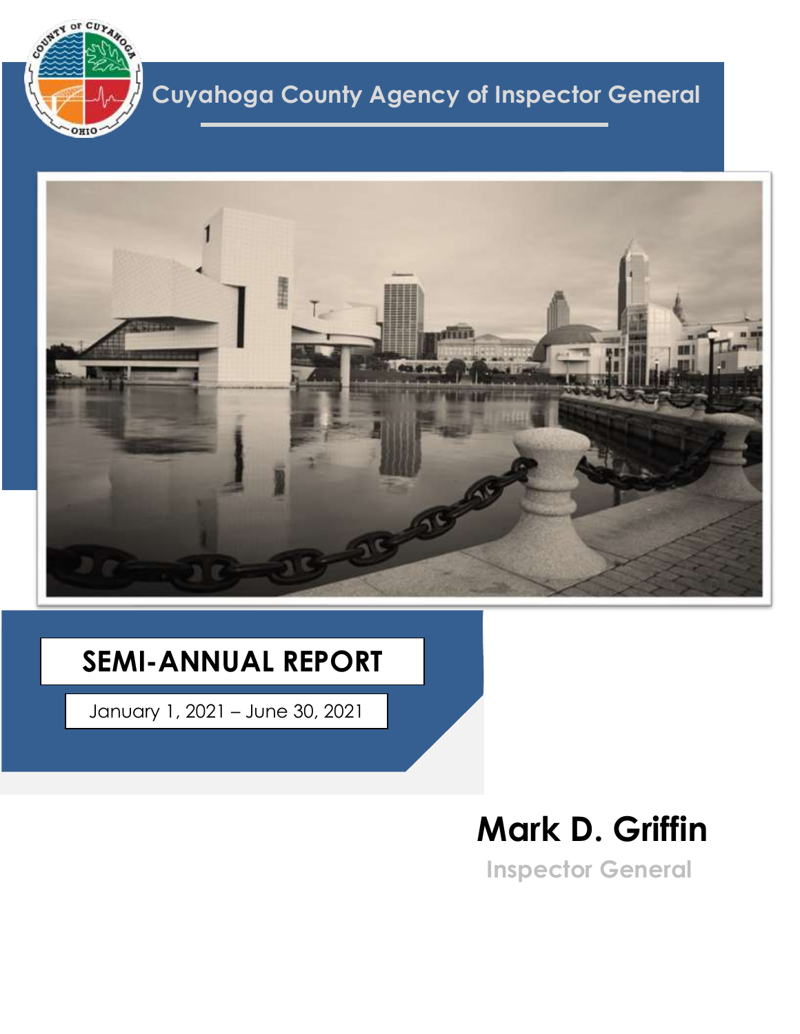Cuyahoga County Agency of Inspector General

# SEMI-ANNUAL REPORT

January 1, 2021 – June 30, 2021

## Mark D. Griffin

Inspector General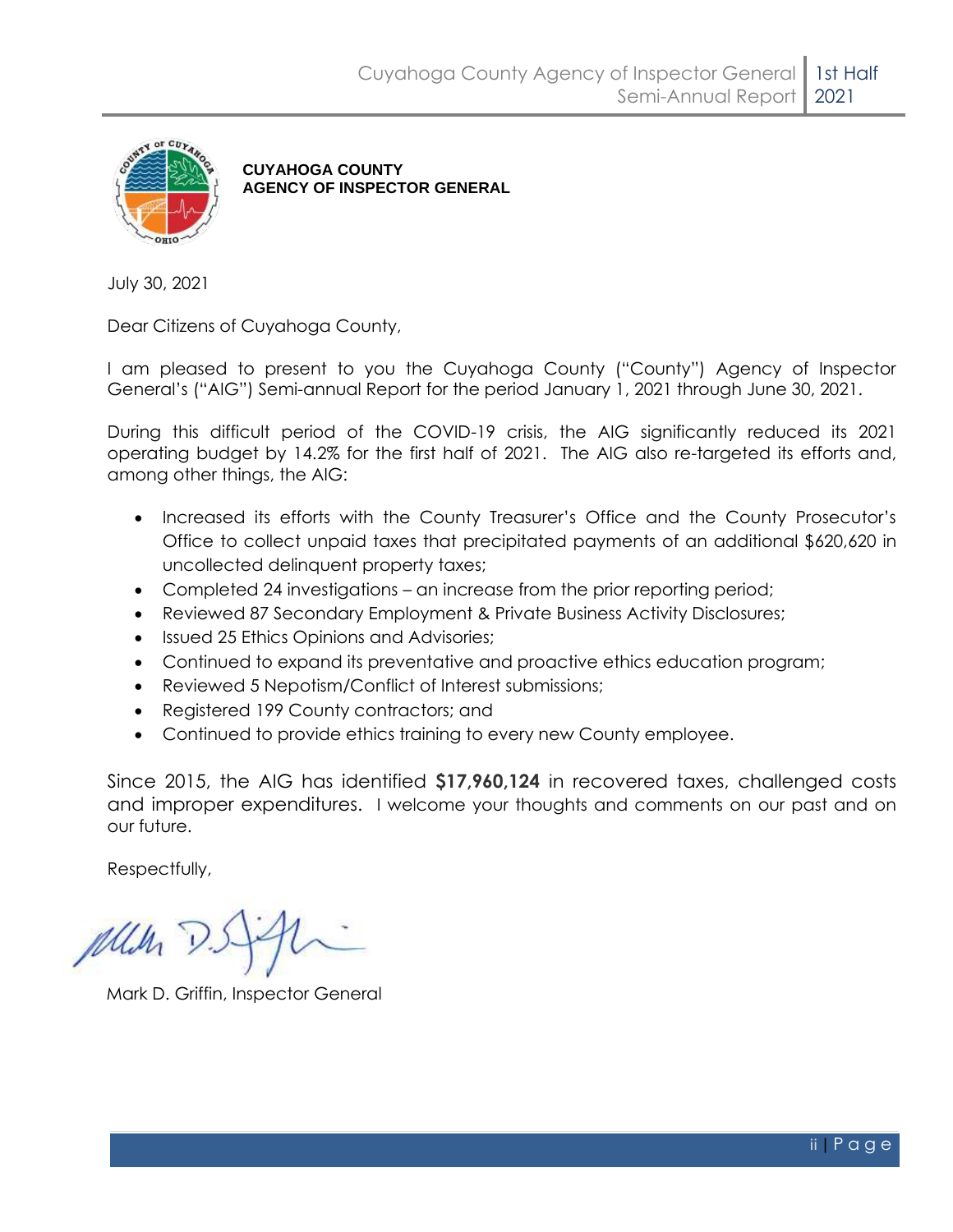**CUYAHOGA COUNTY**
**AGENCY OF INSPECTOR GENERAL**

July 30, 2021

Dear Citizens of Cuyahoga County,

I am pleased to present to you the Cuyahoga County ("County") Agency of Inspector General's ("AIG") Semi-annual Report for the period January 1, 2021 through June 30, 2021.

During this difficult period of the COVID-19 crisis, the AIG significantly reduced its 2021 operating budget by 14.2% for the first half of 2021. The AIG also re-targeted its efforts and, among other things, the AIG:

- Increased its efforts with the County Treasurer's Office and the County Prosecutor's Office to collect unpaid taxes that precipitated payments of an additional $620,620 in uncollected delinquent property taxes;
- Completed 24 investigations – an increase from the prior reporting period;
- Reviewed 87 Secondary Employment & Private Business Activity Disclosures;
- Issued 25 Ethics Opinions and Advisories;
- Continued to expand its preventative and proactive ethics education program;
- Reviewed 5 Nepotism/Conflict of Interest submissions;
- Registered 199 County contractors; and
- Continued to provide ethics training to every new County employee.

Since 2015, the AIG has identified **$17,960,124** in recovered taxes, challenged costs and improper expenditures. I welcome your thoughts and comments on our past and on our future.

Respectfully,

Mark D. Griffin, Inspector General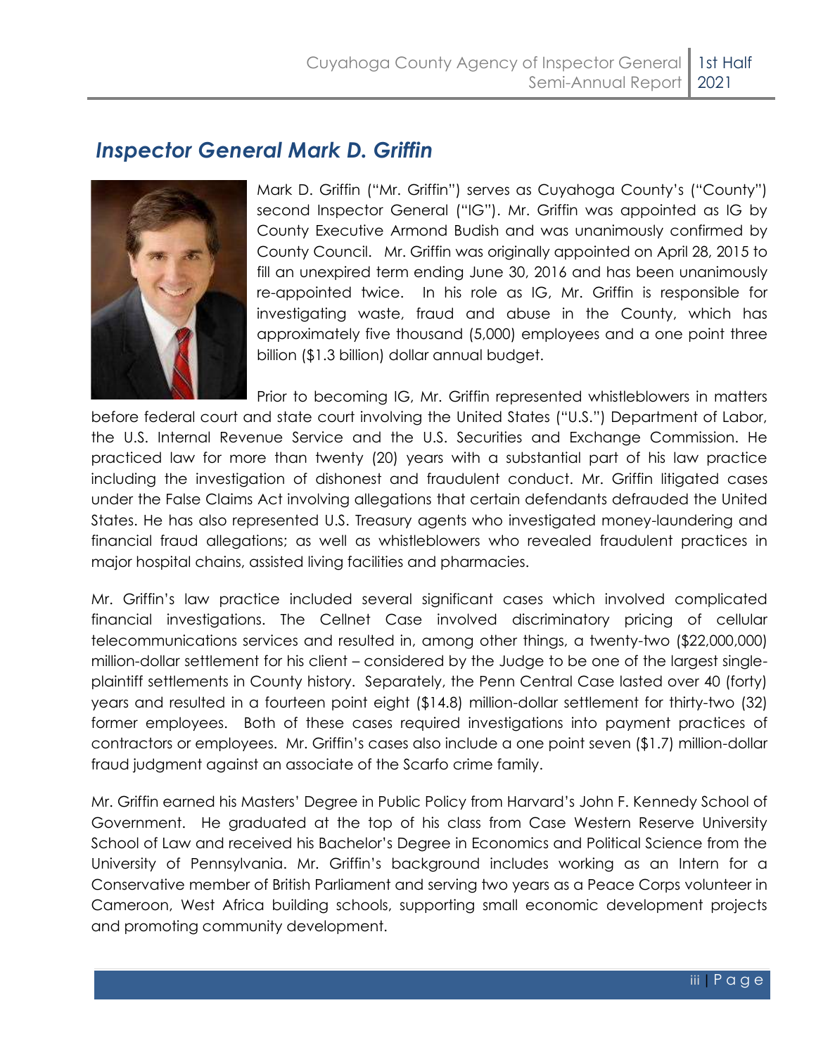## *Inspector General Mark D. Griffin*

Mark D. Griffin ("Mr. Griffin") serves as Cuyahoga County's ("County") second Inspector General ("IG"). Mr. Griffin was appointed as IG by County Executive Armond Budish and was unanimously confirmed by County Council. Mr. Griffin was originally appointed on April 28, 2015 to fill an unexpired term ending June 30, 2016 and has been unanimously re-appointed twice. In his role as IG, Mr. Griffin is responsible for investigating waste, fraud and abuse in the County, which has approximately five thousand (5,000) employees and a one point three billion ($1.3 billion) dollar annual budget.

Prior to becoming IG, Mr. Griffin represented whistleblowers in matters before federal court and state court involving the United States ("U.S.") Department of Labor, the U.S. Internal Revenue Service and the U.S. Securities and Exchange Commission. He practiced law for more than twenty (20) years with a substantial part of his law practice including the investigation of dishonest and fraudulent conduct. Mr. Griffin litigated cases under the False Claims Act involving allegations that certain defendants defrauded the United States. He has also represented U.S. Treasury agents who investigated money-laundering and financial fraud allegations; as well as whistleblowers who revealed fraudulent practices in major hospital chains, assisted living facilities and pharmacies.

Mr. Griffin's law practice included several significant cases which involved complicated financial investigations. The Cellnet Case involved discriminatory pricing of cellular telecommunications services and resulted in, among other things, a twenty-two ($22,000,000) million-dollar settlement for his client – considered by the Judge to be one of the largest single-plaintiff settlements in County history. Separately, the Penn Central Case lasted over 40 (forty) years and resulted in a fourteen point eight ($14.8) million-dollar settlement for thirty-two (32) former employees. Both of these cases required investigations into payment practices of contractors or employees. Mr. Griffin's cases also include a one point seven ($1.7) million-dollar fraud judgment against an associate of the Scarfo crime family.

Mr. Griffin earned his Masters' Degree in Public Policy from Harvard's John F. Kennedy School of Government. He graduated at the top of his class from Case Western Reserve University School of Law and received his Bachelor's Degree in Economics and Political Science from the University of Pennsylvania. Mr. Griffin's background includes working as an Intern for a Conservative member of British Parliament and serving two years as a Peace Corps volunteer in Cameroon, West Africa building schools, supporting small economic development projects and promoting community development.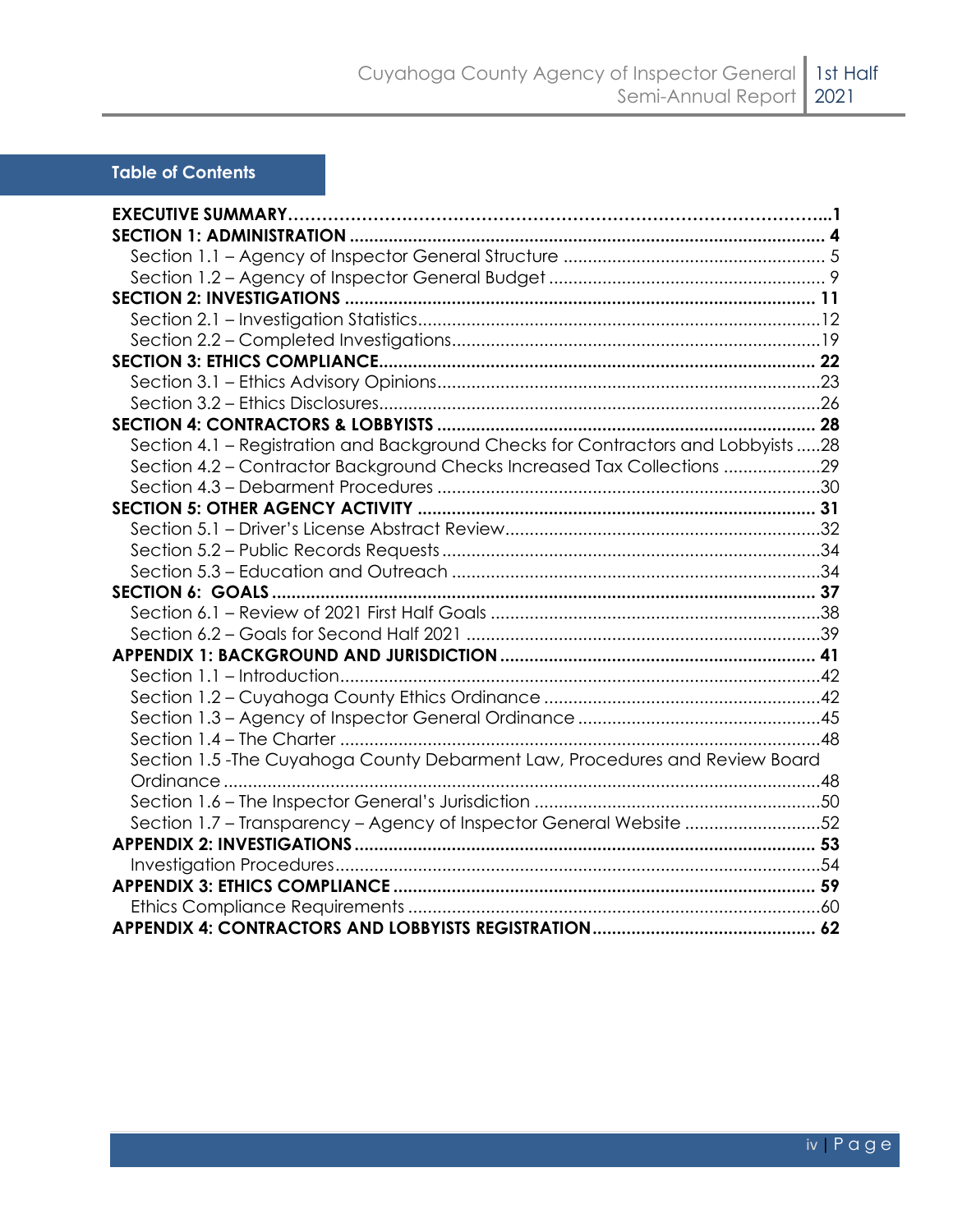## Table of Contents

**EXECUTIVE SUMMARY** ........................................................................................1
**SECTION 1: ADMINISTRATION** ........................................................................................ 4
- Section 1.1 – Agency of Inspector General Structure ........................................................ 5
- Section 1.2 – Agency of Inspector General Budget ........................................................ 9

**SECTION 2: INVESTIGATIONS** ........................................................................................ 11
- Section 2.1 – Investigation Statistics........................................................................................12
- Section 2.2 – Completed Investigations........................................................................................19

**SECTION 3: ETHICS COMPLIANCE**........................................................................................ 22
- Section 3.1 – Ethics Advisory Opinions........................................................................................23
- Section 3.2 – Ethics Disclosures........................................................................................26

**SECTION 4: CONTRACTORS & LOBBYISTS** ........................................................................................ 28
- Section 4.1 – Registration and Background Checks for Contractors and Lobbyists .....28
- Section 4.2 – Contractor Background Checks Increased Tax Collections ....................29
- Section 4.3 – Debarment Procedures ........................................................................................30

**SECTION 5: OTHER AGENCY ACTIVITY** ........................................................................................ 31
- Section 5.1 – Driver's License Abstract Review........................................................................................32
- Section 5.2 – Public Records Requests ........................................................................................34
- Section 5.3 – Education and Outreach ........................................................................................34

**SECTION 6: GOALS** ........................................................................................ 37
- Section 6.1 – Review of 2021 First Half Goals ........................................................................................38
- Section 6.2 – Goals for Second Half 2021 ........................................................................................39

**APPENDIX 1: BACKGROUND AND JURISDICTION** ........................................................................................ 41
- Section 1.1 – Introduction........................................................................................42
- Section 1.2 – Cuyahoga County Ethics Ordinance ........................................................................................42
- Section 1.3 – Agency of Inspector General Ordinance ........................................................................................45
- Section 1.4 – The Charter ........................................................................................48
- Section 1.5 -The Cuyahoga County Debarment Law, Procedures and Review Board Ordinance ........................................................................................48
- Section 1.6 – The Inspector General's Jurisdiction ........................................................................................50
- Section 1.7 – Transparency – Agency of Inspector General Website ............................52

**APPENDIX 2: INVESTIGATIONS** ........................................................................................ 53
- Investigation Procedures........................................................................................54

**APPENDIX 3: ETHICS COMPLIANCE** ........................................................................................ 59
- Ethics Compliance Requirements ........................................................................................60

**APPENDIX 4: CONTRACTORS AND LOBBYISTS REGISTRATION**............................................. 62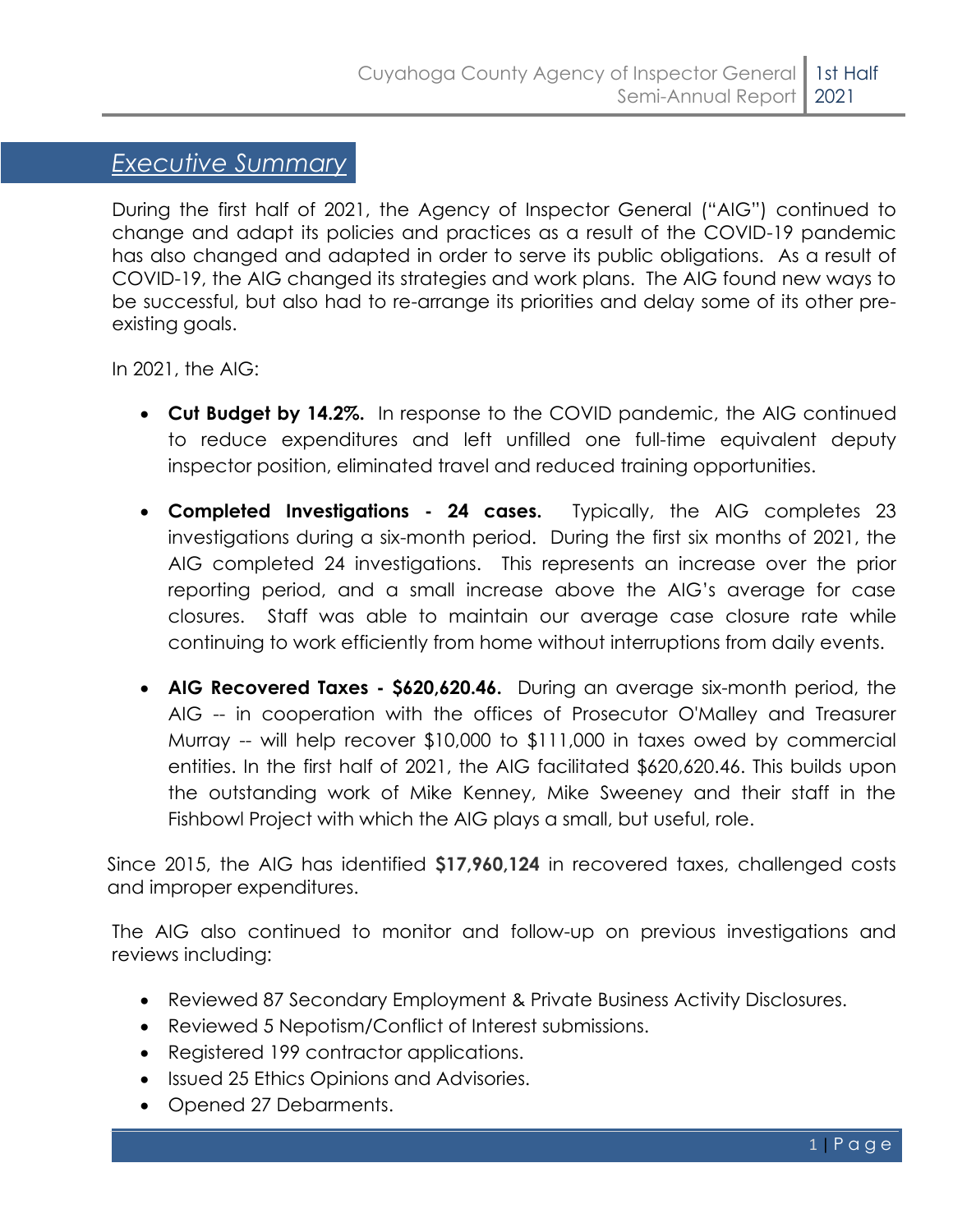## *Executive Summary*

During the first half of 2021, the Agency of Inspector General ("AIG") continued to change and adapt its policies and practices as a result of the COVID-19 pandemic has also changed and adapted in order to serve its public obligations. As a result of COVID-19, the AIG changed its strategies and work plans. The AIG found new ways to be successful, but also had to re-arrange its priorities and delay some of its other pre-existing goals.

In 2021, the AIG:

- **Cut Budget by 14.2%.** In response to the COVID pandemic, the AIG continued to reduce expenditures and left unfilled one full-time equivalent deputy inspector position, eliminated travel and reduced training opportunities.
- **Completed Investigations - 24 cases.** Typically, the AIG completes 23 investigations during a six-month period. During the first six months of 2021, the AIG completed 24 investigations. This represents an increase over the prior reporting period, and a small increase above the AIG's average for case closures. Staff was able to maintain our average case closure rate while continuing to work efficiently from home without interruptions from daily events.
- **AIG Recovered Taxes - $620,620.46.** During an average six-month period, the AIG -- in cooperation with the offices of Prosecutor O'Malley and Treasurer Murray -- will help recover $10,000 to $111,000 in taxes owed by commercial entities. In the first half of 2021, the AIG facilitated $620,620.46. This builds upon the outstanding work of Mike Kenney, Mike Sweeney and their staff in the Fishbowl Project with which the AIG plays a small, but useful, role.

Since 2015, the AIG has identified **$17,960,124** in recovered taxes, challenged costs and improper expenditures.

The AIG also continued to monitor and follow-up on previous investigations and reviews including:

- Reviewed 87 Secondary Employment & Private Business Activity Disclosures.
- Reviewed 5 Nepotism/Conflict of Interest submissions.
- Registered 199 contractor applications.
- Issued 25 Ethics Opinions and Advisories.
- Opened 27 Debarments.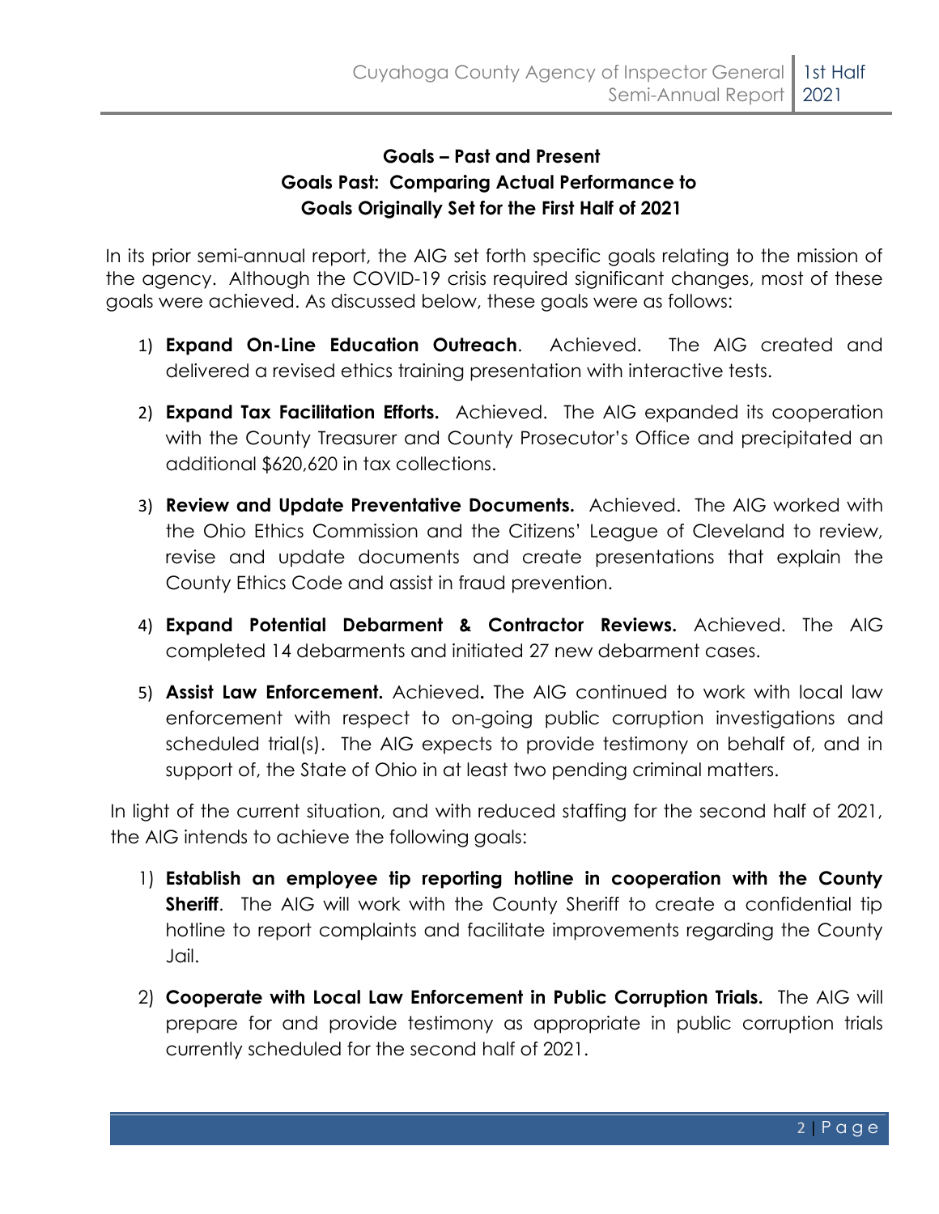## Goals – Past and Present

### Goals Past: Comparing Actual Performance to Goals Originally Set for the First Half of 2021

In its prior semi-annual report, the AIG set forth specific goals relating to the mission of the agency. Although the COVID-19 crisis required significant changes, most of these goals were achieved. As discussed below, these goals were as follows:

1) **Expand On-Line Education Outreach**. Achieved. The AIG created and delivered a revised ethics training presentation with interactive tests.
2) **Expand Tax Facilitation Efforts.** Achieved. The AIG expanded its cooperation with the County Treasurer and County Prosecutor's Office and precipitated an additional $620,620 in tax collections.
3) **Review and Update Preventative Documents.** Achieved. The AIG worked with the Ohio Ethics Commission and the Citizens' League of Cleveland to review, revise and update documents and create presentations that explain the County Ethics Code and assist in fraud prevention.
4) **Expand Potential Debarment & Contractor Reviews.** Achieved. The AIG completed 14 debarments and initiated 27 new debarment cases.
5) **Assist Law Enforcement.** Achieved. The AIG continued to work with local law enforcement with respect to on-going public corruption investigations and scheduled trial(s). The AIG expects to provide testimony on behalf of, and in support of, the State of Ohio in at least two pending criminal matters.

In light of the current situation, and with reduced staffing for the second half of 2021, the AIG intends to achieve the following goals:

1) **Establish an employee tip reporting hotline in cooperation with the County Sheriff**. The AIG will work with the County Sheriff to create a confidential tip hotline to report complaints and facilitate improvements regarding the County Jail.
2) **Cooperate with Local Law Enforcement in Public Corruption Trials.** The AIG will prepare for and provide testimony as appropriate in public corruption trials currently scheduled for the second half of 2021.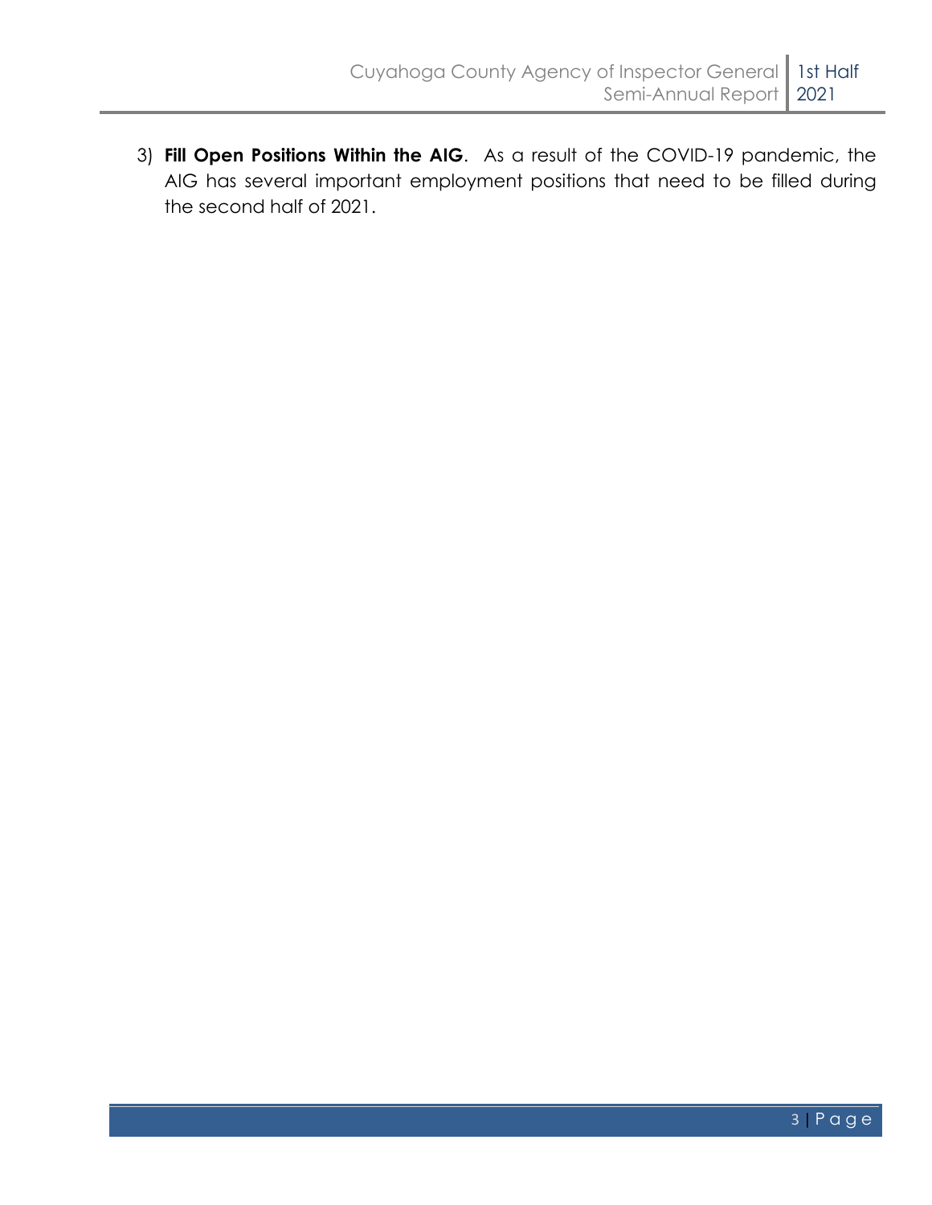3) **Fill Open Positions Within the AIG**. As a result of the COVID-19 pandemic, the AIG has several important employment positions that need to be filled during the second half of 2021.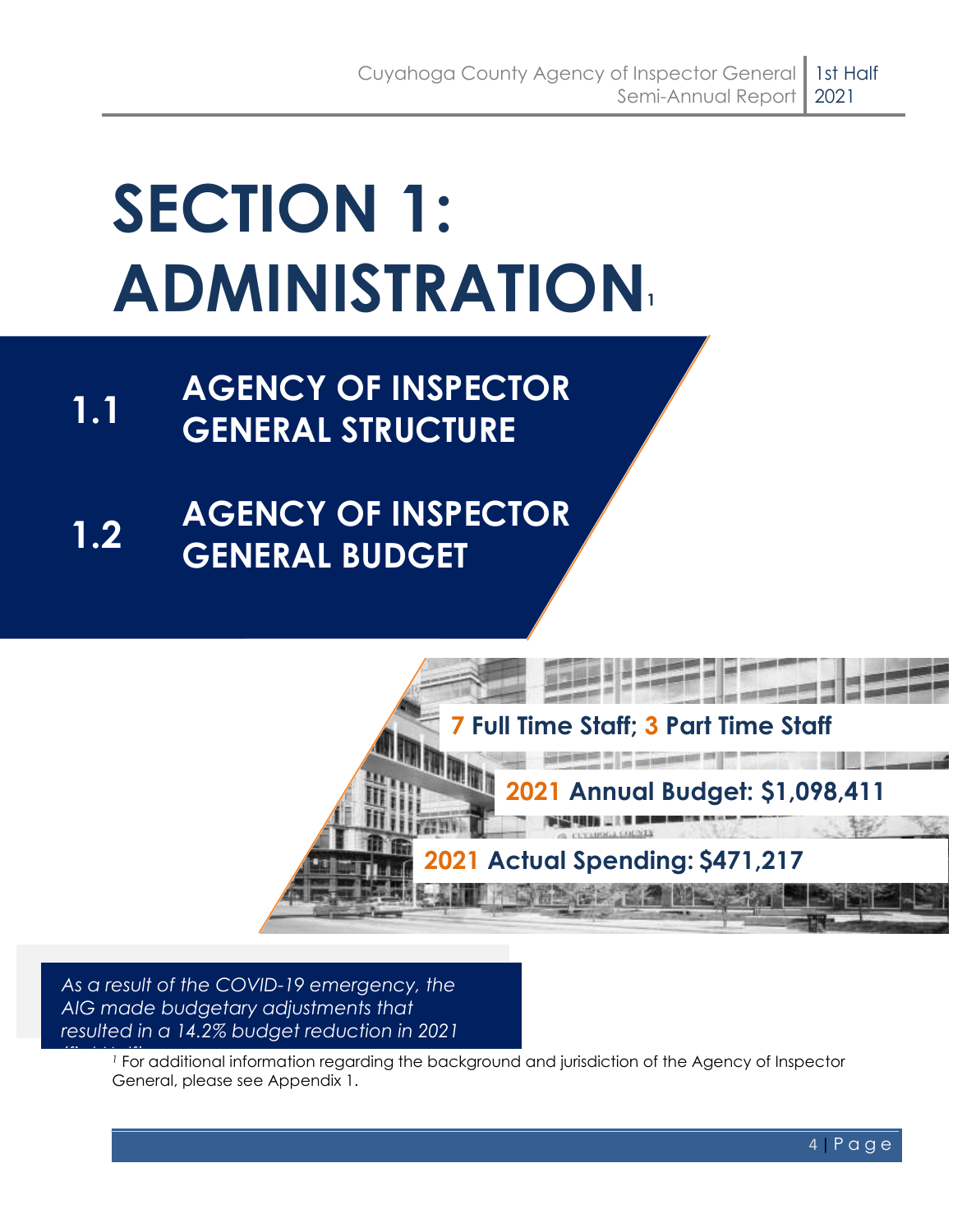# SECTION 1: ADMINISTRATION[1]

## 1.1 AGENCY OF INSPECTOR GENERAL STRUCTURE

## 1.2 AGENCY OF INSPECTOR GENERAL BUDGET

**7 Full Time Staff; 3 Part Time Staff**

**2021 Annual Budget: $1,098,411**

**2021 Actual Spending: $471,217**

*As a result of the COVID-19 emergency, the AIG made budgetary adjustments that resulted in a 14.2% budget reduction in 2021*

[1] For additional information regarding the background and jurisdiction of the Agency of Inspector General, please see Appendix 1.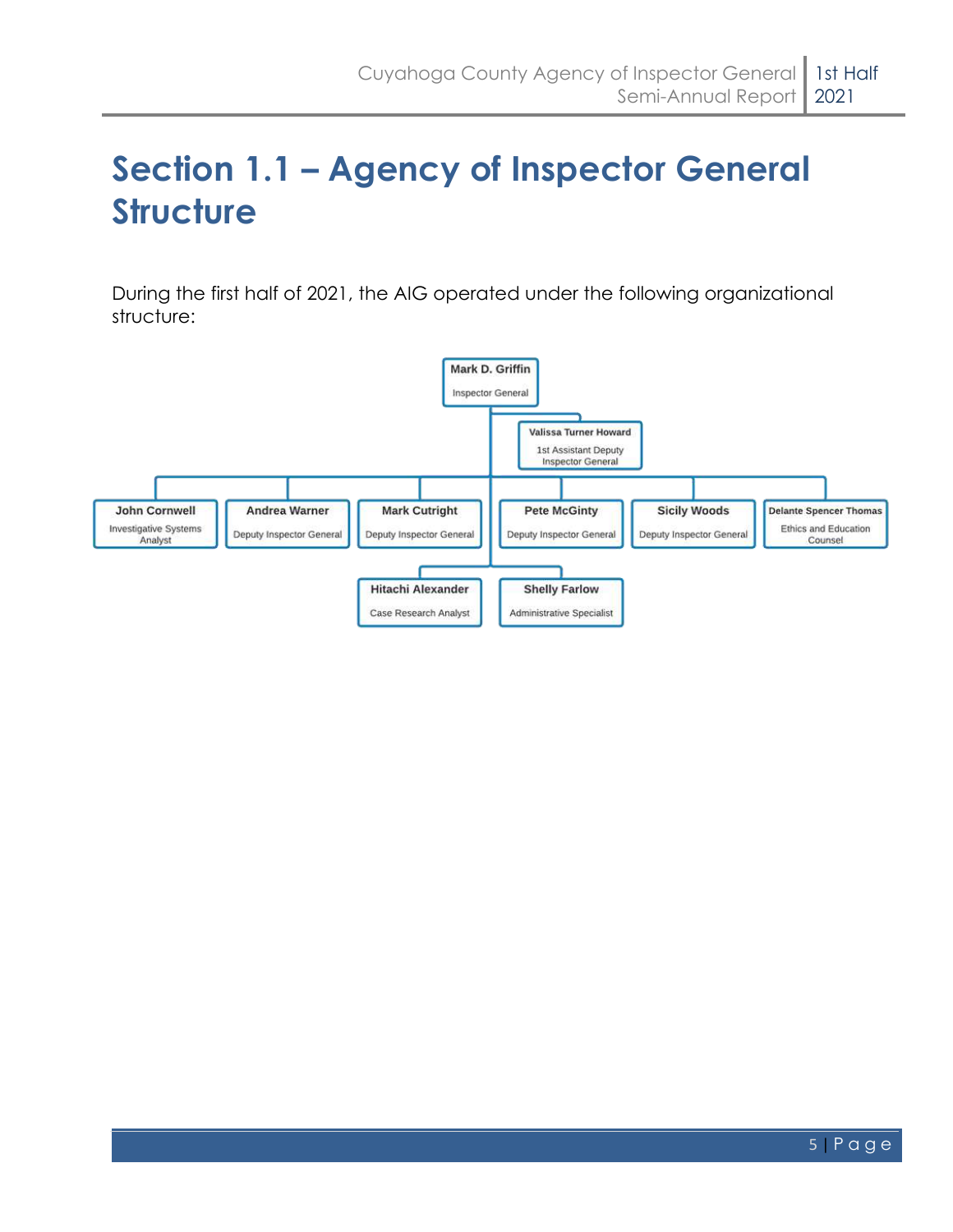# Section 1.1 – Agency of Inspector General Structure

During the first half of 2021, the AIG operated under the following organizational structure:

- **Mark D. Griffin** – Inspector General
  - **Valissa Turner Howard** – 1st Assistant Deputy Inspector General
  - **John Cornwell** – Investigative Systems Analyst
  - **Andrea Warner** – Deputy Inspector General
  - **Mark Cutright** – Deputy Inspector General
  - **Pete McGinty** – Deputy Inspector General
  - **Sicily Woods** – Deputy Inspector General
  - **Delante Spencer Thomas** – Ethics and Education Counsel
  - **Hitachi Alexander** – Case Research Analyst
  - **Shelly Farlow** – Administrative Specialist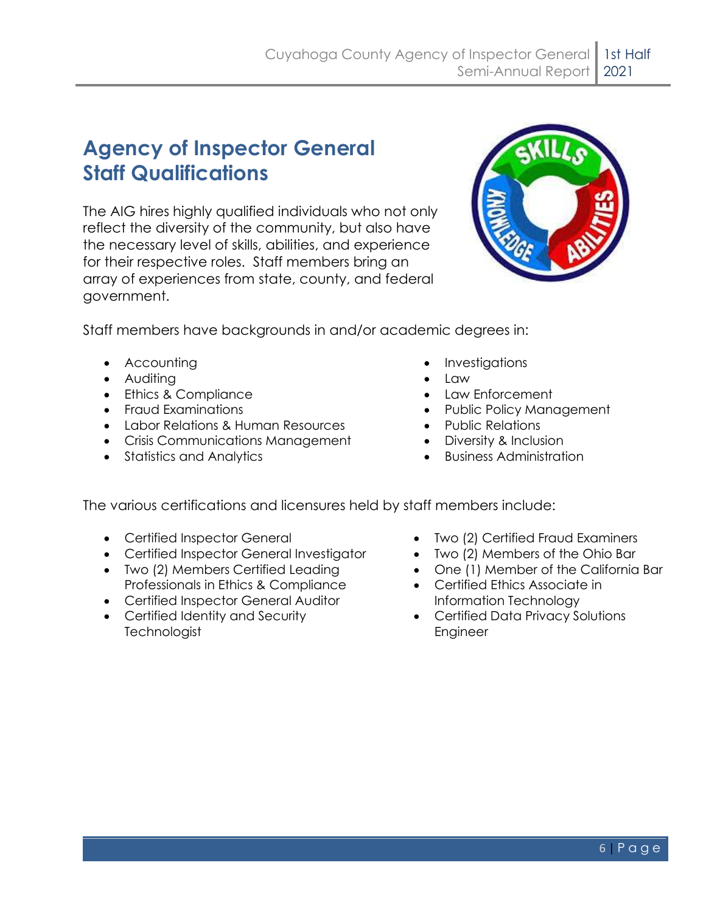# Agency of Inspector General Staff Qualifications

The AIG hires highly qualified individuals who not only reflect the diversity of the community, but also have the necessary level of skills, abilities, and experience for their respective roles. Staff members bring an array of experiences from state, county, and federal government.

Staff members have backgrounds in and/or academic degrees in:

- Accounting
- Auditing
- Ethics & Compliance
- Fraud Examinations
- Labor Relations & Human Resources
- Crisis Communications Management
- Statistics and Analytics
- Investigations
- Law
- Law Enforcement
- Public Policy Management
- Public Relations
- Diversity & Inclusion
- Business Administration

The various certifications and licensures held by staff members include:

- Certified Inspector General
- Certified Inspector General Investigator
- Two (2) Members Certified Leading Professionals in Ethics & Compliance
- Certified Inspector General Auditor
- Certified Identity and Security Technologist
- Two (2) Certified Fraud Examiners
- Two (2) Members of the Ohio Bar
- One (1) Member of the California Bar
- Certified Ethics Associate in Information Technology
- Certified Data Privacy Solutions Engineer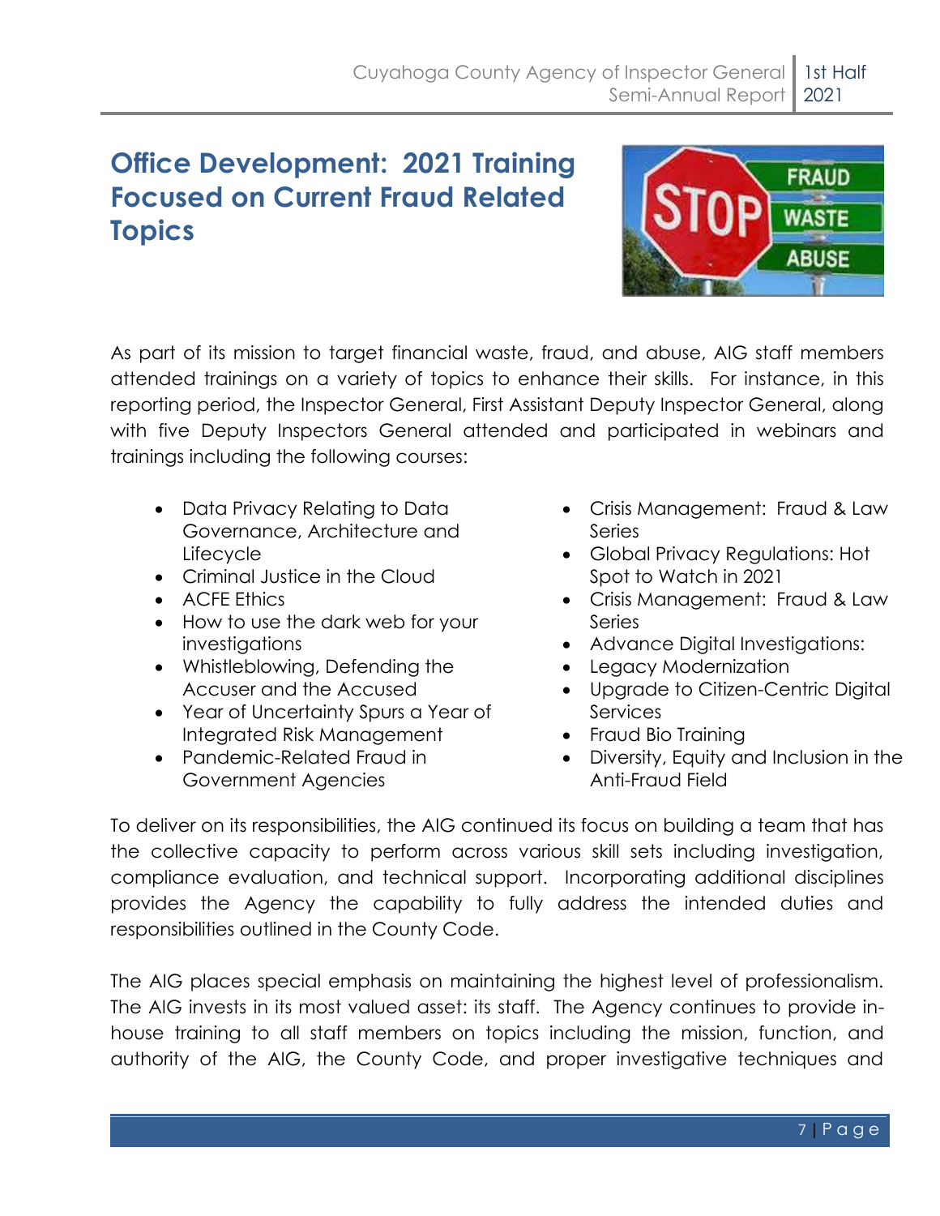## Office Development: 2021 Training Focused on Current Fraud Related Topics

As part of its mission to target financial waste, fraud, and abuse, AIG staff members attended trainings on a variety of topics to enhance their skills. For instance, in this reporting period, the Inspector General, First Assistant Deputy Inspector General, along with five Deputy Inspectors General attended and participated in webinars and trainings including the following courses:

- Data Privacy Relating to Data Governance, Architecture and Lifecycle
- Criminal Justice in the Cloud
- ACFE Ethics
- How to use the dark web for your investigations
- Whistleblowing, Defending the Accuser and the Accused
- Year of Uncertainty Spurs a Year of Integrated Risk Management
- Pandemic-Related Fraud in Government Agencies
- Crisis Management: Fraud & Law Series
- Global Privacy Regulations: Hot Spot to Watch in 2021
- Crisis Management: Fraud & Law Series
- Advance Digital Investigations:
- Legacy Modernization
- Upgrade to Citizen-Centric Digital Services
- Fraud Bio Training
- Diversity, Equity and Inclusion in the Anti-Fraud Field

To deliver on its responsibilities, the AIG continued its focus on building a team that has the collective capacity to perform across various skill sets including investigation, compliance evaluation, and technical support. Incorporating additional disciplines provides the Agency the capability to fully address the intended duties and responsibilities outlined in the County Code.

The AIG places special emphasis on maintaining the highest level of professionalism. The AIG invests in its most valued asset: its staff. The Agency continues to provide in-house training to all staff members on topics including the mission, function, and authority of the AIG, the County Code, and proper investigative techniques and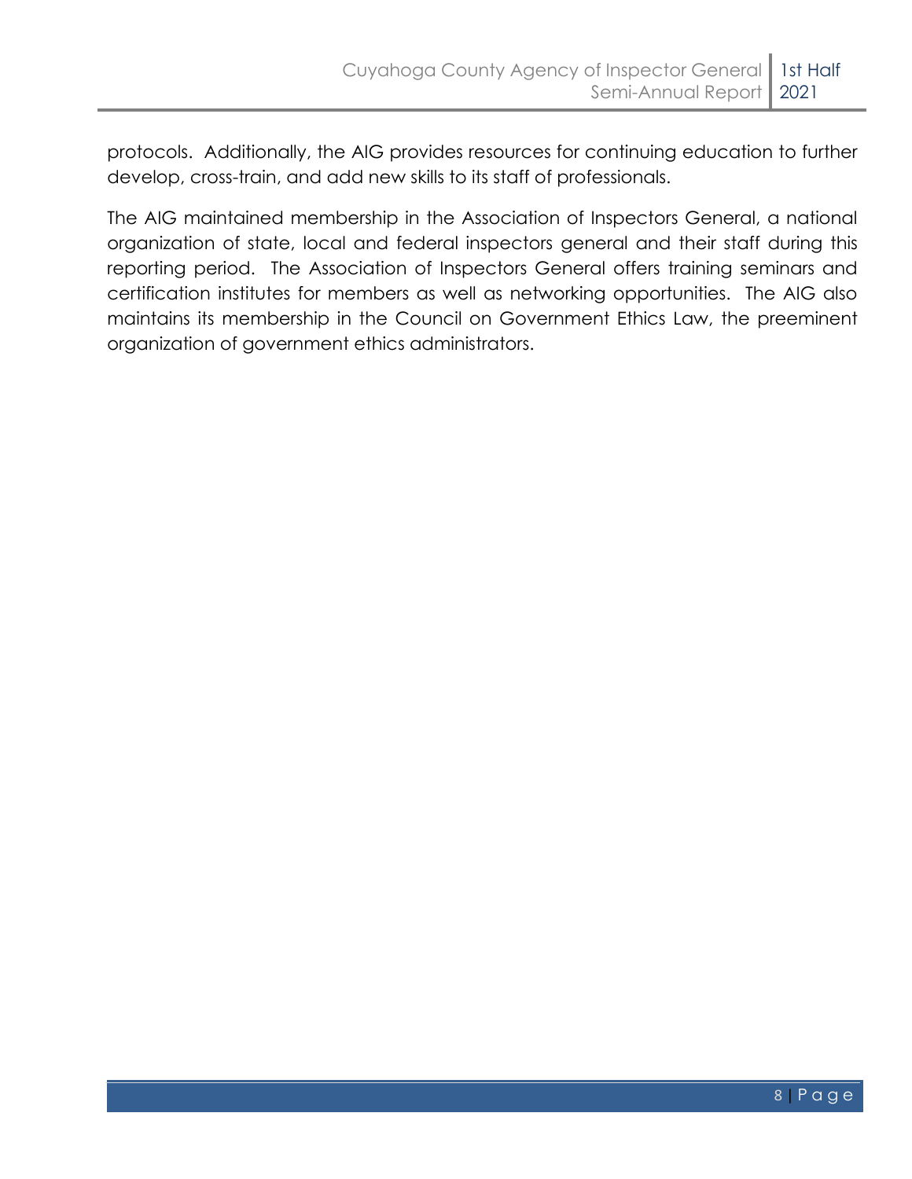protocols. Additionally, the AIG provides resources for continuing education to further develop, cross-train, and add new skills to its staff of professionals.

The AIG maintained membership in the Association of Inspectors General, a national organization of state, local and federal inspectors general and their staff during this reporting period. The Association of Inspectors General offers training seminars and certification institutes for members as well as networking opportunities. The AIG also maintains its membership in the Council on Government Ethics Law, the preeminent organization of government ethics administrators.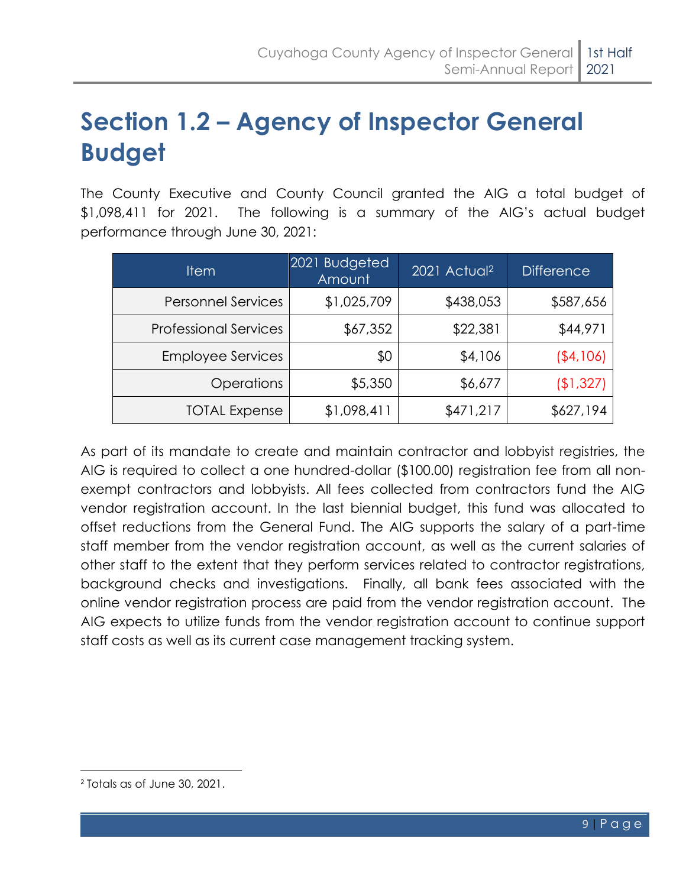# Section 1.2 – Agency of Inspector General Budget

The County Executive and County Council granted the AIG a total budget of $1,098,411 for 2021. The following is a summary of the AIG's actual budget performance through June 30, 2021:

| Item | 2021 Budgeted Amount | 2021 Actual[2] | Difference |
|---|---|---|---|
| Personnel Services | $1,025,709 | $438,053 | $587,656 |
| Professional Services | $67,352 | $22,381 | $44,971 |
| Employee Services | $0 | $4,106 | ($4,106) |
| Operations | $5,350 | $6,677 | ($1,327) |
| TOTAL Expense | $1,098,411 | $471,217 | $627,194 |

As part of its mandate to create and maintain contractor and lobbyist registries, the AIG is required to collect a one hundred-dollar ($100.00) registration fee from all non-exempt contractors and lobbyists. All fees collected from contractors fund the AIG vendor registration account. In the last biennial budget, this fund was allocated to offset reductions from the General Fund. The AIG supports the salary of a part-time staff member from the vendor registration account, as well as the current salaries of other staff to the extent that they perform services related to contractor registrations, background checks and investigations. Finally, all bank fees associated with the online vendor registration process are paid from the vendor registration account. The AIG expects to utilize funds from the vendor registration account to continue support staff costs as well as its current case management tracking system.

[2] Totals as of June 30, 2021.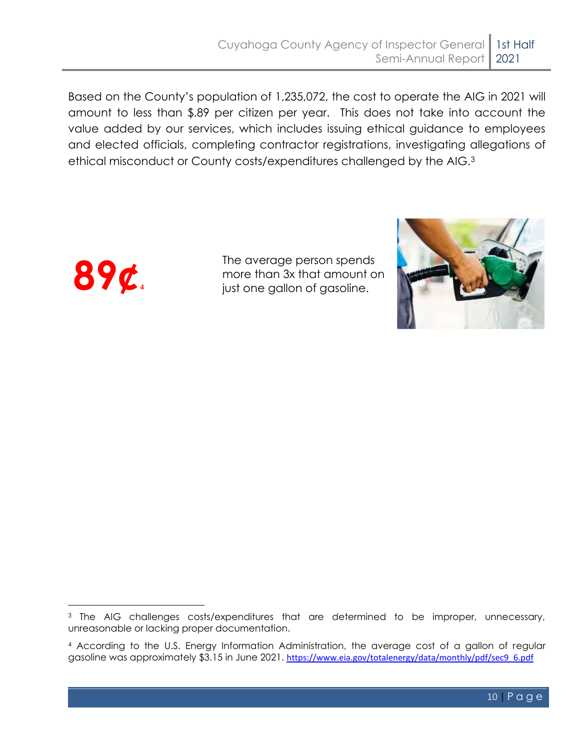Based on the County's population of 1,235,072, the cost to operate the AIG in 2021 will amount to less than $.89 per citizen per year. This does not take into account the value added by our services, which includes issuing ethical guidance to employees and elected officials, completing contractor registrations, investigating allegations of ethical misconduct or County costs/expenditures challenged by the AIG.[3]

**89¢**[4]

The average person spends more than 3x that amount on just one gallon of gasoline.

---

[3] The AIG challenges costs/expenditures that are determined to be improper, unnecessary, unreasonable or lacking proper documentation.

[4] According to the U.S. Energy Information Administration, the average cost of a gallon of regular gasoline was approximately $3.15 in June 2021. https://www.eia.gov/totalenergy/data/monthly/pdf/sec9_6.pdf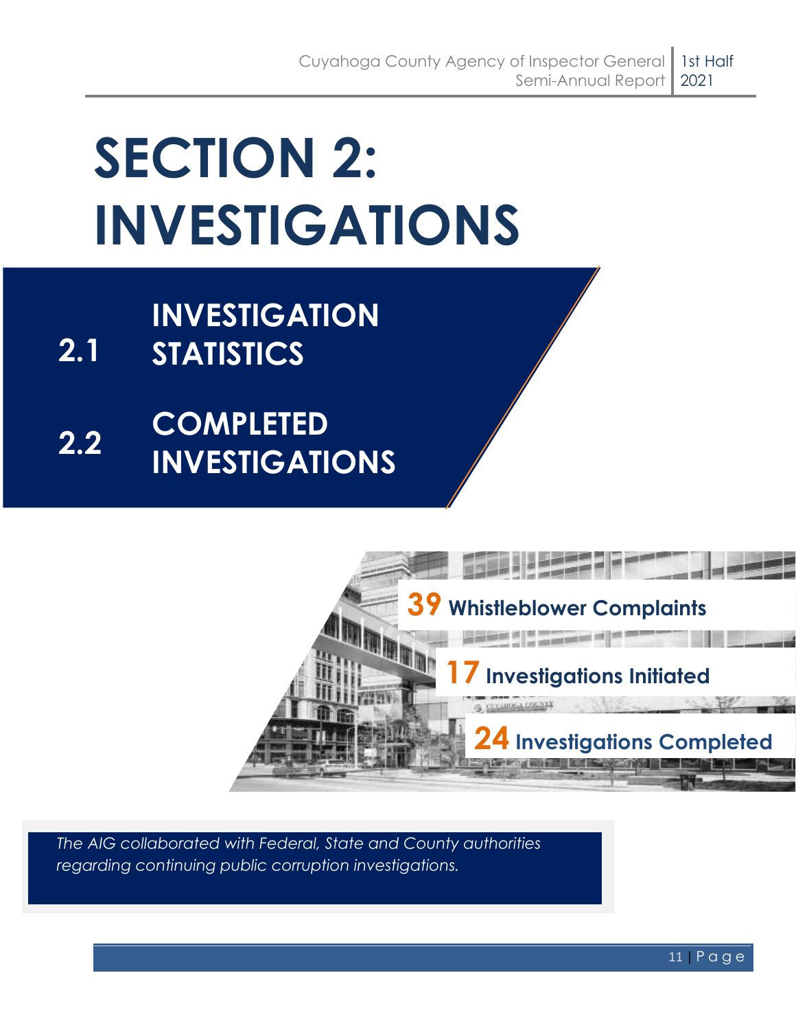# SECTION 2: INVESTIGATIONS

**2.1 INVESTIGATION STATISTICS**

**2.2 COMPLETED INVESTIGATIONS**

**39** Whistleblower Complaints

**17** Investigations Initiated

**24** Investigations Completed

*The AIG collaborated with Federal, State and County authorities regarding continuing public corruption investigations.*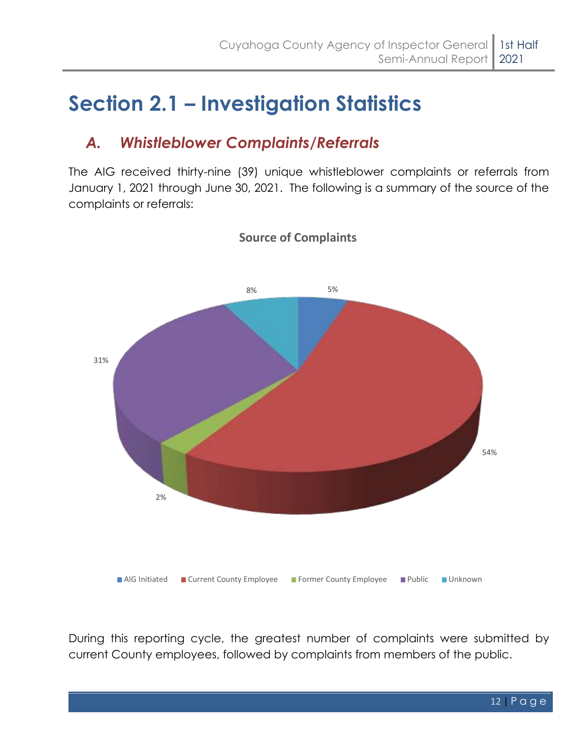# Section 2.1 – Investigation Statistics

## *A. Whistleblower Complaints/Referrals*

The AIG received thirty-nine (39) unique whistleblower complaints or referrals from January 1, 2021 through June 30, 2021. The following is a summary of the source of the complaints or referrals:

**Source of Complaints**

| Source | Percentage |
| --- | --- |
| AIG Initiated | 5% |
| Current County Employee | 54% |
| Former County Employee | 2% |
| Public | 31% |
| Unknown | 8% |

During this reporting cycle, the greatest number of complaints were submitted by current County employees, followed by complaints from members of the public.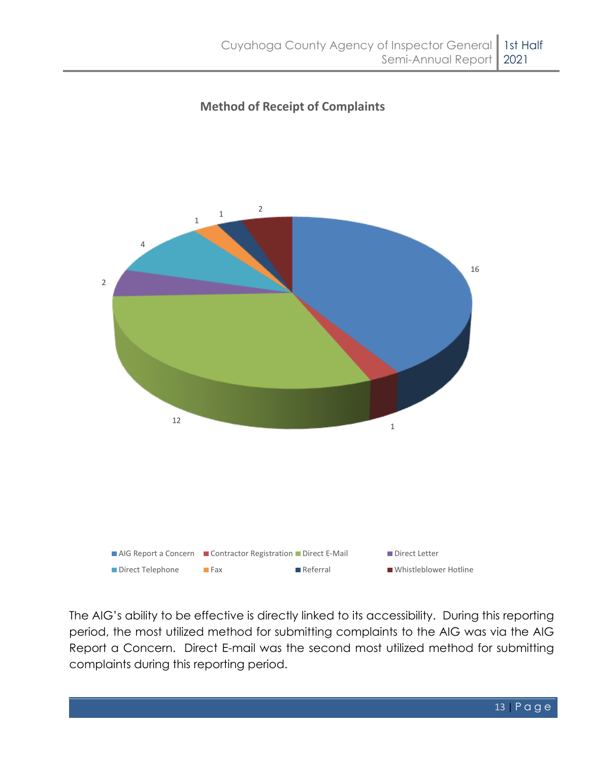**Method of Receipt of Complaints**

| Method | Count |
|---|---|
| AIG Report a Concern | 16 |
| Contractor Registration | 1 |
| Direct E-Mail | 12 |
| Direct Letter | 2 |
| Direct Telephone | 4 |
| Fax | 1 |
| Referral | 1 |
| Whistleblower Hotline | 2 |

The AIG's ability to be effective is directly linked to its accessibility. During this reporting period, the most utilized method for submitting complaints to the AIG was via the AIG Report a Concern. Direct E-mail was the second most utilized method for submitting complaints during this reporting period.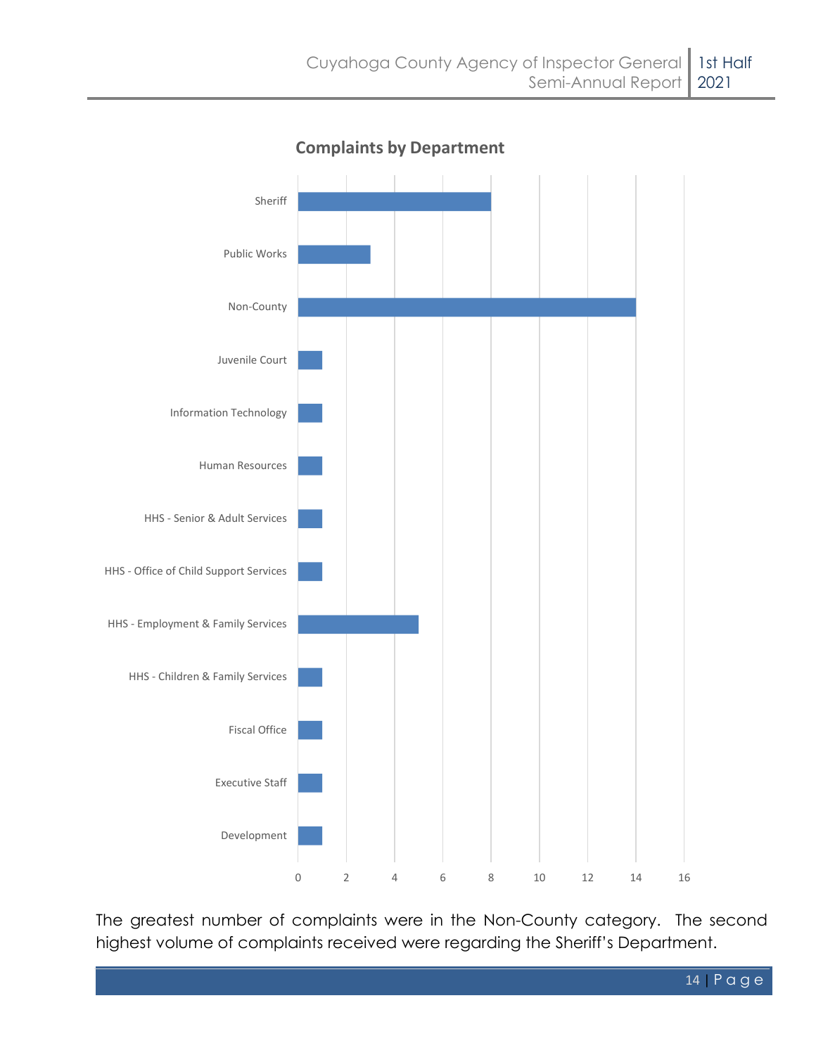**Complaints by Department**

| Department | Complaints |
|---|---|
| Sheriff | 8 |
| Public Works | 3 |
| Non-County | 14 |
| Juvenile Court | 1 |
| Information Technology | 1 |
| Human Resources | 1 |
| HHS - Senior & Adult Services | 1 |
| HHS - Office of Child Support Services | 1 |
| HHS - Employment & Family Services | 5 |
| HHS - Children & Family Services | 1 |
| Fiscal Office | 1 |
| Executive Staff | 1 |
| Development | 1 |

The greatest number of complaints were in the Non-County category. The second highest volume of complaints received were regarding the Sheriff's Department.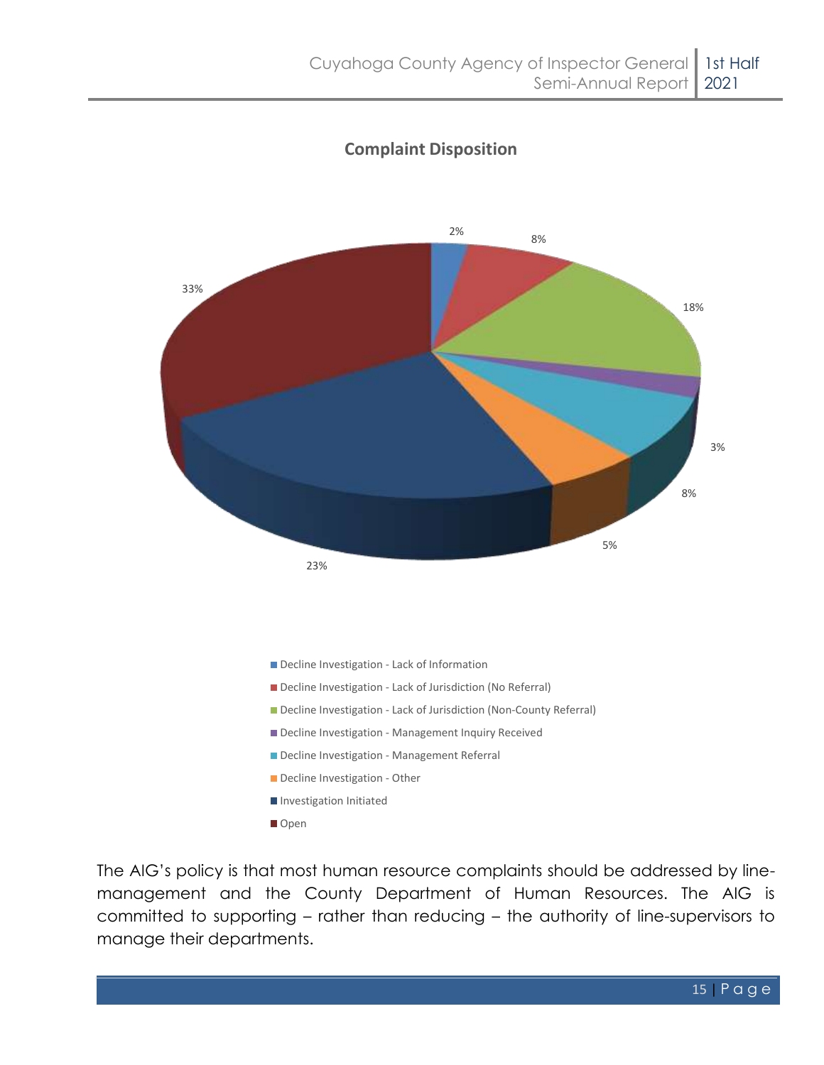## Complaint Disposition

| Disposition | Percentage |
|---|---|
| Decline Investigation - Lack of Information | 2% |
| Decline Investigation - Lack of Jurisdiction (No Referral) | 8% |
| Decline Investigation - Lack of Jurisdiction (Non-County Referral) | 18% |
| Decline Investigation - Management Inquiry Received | 3% |
| Decline Investigation - Management Referral | 8% |
| Decline Investigation - Other | 5% |
| Investigation Initiated | 23% |
| Open | 33% |

The AIG's policy is that most human resource complaints should be addressed by line-management and the County Department of Human Resources. The AIG is committed to supporting – rather than reducing – the authority of line-supervisors to manage their departments.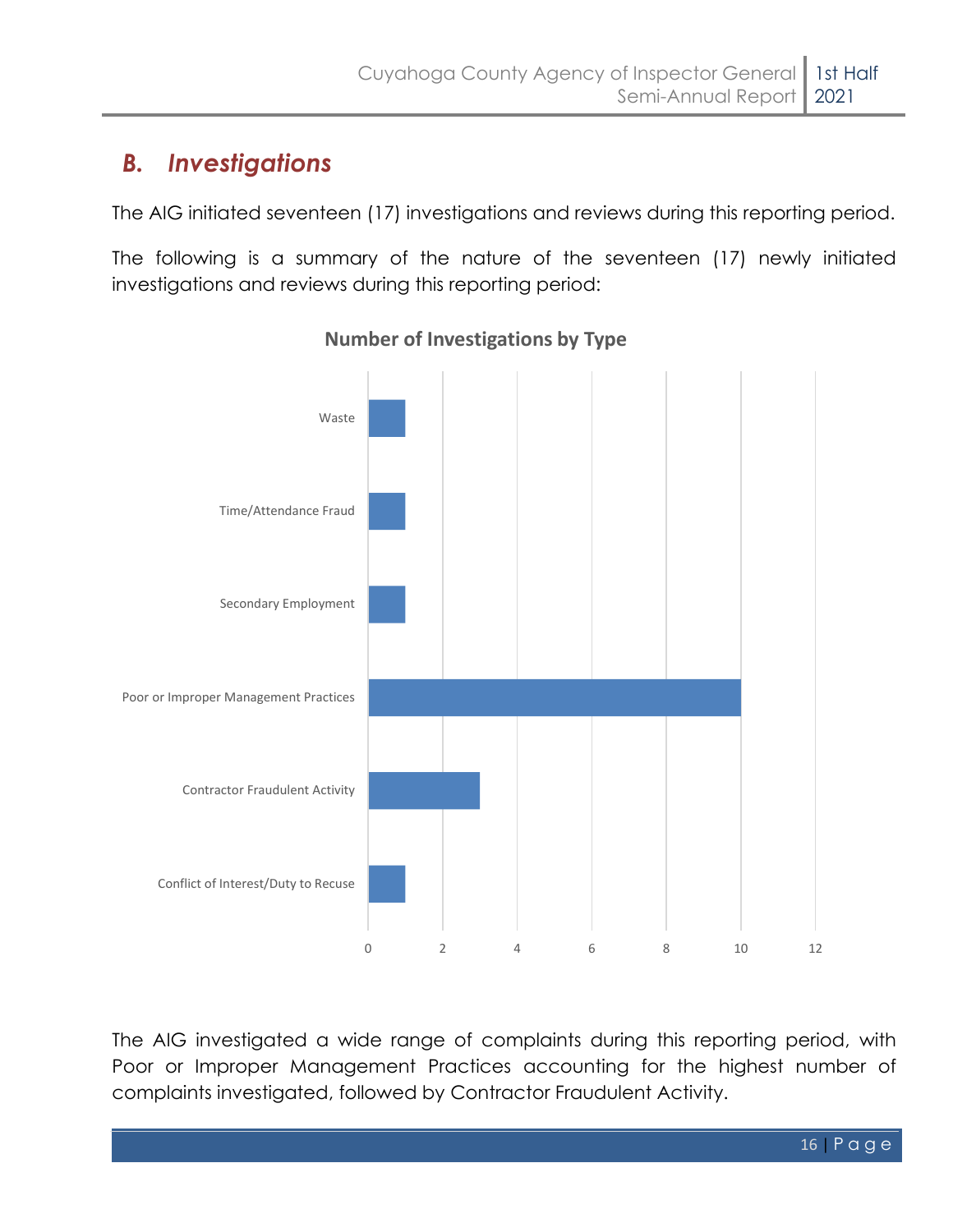## B. *Investigations*

The AIG initiated seventeen (17) investigations and reviews during this reporting period.

The following is a summary of the nature of the seventeen (17) newly initiated investigations and reviews during this reporting period:

**Number of Investigations by Type**

| Type | Number |
|---|---|
| Waste | 1 |
| Time/Attendance Fraud | 1 |
| Secondary Employment | 1 |
| Poor or Improper Management Practices | 10 |
| Contractor Fraudulent Activity | 3 |
| Conflict of Interest/Duty to Recuse | 1 |

The AIG investigated a wide range of complaints during this reporting period, with Poor or Improper Management Practices accounting for the highest number of complaints investigated, followed by Contractor Fraudulent Activity.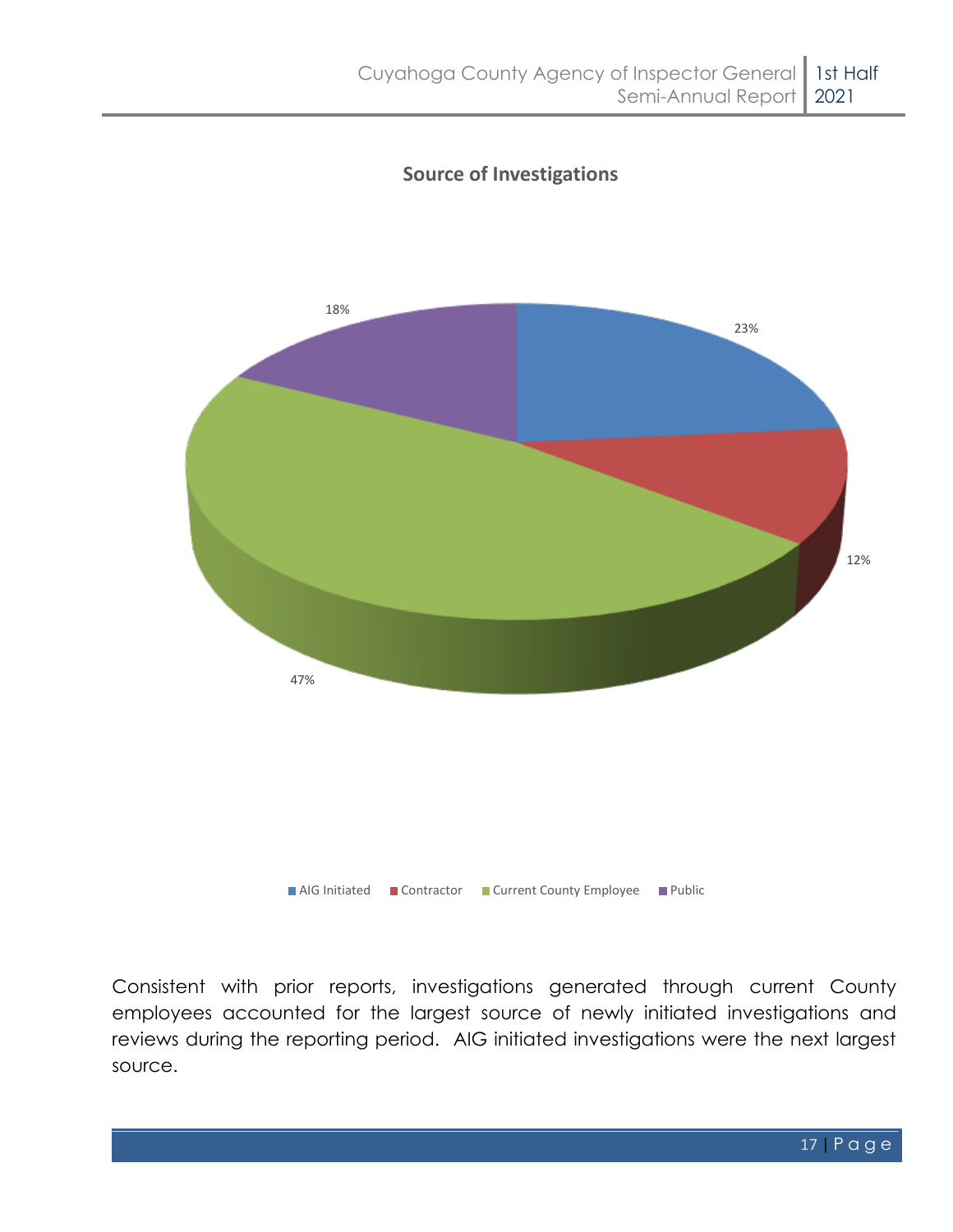## Source of Investigations

| Source | Percentage |
| --- | --- |
| AIG Initiated | 23% |
| Contractor | 12% |
| Current County Employee | 47% |
| Public | 18% |

Consistent with prior reports, investigations generated through current County employees accounted for the largest source of newly initiated investigations and reviews during the reporting period. AIG initiated investigations were the next largest source.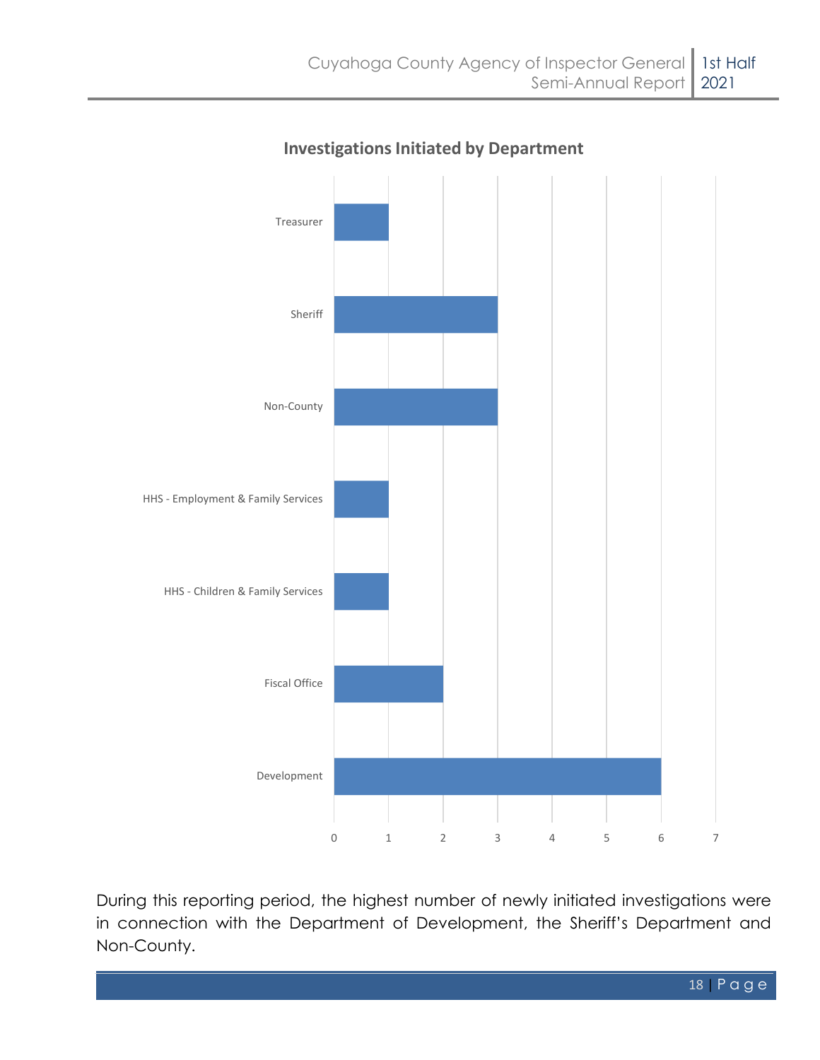## Investigations Initiated by Department

| Department | Investigations |
|---|---|
| Treasurer | 1 |
| Sheriff | 3 |
| Non-County | 3 |
| HHS - Employment & Family Services | 1 |
| HHS - Children & Family Services | 1 |
| Fiscal Office | 2 |
| Development | 6 |

During this reporting period, the highest number of newly initiated investigations were in connection with the Department of Development, the Sheriff's Department and Non-County.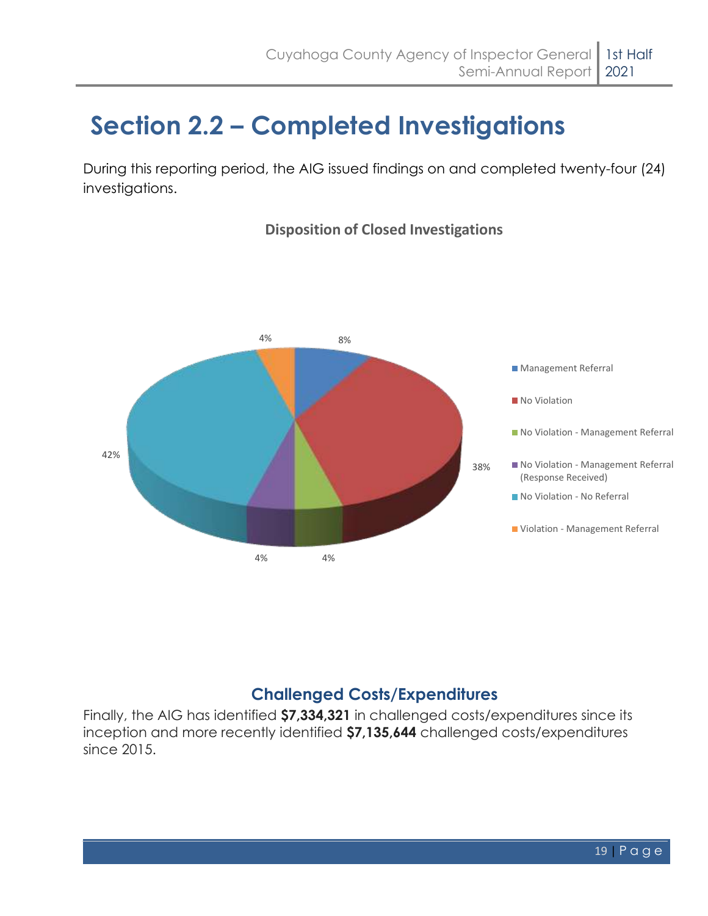# Section 2.2 – Completed Investigations

During this reporting period, the AIG issued findings on and completed twenty-four (24) investigations.

**Disposition of Closed Investigations**

| Disposition | Percentage |
|---|---|
| Management Referral | 8% |
| No Violation | 38% |
| No Violation - Management Referral | 4% |
| No Violation - Management Referral (Response Received) | 4% |
| No Violation - No Referral | 42% |
| Violation - Management Referral | 4% |

### Challenged Costs/Expenditures

Finally, the AIG has identified **$7,334,321** in challenged costs/expenditures since its inception and more recently identified **$7,135,644** challenged costs/expenditures since 2015.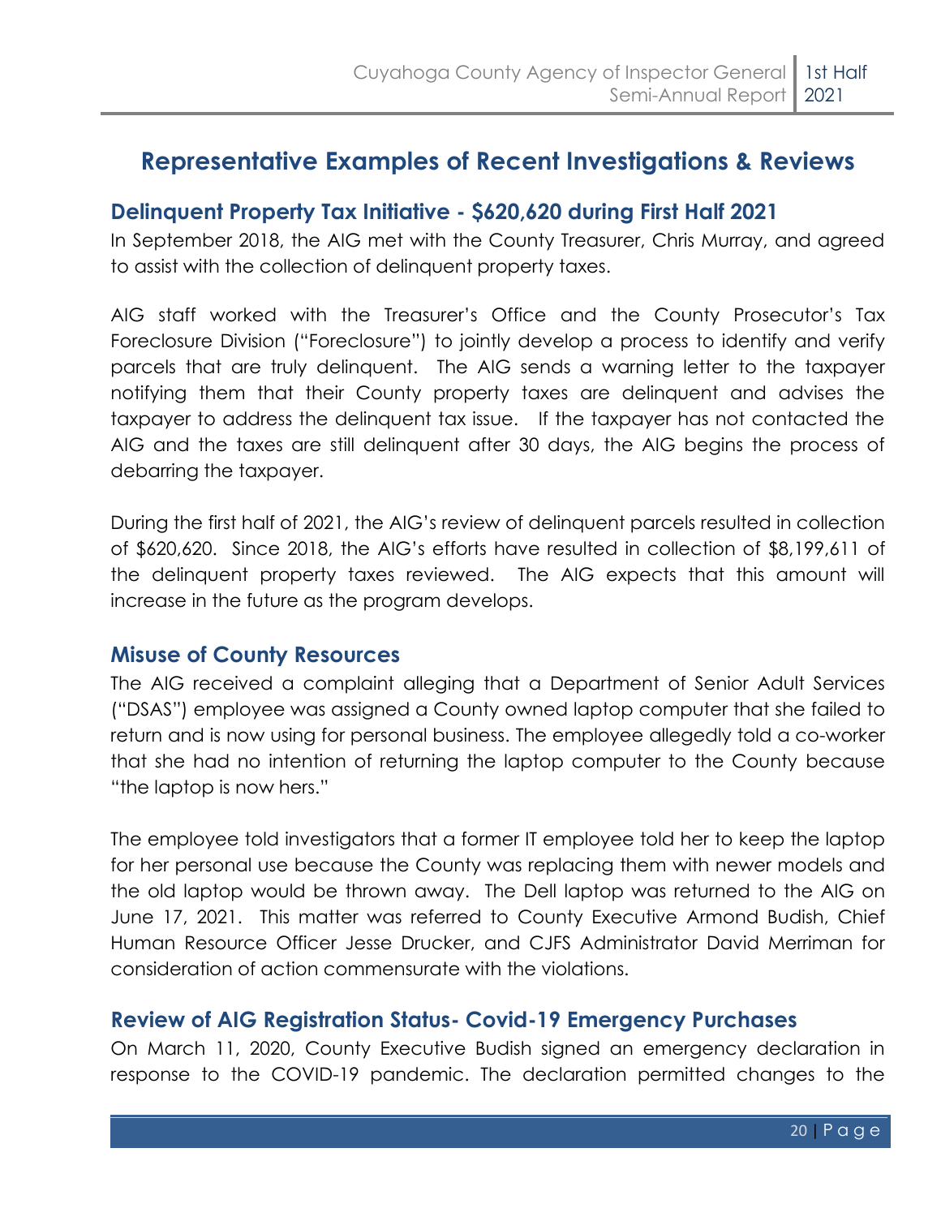## Representative Examples of Recent Investigations & Reviews

### Delinquent Property Tax Initiative - $620,620 during First Half 2021

In September 2018, the AIG met with the County Treasurer, Chris Murray, and agreed to assist with the collection of delinquent property taxes.

AIG staff worked with the Treasurer's Office and the County Prosecutor's Tax Foreclosure Division ("Foreclosure") to jointly develop a process to identify and verify parcels that are truly delinquent. The AIG sends a warning letter to the taxpayer notifying them that their County property taxes are delinquent and advises the taxpayer to address the delinquent tax issue. If the taxpayer has not contacted the AIG and the taxes are still delinquent after 30 days, the AIG begins the process of debarring the taxpayer.

During the first half of 2021, the AIG's review of delinquent parcels resulted in collection of $620,620. Since 2018, the AIG's efforts have resulted in collection of $8,199,611 of the delinquent property taxes reviewed. The AIG expects that this amount will increase in the future as the program develops.

### Misuse of County Resources

The AIG received a complaint alleging that a Department of Senior Adult Services ("DSAS") employee was assigned a County owned laptop computer that she failed to return and is now using for personal business. The employee allegedly told a co-worker that she had no intention of returning the laptop computer to the County because "the laptop is now hers."

The employee told investigators that a former IT employee told her to keep the laptop for her personal use because the County was replacing them with newer models and the old laptop would be thrown away. The Dell laptop was returned to the AIG on June 17, 2021. This matter was referred to County Executive Armond Budish, Chief Human Resource Officer Jesse Drucker, and CJFS Administrator David Merriman for consideration of action commensurate with the violations.

### Review of AIG Registration Status- Covid-19 Emergency Purchases

On March 11, 2020, County Executive Budish signed an emergency declaration in response to the COVID-19 pandemic. The declaration permitted changes to the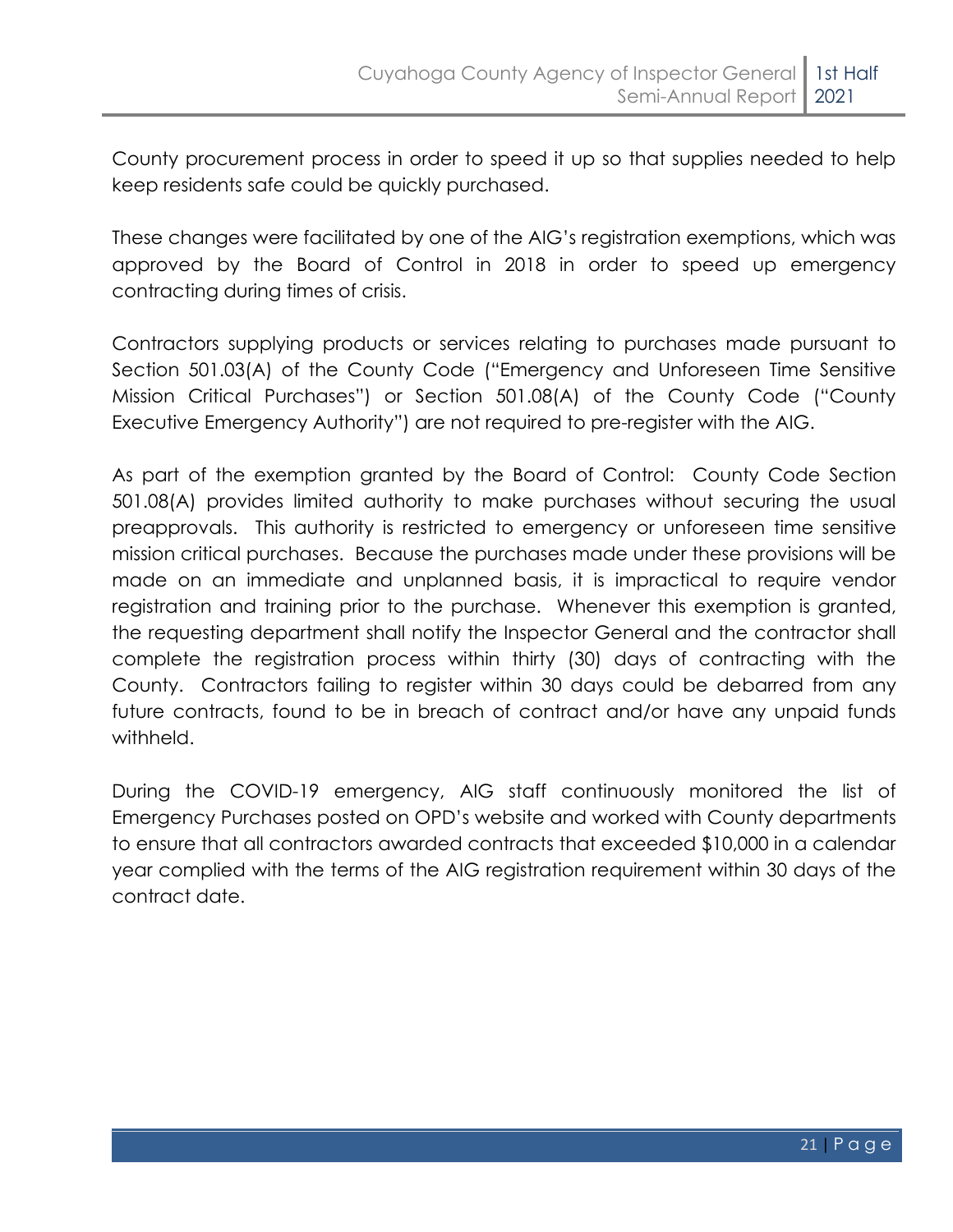County procurement process in order to speed it up so that supplies needed to help keep residents safe could be quickly purchased.

These changes were facilitated by one of the AIG's registration exemptions, which was approved by the Board of Control in 2018 in order to speed up emergency contracting during times of crisis.

Contractors supplying products or services relating to purchases made pursuant to Section 501.03(A) of the County Code ("Emergency and Unforeseen Time Sensitive Mission Critical Purchases") or Section 501.08(A) of the County Code ("County Executive Emergency Authority") are not required to pre-register with the AIG.

As part of the exemption granted by the Board of Control: County Code Section 501.08(A) provides limited authority to make purchases without securing the usual preapprovals. This authority is restricted to emergency or unforeseen time sensitive mission critical purchases. Because the purchases made under these provisions will be made on an immediate and unplanned basis, it is impractical to require vendor registration and training prior to the purchase. Whenever this exemption is granted, the requesting department shall notify the Inspector General and the contractor shall complete the registration process within thirty (30) days of contracting with the County. Contractors failing to register within 30 days could be debarred from any future contracts, found to be in breach of contract and/or have any unpaid funds withheld.

During the COVID-19 emergency, AIG staff continuously monitored the list of Emergency Purchases posted on OPD's website and worked with County departments to ensure that all contractors awarded contracts that exceeded $10,000 in a calendar year complied with the terms of the AIG registration requirement within 30 days of the contract date.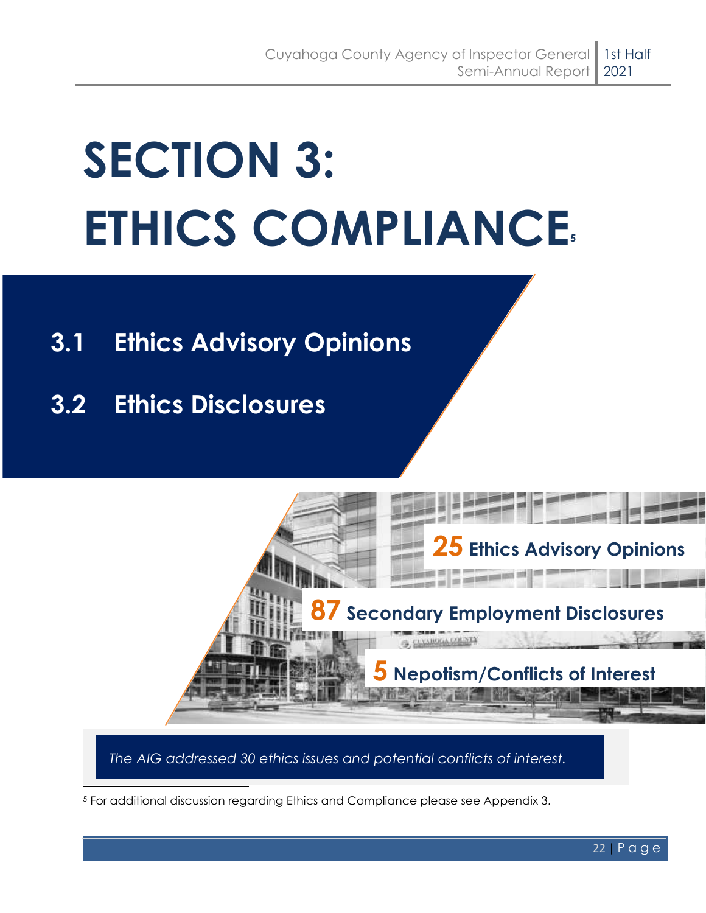# SECTION 3: ETHICS COMPLIANCE[5]

## 3.1 Ethics Advisory Opinions

## 3.2 Ethics Disclosures

**25** Ethics Advisory Opinions

**87** Secondary Employment Disclosures

**5** Nepotism/Conflicts of Interest

*The AIG addressed 30 ethics issues and potential conflicts of interest.*

[5] For additional discussion regarding Ethics and Compliance please see Appendix 3.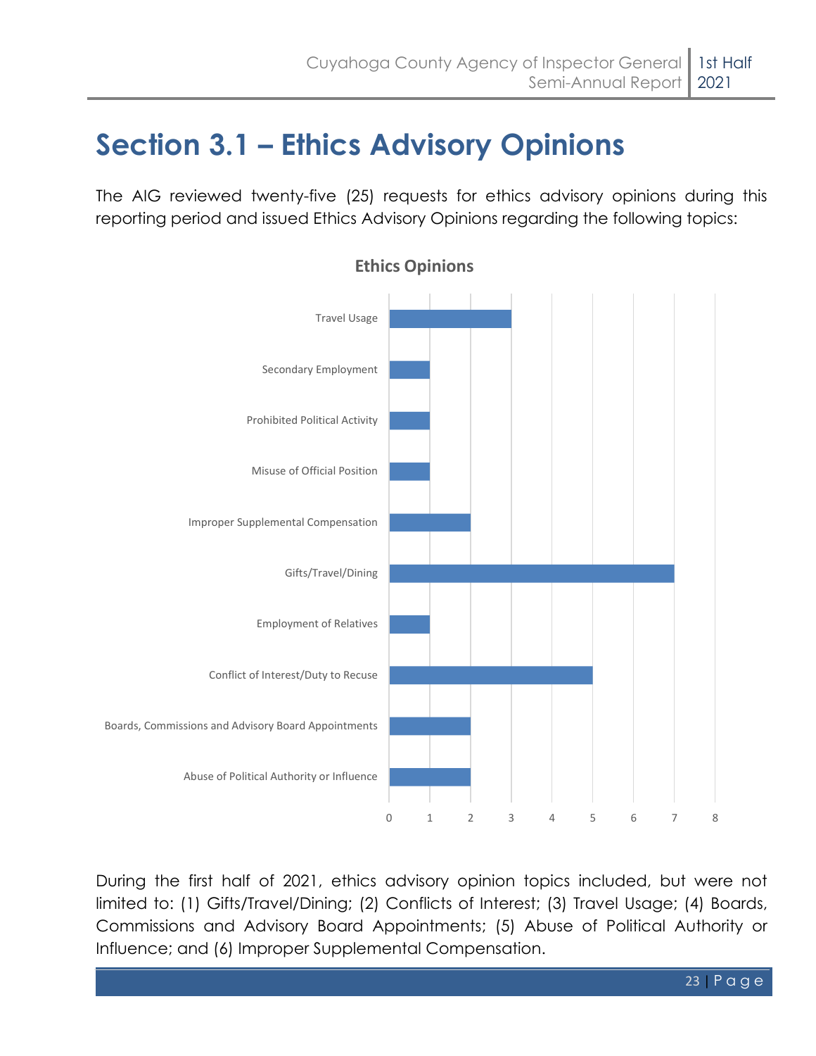# Section 3.1 – Ethics Advisory Opinions

The AIG reviewed twenty-five (25) requests for ethics advisory opinions during this reporting period and issued Ethics Advisory Opinions regarding the following topics:

**Ethics Opinions**

| Topic | Count |
|---|---|
| Travel Usage | 3 |
| Secondary Employment | 1 |
| Prohibited Political Activity | 1 |
| Misuse of Official Position | 1 |
| Improper Supplemental Compensation | 2 |
| Gifts/Travel/Dining | 7 |
| Employment of Relatives | 1 |
| Conflict of Interest/Duty to Recuse | 5 |
| Boards, Commissions and Advisory Board Appointments | 2 |
| Abuse of Political Authority or Influence | 2 |

During the first half of 2021, ethics advisory opinion topics included, but were not limited to: (1) Gifts/Travel/Dining; (2) Conflicts of Interest; (3) Travel Usage; (4) Boards, Commissions and Advisory Board Appointments; (5) Abuse of Political Authority or Influence; and (6) Improper Supplemental Compensation.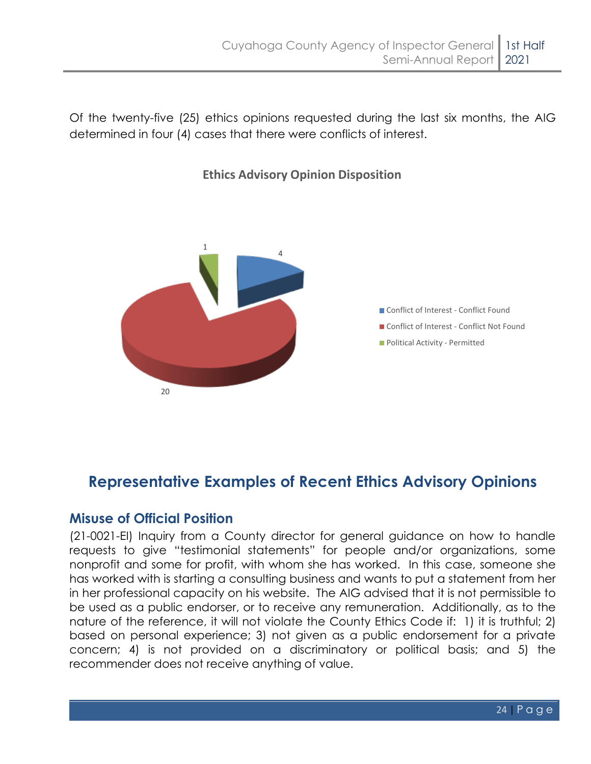Of the twenty-five (25) ethics opinions requested during the last six months, the AIG determined in four (4) cases that there were conflicts of interest.

**Ethics Advisory Opinion Disposition**

| Disposition | Count |
| --- | --- |
| Conflict of Interest - Conflict Found | 4 |
| Conflict of Interest - Conflict Not Found | 20 |
| Political Activity - Permitted | 1 |

## Representative Examples of Recent Ethics Advisory Opinions

### Misuse of Official Position

(21-0021-EI) Inquiry from a County director for general guidance on how to handle requests to give "testimonial statements" for people and/or organizations, some nonprofit and some for profit, with whom she has worked. In this case, someone she has worked with is starting a consulting business and wants to put a statement from her in her professional capacity on his website. The AIG advised that it is not permissible to be used as a public endorser, or to receive any remuneration. Additionally, as to the nature of the reference, it will not violate the County Ethics Code if: 1) it is truthful; 2) based on personal experience; 3) not given as a public endorsement for a private concern; 4) is not provided on a discriminatory or political basis; and 5) the recommender does not receive anything of value.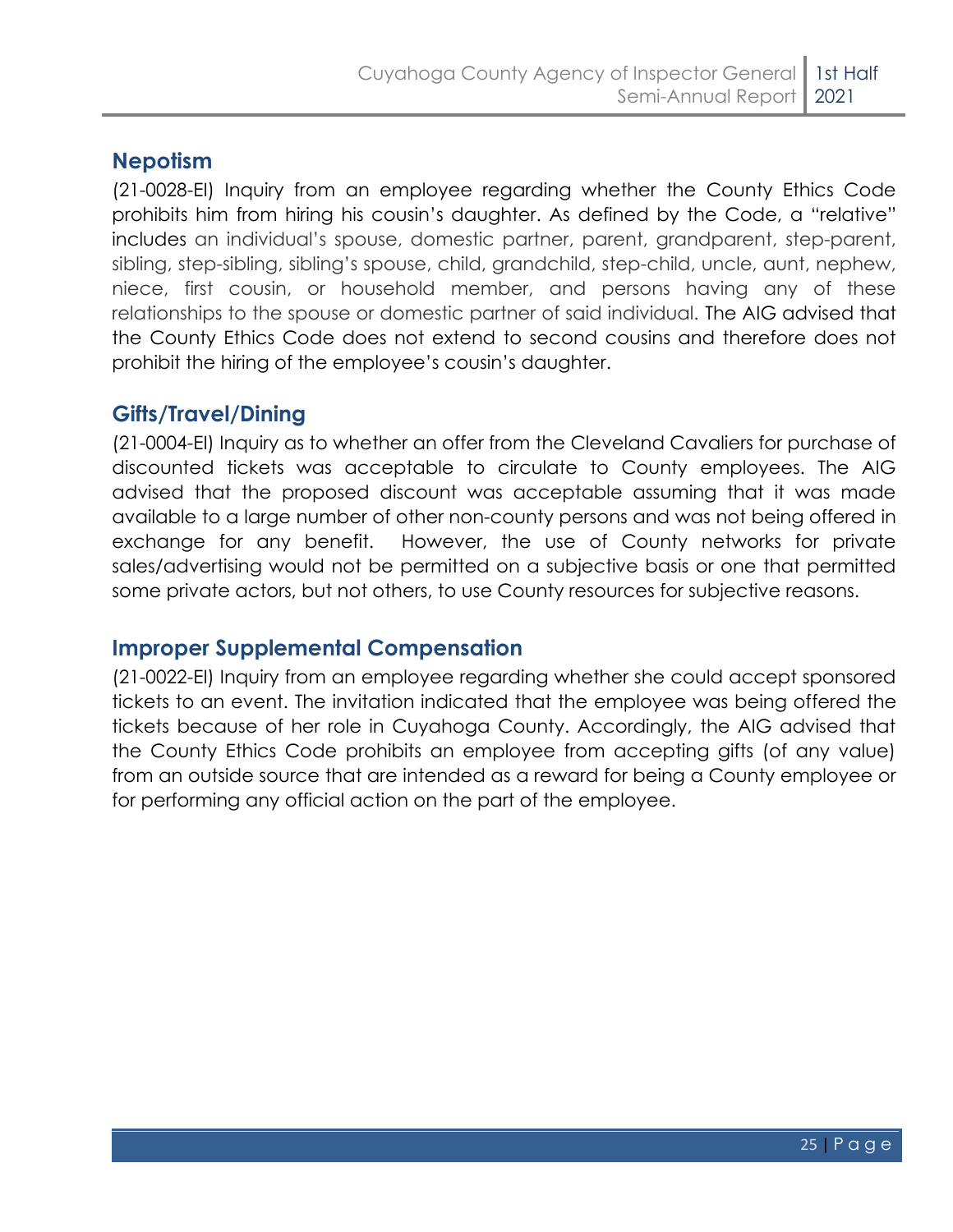## Nepotism

(21-0028-EI) Inquiry from an employee regarding whether the County Ethics Code prohibits him from hiring his cousin's daughter. As defined by the Code, a "relative" includes an individual's spouse, domestic partner, parent, grandparent, step-parent, sibling, step-sibling, sibling's spouse, child, grandchild, step-child, uncle, aunt, nephew, niece, first cousin, or household member, and persons having any of these relationships to the spouse or domestic partner of said individual. The AIG advised that the County Ethics Code does not extend to second cousins and therefore does not prohibit the hiring of the employee's cousin's daughter.

## Gifts/Travel/Dining

(21-0004-EI) Inquiry as to whether an offer from the Cleveland Cavaliers for purchase of discounted tickets was acceptable to circulate to County employees. The AIG advised that the proposed discount was acceptable assuming that it was made available to a large number of other non-county persons and was not being offered in exchange for any benefit. However, the use of County networks for private sales/advertising would not be permitted on a subjective basis or one that permitted some private actors, but not others, to use County resources for subjective reasons.

## Improper Supplemental Compensation

(21-0022-EI) Inquiry from an employee regarding whether she could accept sponsored tickets to an event. The invitation indicated that the employee was being offered the tickets because of her role in Cuyahoga County. Accordingly, the AIG advised that the County Ethics Code prohibits an employee from accepting gifts (of any value) from an outside source that are intended as a reward for being a County employee or for performing any official action on the part of the employee.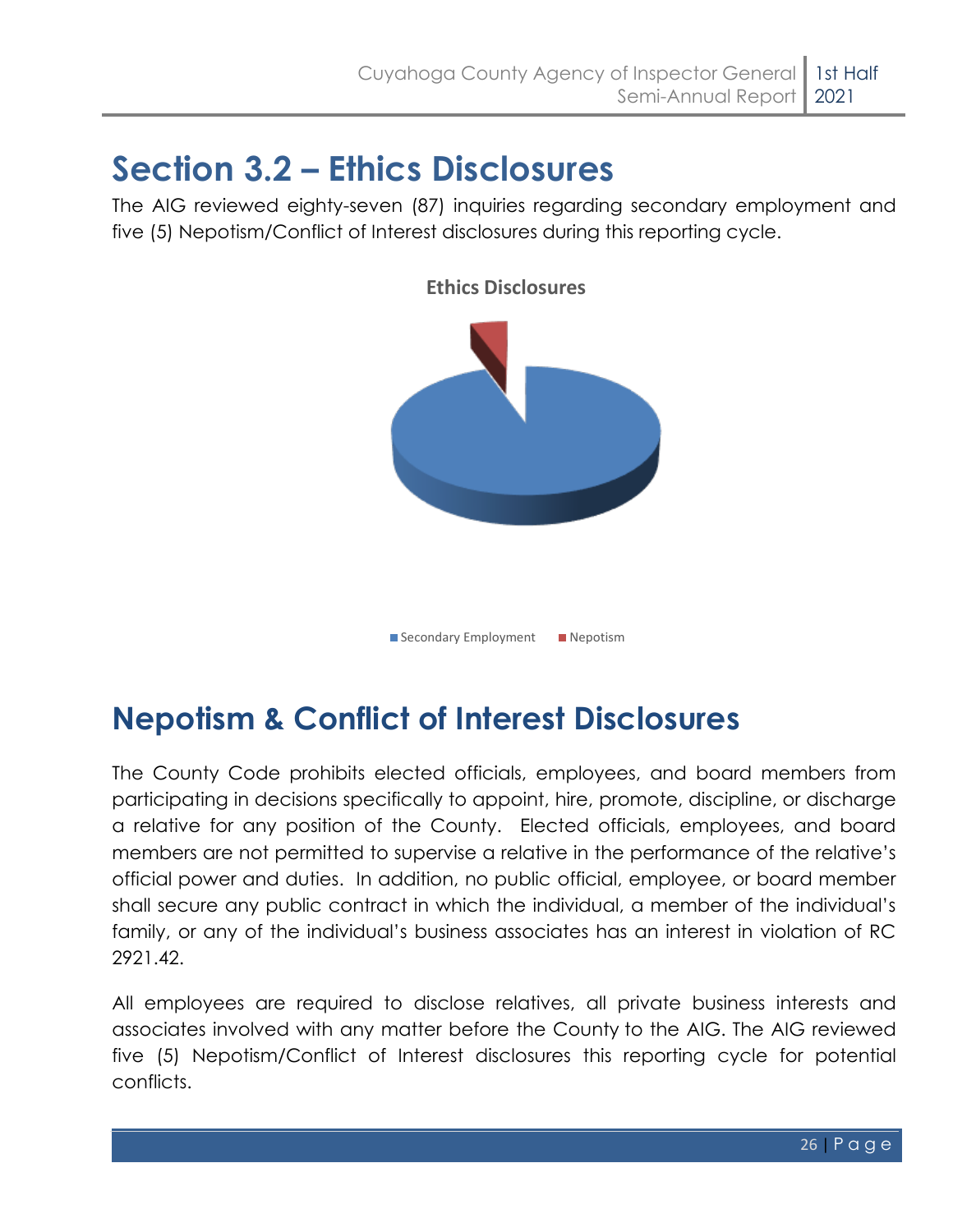# Section 3.2 – Ethics Disclosures

The AIG reviewed eighty-seven (87) inquiries regarding secondary employment and five (5) Nepotism/Conflict of Interest disclosures during this reporting cycle.

**Ethics Disclosures**

Secondary Employment | Nepotism

# Nepotism & Conflict of Interest Disclosures

The County Code prohibits elected officials, employees, and board members from participating in decisions specifically to appoint, hire, promote, discipline, or discharge a relative for any position of the County. Elected officials, employees, and board members are not permitted to supervise a relative in the performance of the relative's official power and duties. In addition, no public official, employee, or board member shall secure any public contract in which the individual, a member of the individual's family, or any of the individual's business associates has an interest in violation of RC 2921.42.

All employees are required to disclose relatives, all private business interests and associates involved with any matter before the County to the AIG. The AIG reviewed five (5) Nepotism/Conflict of Interest disclosures this reporting cycle for potential conflicts.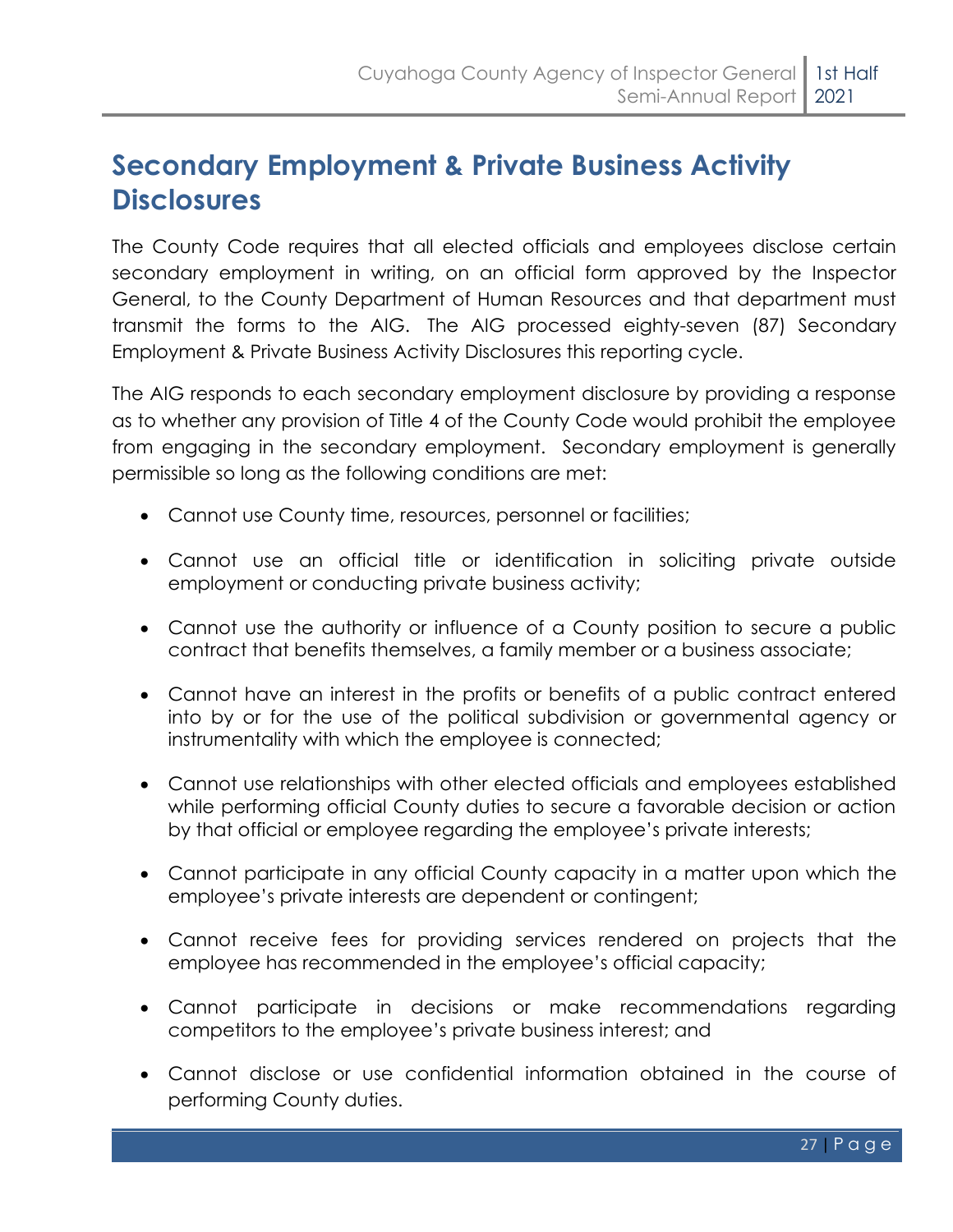## Secondary Employment & Private Business Activity Disclosures

The County Code requires that all elected officials and employees disclose certain secondary employment in writing, on an official form approved by the Inspector General, to the County Department of Human Resources and that department must transmit the forms to the AIG. The AIG processed eighty-seven (87) Secondary Employment & Private Business Activity Disclosures this reporting cycle.

The AIG responds to each secondary employment disclosure by providing a response as to whether any provision of Title 4 of the County Code would prohibit the employee from engaging in the secondary employment. Secondary employment is generally permissible so long as the following conditions are met:

- Cannot use County time, resources, personnel or facilities;
- Cannot use an official title or identification in soliciting private outside employment or conducting private business activity;
- Cannot use the authority or influence of a County position to secure a public contract that benefits themselves, a family member or a business associate;
- Cannot have an interest in the profits or benefits of a public contract entered into by or for the use of the political subdivision or governmental agency or instrumentality with which the employee is connected;
- Cannot use relationships with other elected officials and employees established while performing official County duties to secure a favorable decision or action by that official or employee regarding the employee's private interests;
- Cannot participate in any official County capacity in a matter upon which the employee's private interests are dependent or contingent;
- Cannot receive fees for providing services rendered on projects that the employee has recommended in the employee's official capacity;
- Cannot participate in decisions or make recommendations regarding competitors to the employee's private business interest; and
- Cannot disclose or use confidential information obtained in the course of performing County duties.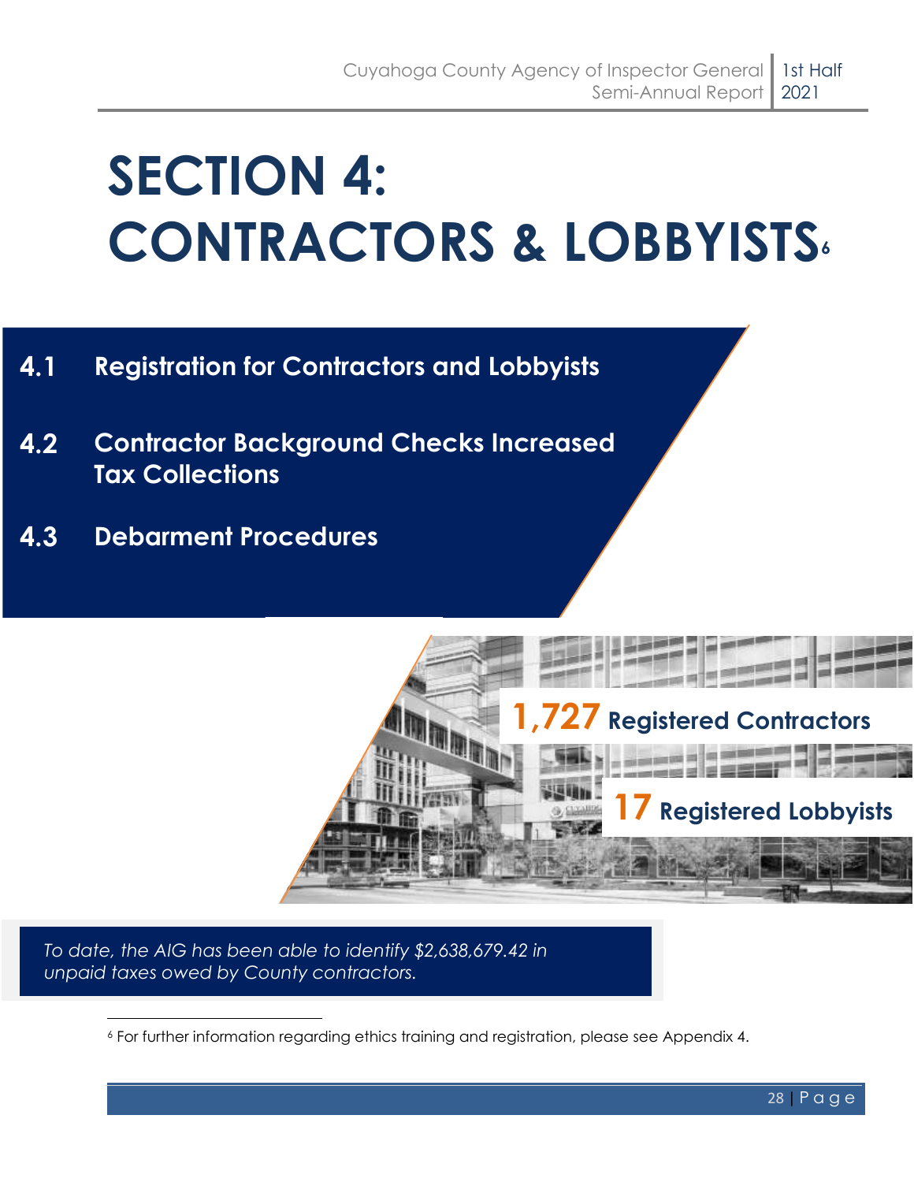# SECTION 4: CONTRACTORS & LOBBYISTS[6]

**4.1 Registration for Contractors and Lobbyists**

**4.2 Contractor Background Checks Increased Tax Collections**

**4.3 Debarment Procedures**

**1,727** Registered Contractors

**17** Registered Lobbyists

*To date, the AIG has been able to identify $2,638,679.42 in unpaid taxes owed by County contractors.*

[6] For further information regarding ethics training and registration, please see Appendix 4.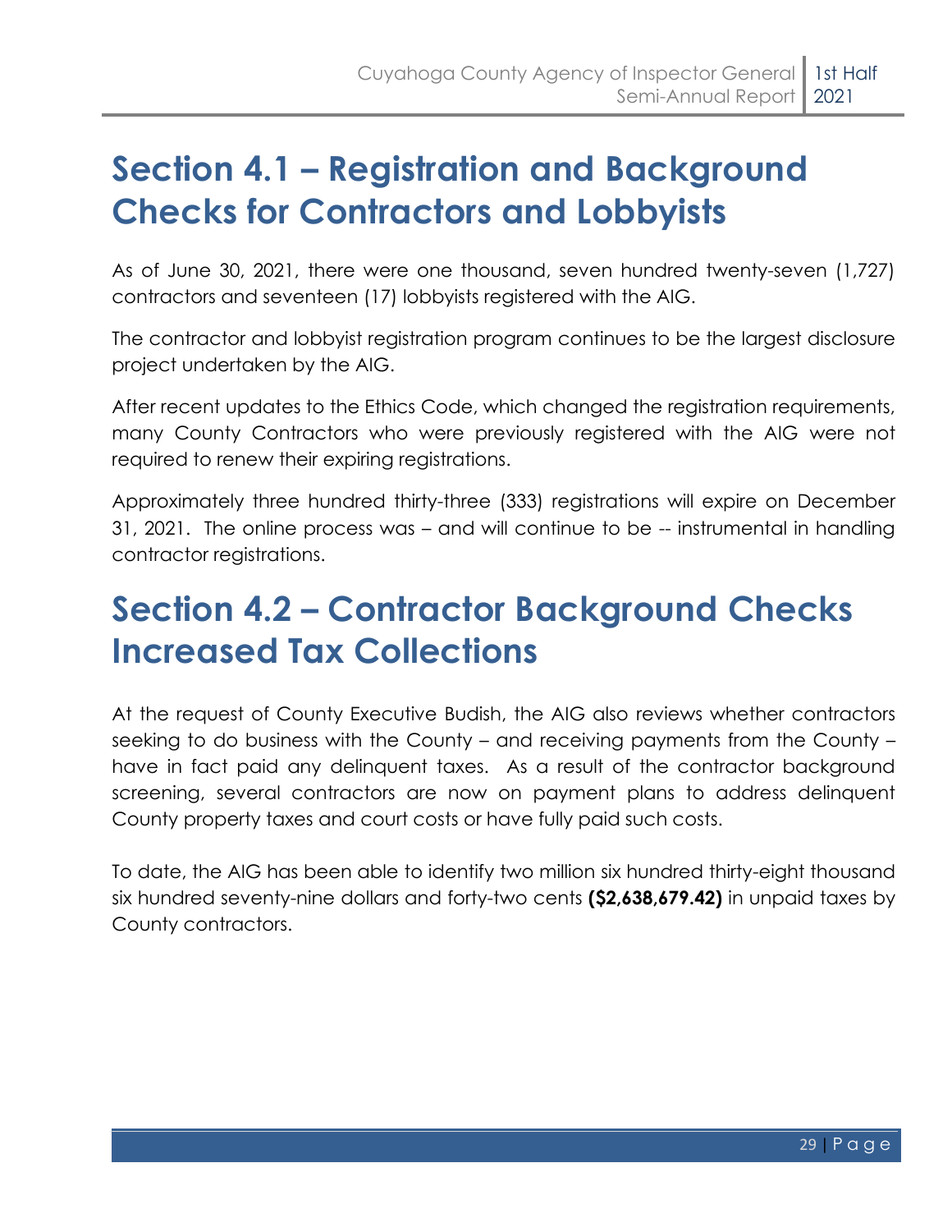# Section 4.1 – Registration and Background Checks for Contractors and Lobbyists

As of June 30, 2021, there were one thousand, seven hundred twenty-seven (1,727) contractors and seventeen (17) lobbyists registered with the AIG.

The contractor and lobbyist registration program continues to be the largest disclosure project undertaken by the AIG.

After recent updates to the Ethics Code, which changed the registration requirements, many County Contractors who were previously registered with the AIG were not required to renew their expiring registrations.

Approximately three hundred thirty-three (333) registrations will expire on December 31, 2021. The online process was – and will continue to be -- instrumental in handling contractor registrations.

# Section 4.2 – Contractor Background Checks Increased Tax Collections

At the request of County Executive Budish, the AIG also reviews whether contractors seeking to do business with the County – and receiving payments from the County – have in fact paid any delinquent taxes. As a result of the contractor background screening, several contractors are now on payment plans to address delinquent County property taxes and court costs or have fully paid such costs.

To date, the AIG has been able to identify two million six hundred thirty-eight thousand six hundred seventy-nine dollars and forty-two cents **($2,638,679.42)** in unpaid taxes by County contractors.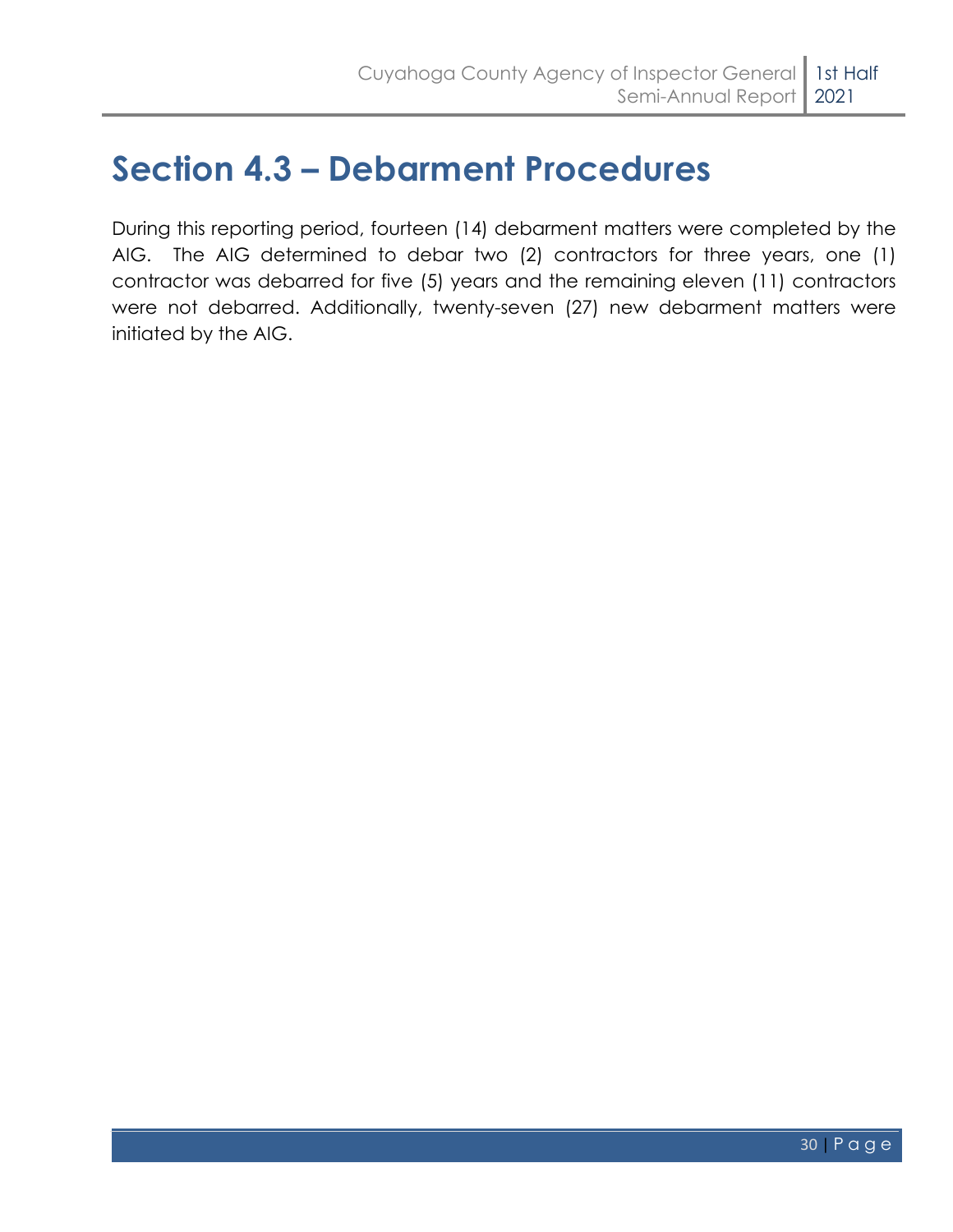# Section 4.3 – Debarment Procedures

During this reporting period, fourteen (14) debarment matters were completed by the AIG. The AIG determined to debar two (2) contractors for three years, one (1) contractor was debarred for five (5) years and the remaining eleven (11) contractors were not debarred. Additionally, twenty-seven (27) new debarment matters were initiated by the AIG.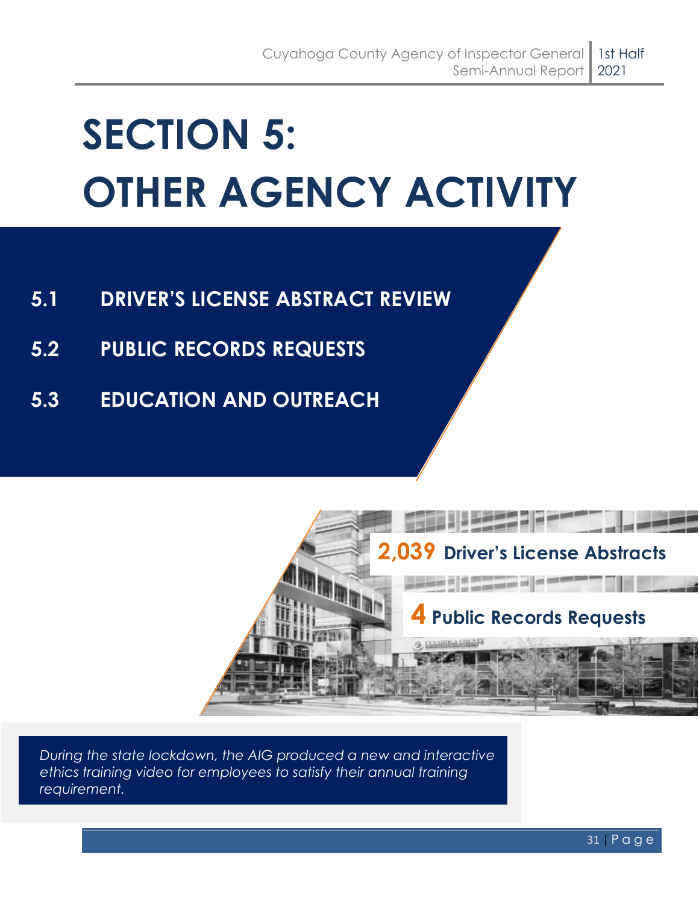# SECTION 5: OTHER AGENCY ACTIVITY

- **5.1 DRIVER'S LICENSE ABSTRACT REVIEW**
- **5.2 PUBLIC RECORDS REQUESTS**
- **5.3 EDUCATION AND OUTREACH**

**2,039** **Driver's License Abstracts**

**4** **Public Records Requests**

*During the state lockdown, the AIG produced a new and interactive ethics training video for employees to satisfy their annual training requirement.*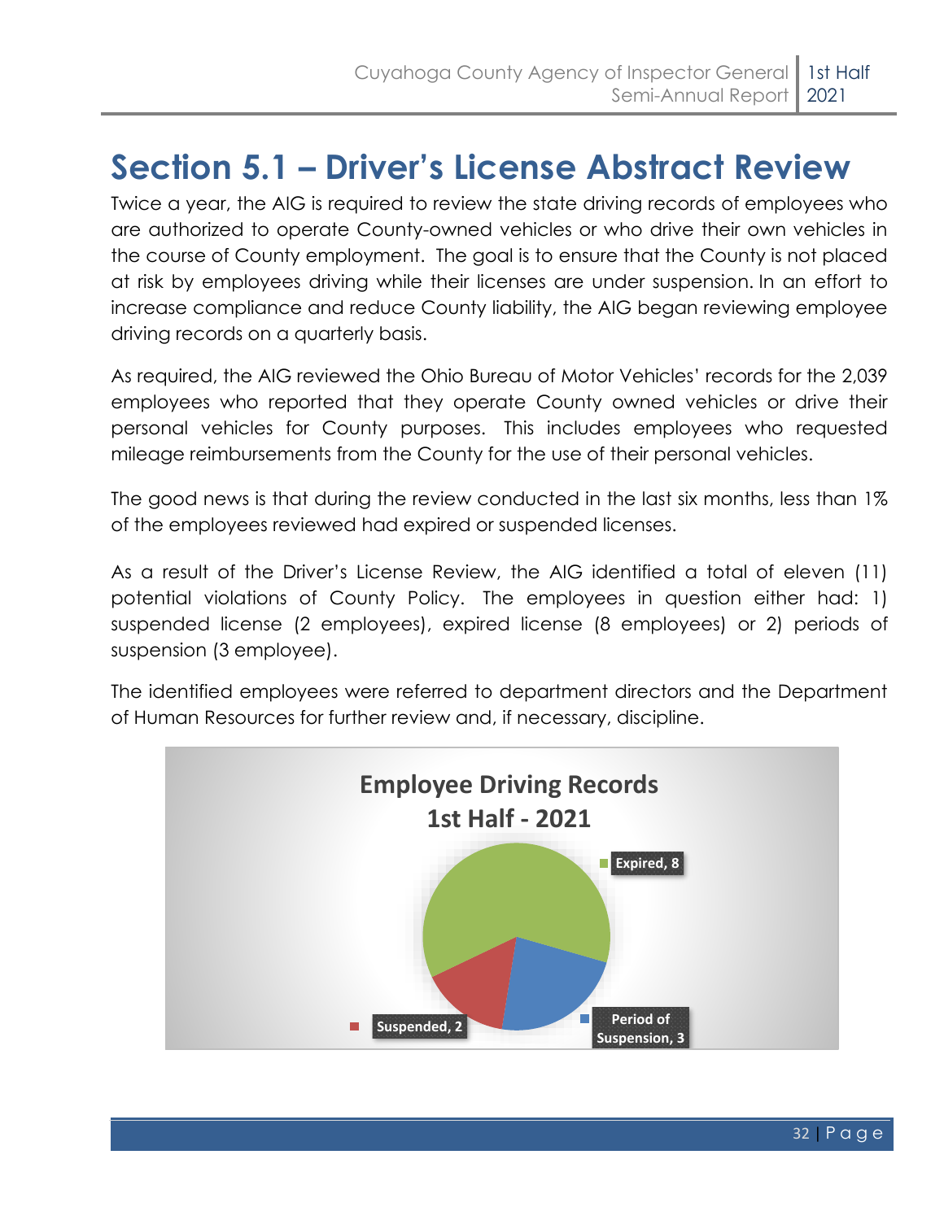# Section 5.1 – Driver's License Abstract Review

Twice a year, the AIG is required to review the state driving records of employees who are authorized to operate County-owned vehicles or who drive their own vehicles in the course of County employment. The goal is to ensure that the County is not placed at risk by employees driving while their licenses are under suspension. In an effort to increase compliance and reduce County liability, the AIG began reviewing employee driving records on a quarterly basis.

As required, the AIG reviewed the Ohio Bureau of Motor Vehicles' records for the 2,039 employees who reported that they operate County owned vehicles or drive their personal vehicles for County purposes. This includes employees who requested mileage reimbursements from the County for the use of their personal vehicles.

The good news is that during the review conducted in the last six months, less than 1% of the employees reviewed had expired or suspended licenses.

As a result of the Driver's License Review, the AIG identified a total of eleven (11) potential violations of County Policy. The employees in question either had: 1) suspended license (2 employees), expired license (8 employees) or 2) periods of suspension (3 employee).

The identified employees were referred to department directors and the Department of Human Resources for further review and, if necessary, discipline.

**Employee Driving Records 1st Half - 2021**

- Expired, 8
- Period of Suspension, 3
- Suspended, 2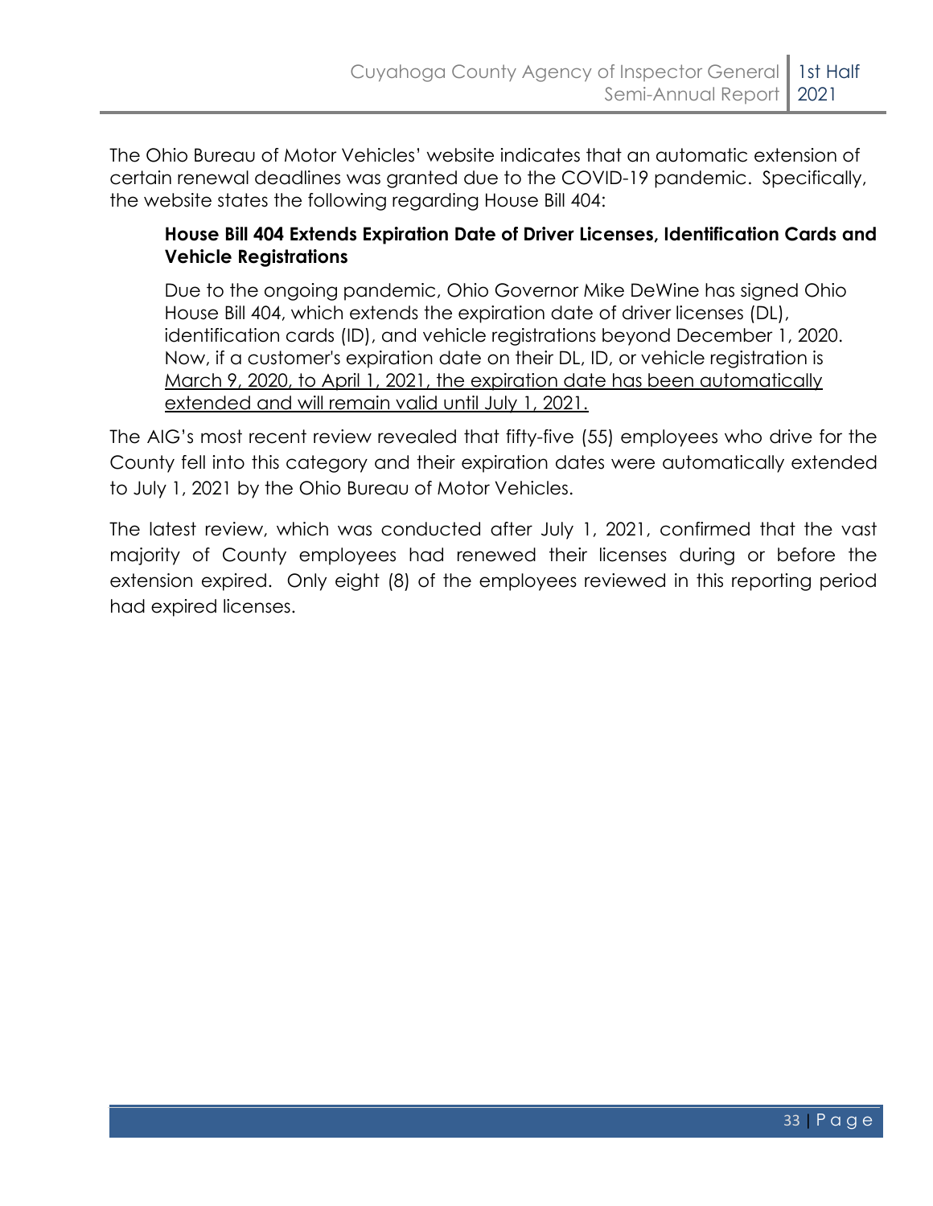The Ohio Bureau of Motor Vehicles' website indicates that an automatic extension of certain renewal deadlines was granted due to the COVID-19 pandemic. Specifically, the website states the following regarding House Bill 404:

> **House Bill 404 Extends Expiration Date of Driver Licenses, Identification Cards and Vehicle Registrations**
>
> Due to the ongoing pandemic, Ohio Governor Mike DeWine has signed Ohio House Bill 404, which extends the expiration date of driver licenses (DL), identification cards (ID), and vehicle registrations beyond December 1, 2020. Now, if a customer's expiration date on their DL, ID, or vehicle registration is <u>March 9, 2020, to April 1, 2021, the expiration date has been automatically extended and will remain valid until July 1, 2021.</u>

The AIG's most recent review revealed that fifty-five (55) employees who drive for the County fell into this category and their expiration dates were automatically extended to July 1, 2021 by the Ohio Bureau of Motor Vehicles.

The latest review, which was conducted after July 1, 2021, confirmed that the vast majority of County employees had renewed their licenses during or before the extension expired. Only eight (8) of the employees reviewed in this reporting period had expired licenses.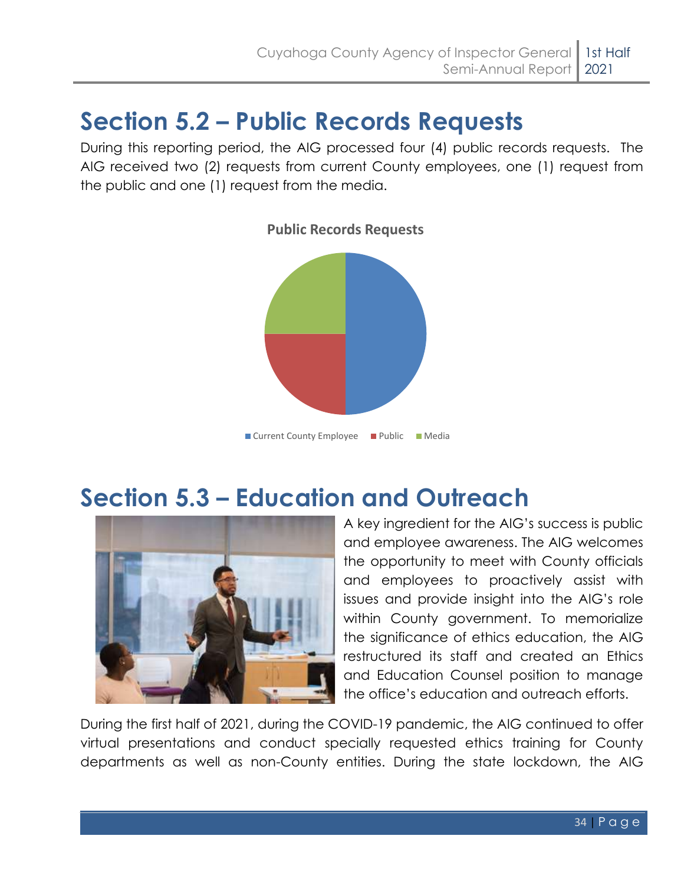## Section 5.2 – Public Records Requests

During this reporting period, the AIG processed four (4) public records requests. The AIG received two (2) requests from current County employees, one (1) request from the public and one (1) request from the media.

**Public Records Requests**

■ Current County Employee ■ Public ■ Media

## Section 5.3 – Education and Outreach

A key ingredient for the AIG's success is public and employee awareness. The AIG welcomes the opportunity to meet with County officials and employees to proactively assist with issues and provide insight into the AIG's role within County government. To memorialize the significance of ethics education, the AIG restructured its staff and created an Ethics and Education Counsel position to manage the office's education and outreach efforts.

During the first half of 2021, during the COVID-19 pandemic, the AIG continued to offer virtual presentations and conduct specially requested ethics training for County departments as well as non-County entities. During the state lockdown, the AIG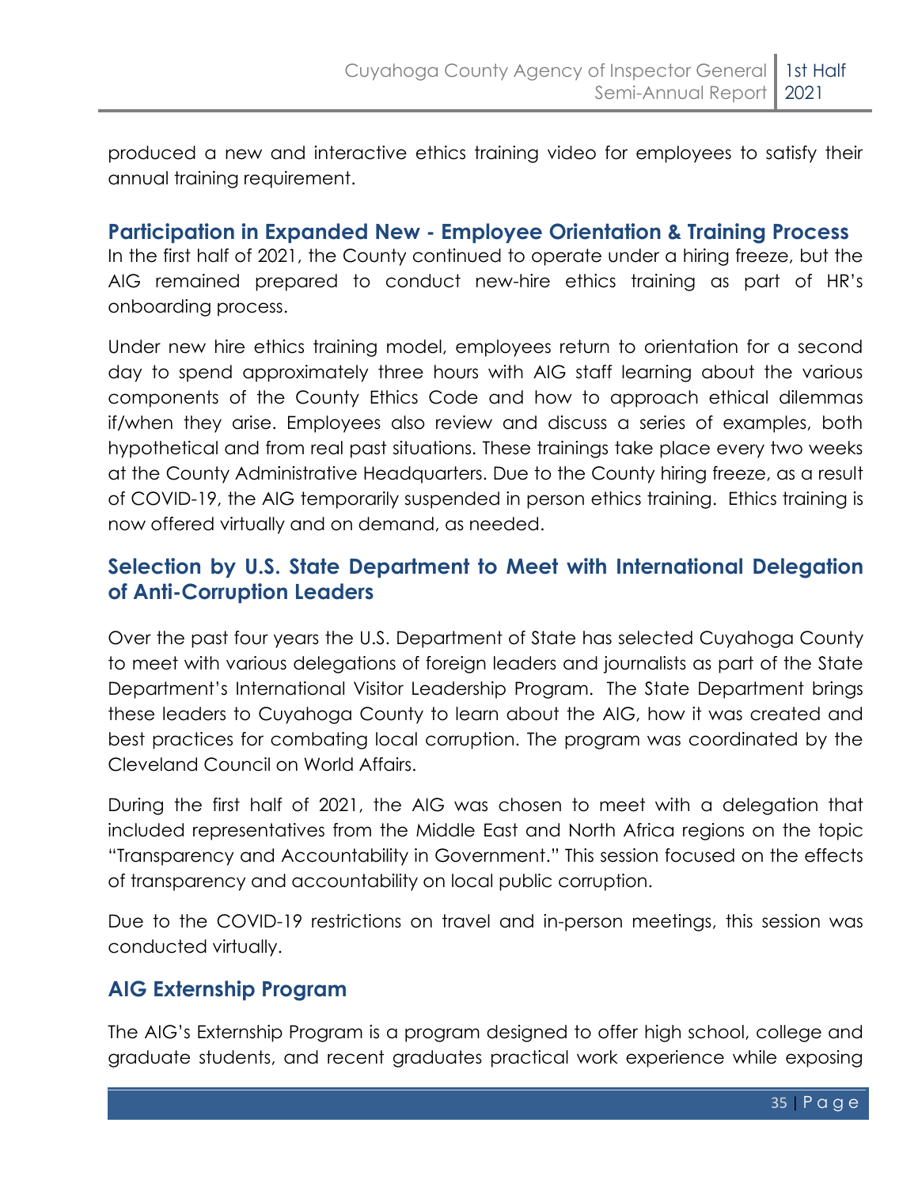produced a new and interactive ethics training video for employees to satisfy their annual training requirement.

### Participation in Expanded New - Employee Orientation & Training Process

In the first half of 2021, the County continued to operate under a hiring freeze, but the AIG remained prepared to conduct new-hire ethics training as part of HR's onboarding process.

Under new hire ethics training model, employees return to orientation for a second day to spend approximately three hours with AIG staff learning about the various components of the County Ethics Code and how to approach ethical dilemmas if/when they arise. Employees also review and discuss a series of examples, both hypothetical and from real past situations. These trainings take place every two weeks at the County Administrative Headquarters. Due to the County hiring freeze, as a result of COVID-19, the AIG temporarily suspended in person ethics training. Ethics training is now offered virtually and on demand, as needed.

### Selection by U.S. State Department to Meet with International Delegation of Anti-Corruption Leaders

Over the past four years the U.S. Department of State has selected Cuyahoga County to meet with various delegations of foreign leaders and journalists as part of the State Department's International Visitor Leadership Program. The State Department brings these leaders to Cuyahoga County to learn about the AIG, how it was created and best practices for combating local corruption. The program was coordinated by the Cleveland Council on World Affairs.

During the first half of 2021, the AIG was chosen to meet with a delegation that included representatives from the Middle East and North Africa regions on the topic "Transparency and Accountability in Government." This session focused on the effects of transparency and accountability on local public corruption.

Due to the COVID-19 restrictions on travel and in-person meetings, this session was conducted virtually.

### AIG Externship Program

The AIG's Externship Program is a program designed to offer high school, college and graduate students, and recent graduates practical work experience while exposing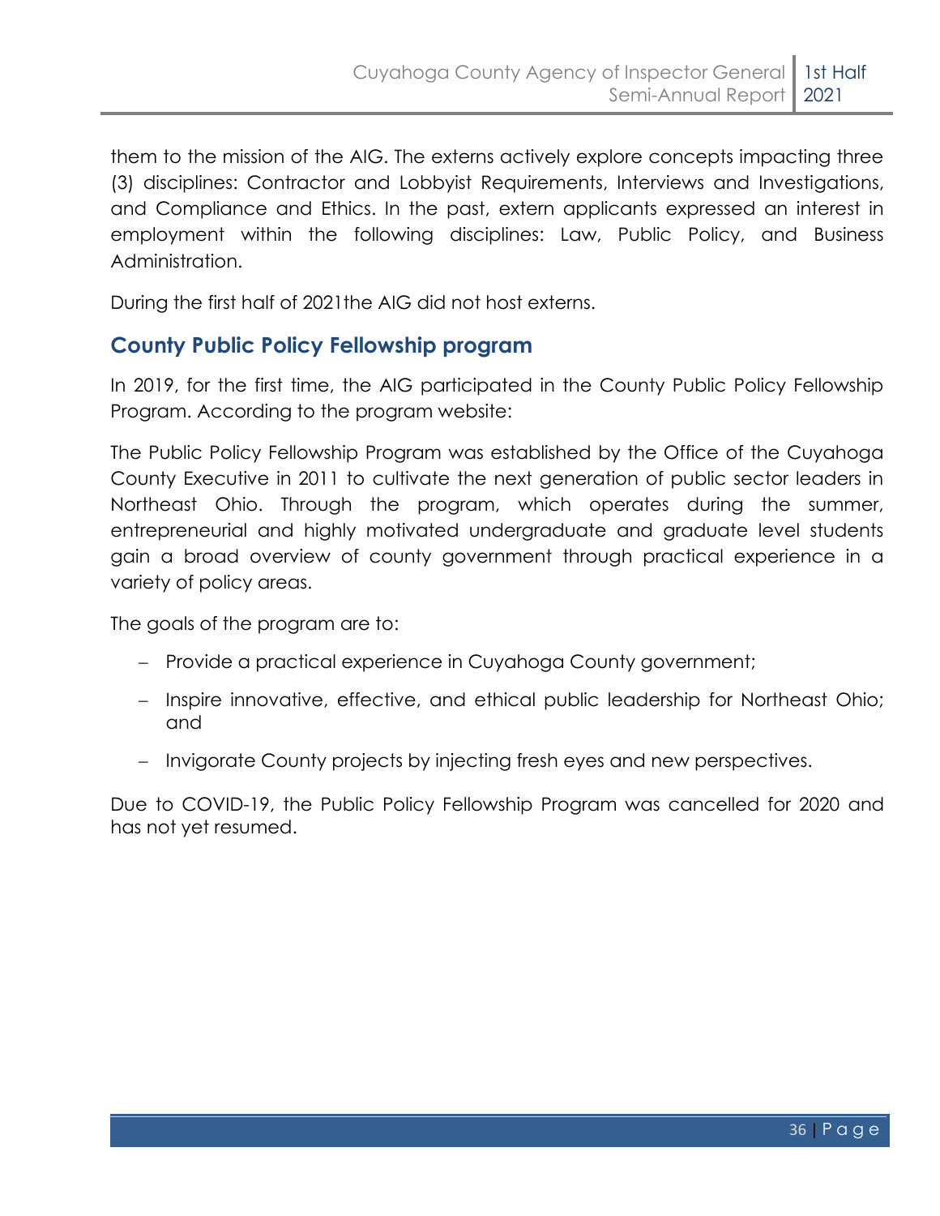them to the mission of the AIG. The externs actively explore concepts impacting three (3) disciplines: Contractor and Lobbyist Requirements, Interviews and Investigations, and Compliance and Ethics. In the past, extern applicants expressed an interest in employment within the following disciplines: Law, Public Policy, and Business Administration.

During the first half of 2021the AIG did not host externs.

## County Public Policy Fellowship program

In 2019, for the first time, the AIG participated in the County Public Policy Fellowship Program. According to the program website:

The Public Policy Fellowship Program was established by the Office of the Cuyahoga County Executive in 2011 to cultivate the next generation of public sector leaders in Northeast Ohio. Through the program, which operates during the summer, entrepreneurial and highly motivated undergraduate and graduate level students gain a broad overview of county government through practical experience in a variety of policy areas.

The goals of the program are to:

- Provide a practical experience in Cuyahoga County government;
- Inspire innovative, effective, and ethical public leadership for Northeast Ohio; and
- Invigorate County projects by injecting fresh eyes and new perspectives.

Due to COVID-19, the Public Policy Fellowship Program was cancelled for 2020 and has not yet resumed.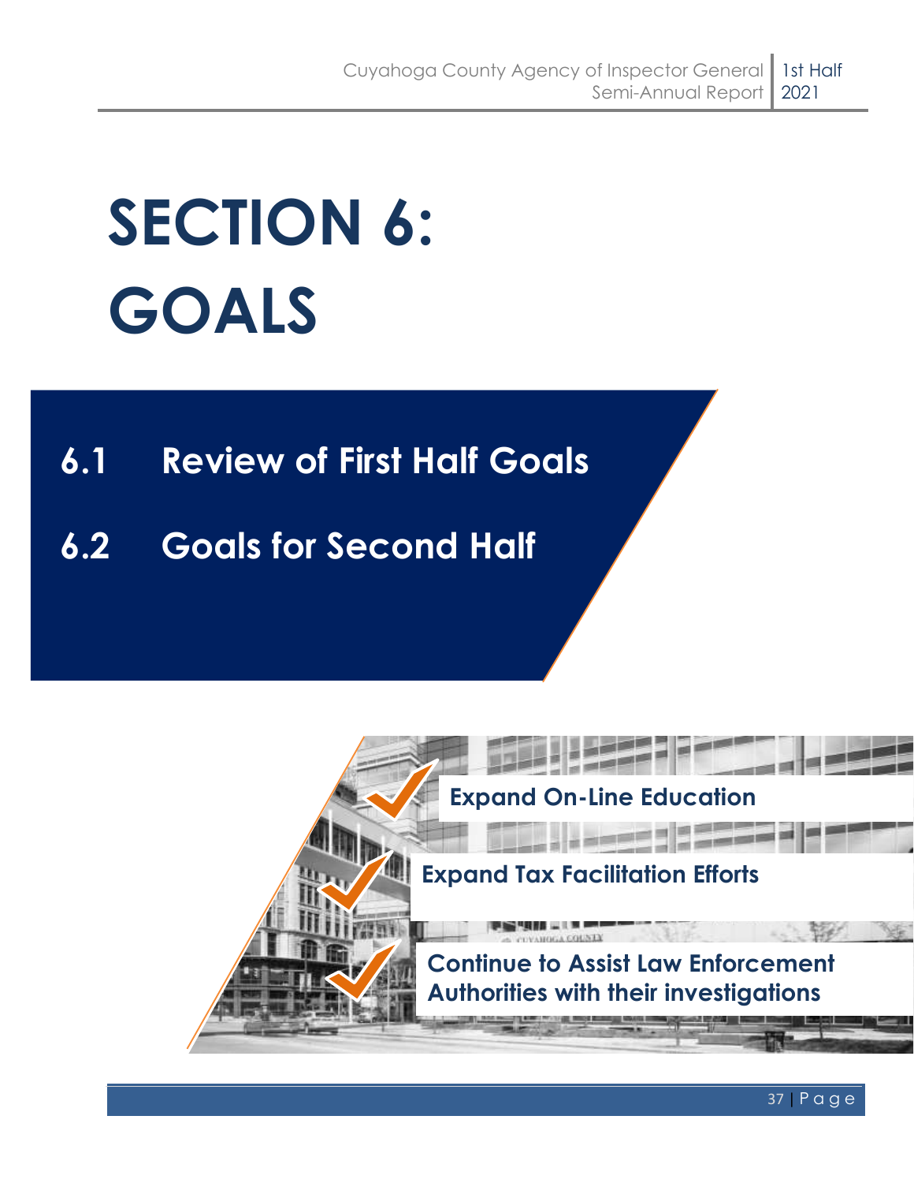# SECTION 6: GOALS

## 6.1 Review of First Half Goals

## 6.2 Goals for Second Half

- Expand On-Line Education
- Expand Tax Facilitation Efforts
- Continue to Assist Law Enforcement Authorities with their investigations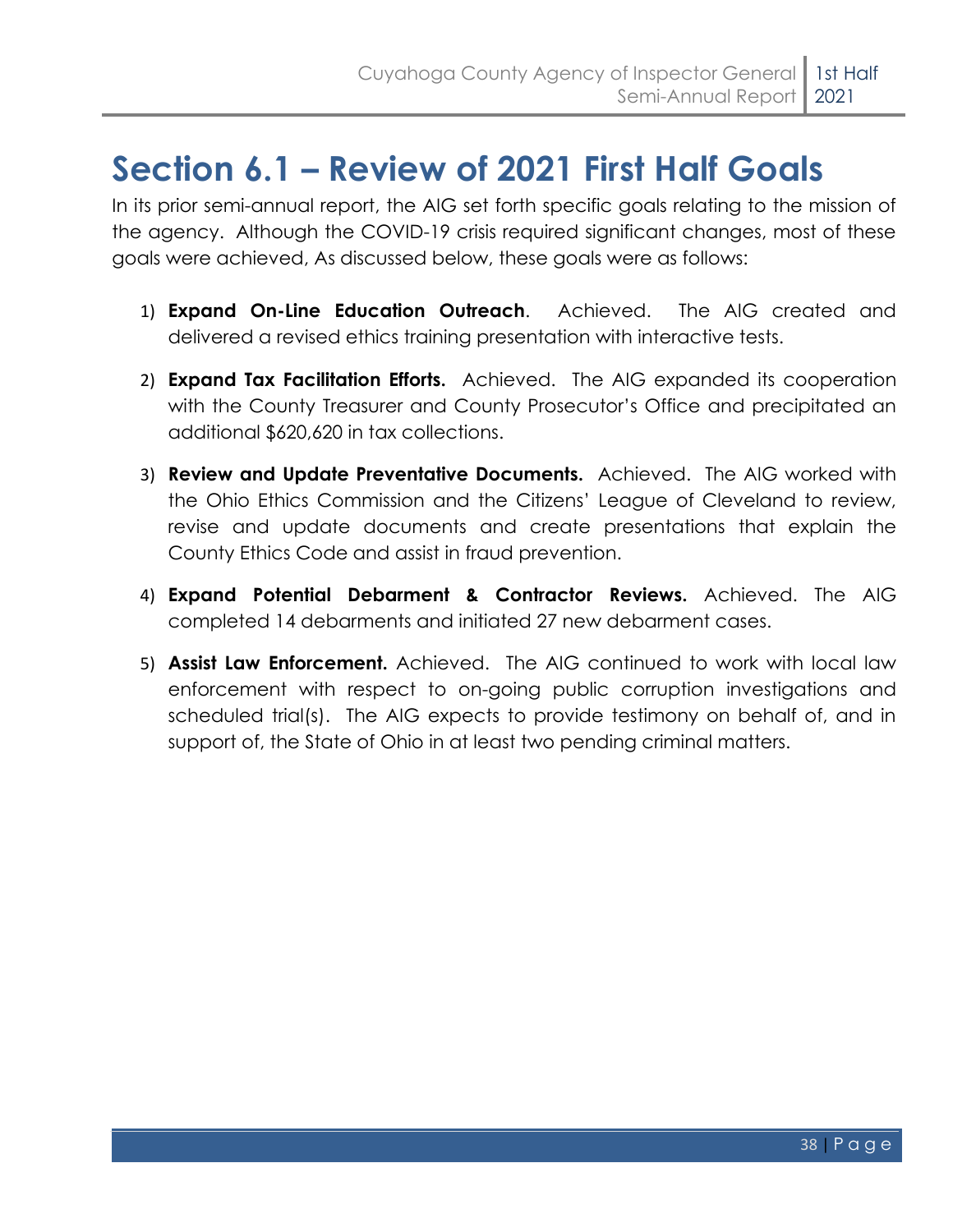# Section 6.1 – Review of 2021 First Half Goals

In its prior semi-annual report, the AIG set forth specific goals relating to the mission of the agency. Although the COVID-19 crisis required significant changes, most of these goals were achieved, As discussed below, these goals were as follows:

1) **Expand On-Line Education Outreach**. Achieved. The AIG created and delivered a revised ethics training presentation with interactive tests.

2) **Expand Tax Facilitation Efforts.** Achieved. The AIG expanded its cooperation with the County Treasurer and County Prosecutor's Office and precipitated an additional $620,620 in tax collections.

3) **Review and Update Preventative Documents.** Achieved. The AIG worked with the Ohio Ethics Commission and the Citizens' League of Cleveland to review, revise and update documents and create presentations that explain the County Ethics Code and assist in fraud prevention.

4) **Expand Potential Debarment & Contractor Reviews.** Achieved. The AIG completed 14 debarments and initiated 27 new debarment cases.

5) **Assist Law Enforcement.** Achieved. The AIG continued to work with local law enforcement with respect to on-going public corruption investigations and scheduled trial(s). The AIG expects to provide testimony on behalf of, and in support of, the State of Ohio in at least two pending criminal matters.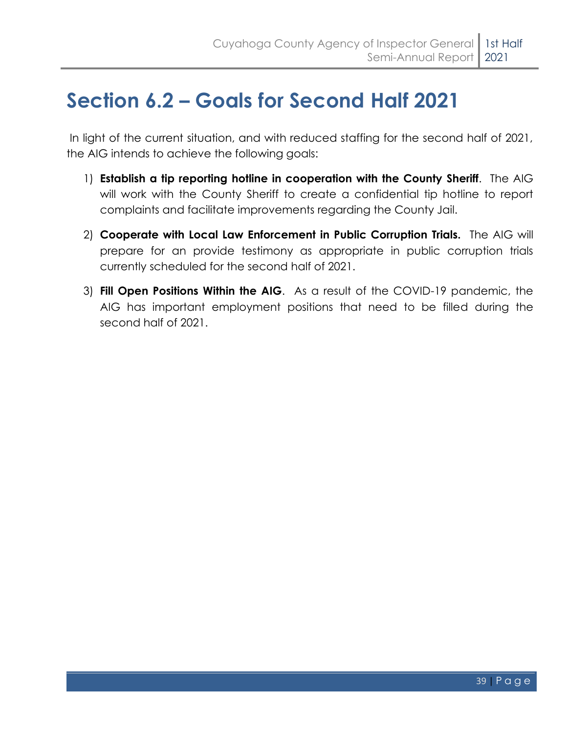# Section 6.2 – Goals for Second Half 2021

In light of the current situation, and with reduced staffing for the second half of 2021, the AIG intends to achieve the following goals:

1) **Establish a tip reporting hotline in cooperation with the County Sheriff**. The AIG will work with the County Sheriff to create a confidential tip hotline to report complaints and facilitate improvements regarding the County Jail.

2) **Cooperate with Local Law Enforcement in Public Corruption Trials.** The AIG will prepare for an provide testimony as appropriate in public corruption trials currently scheduled for the second half of 2021.

3) **Fill Open Positions Within the AIG**. As a result of the COVID-19 pandemic, the AIG has important employment positions that need to be filled during the second half of 2021.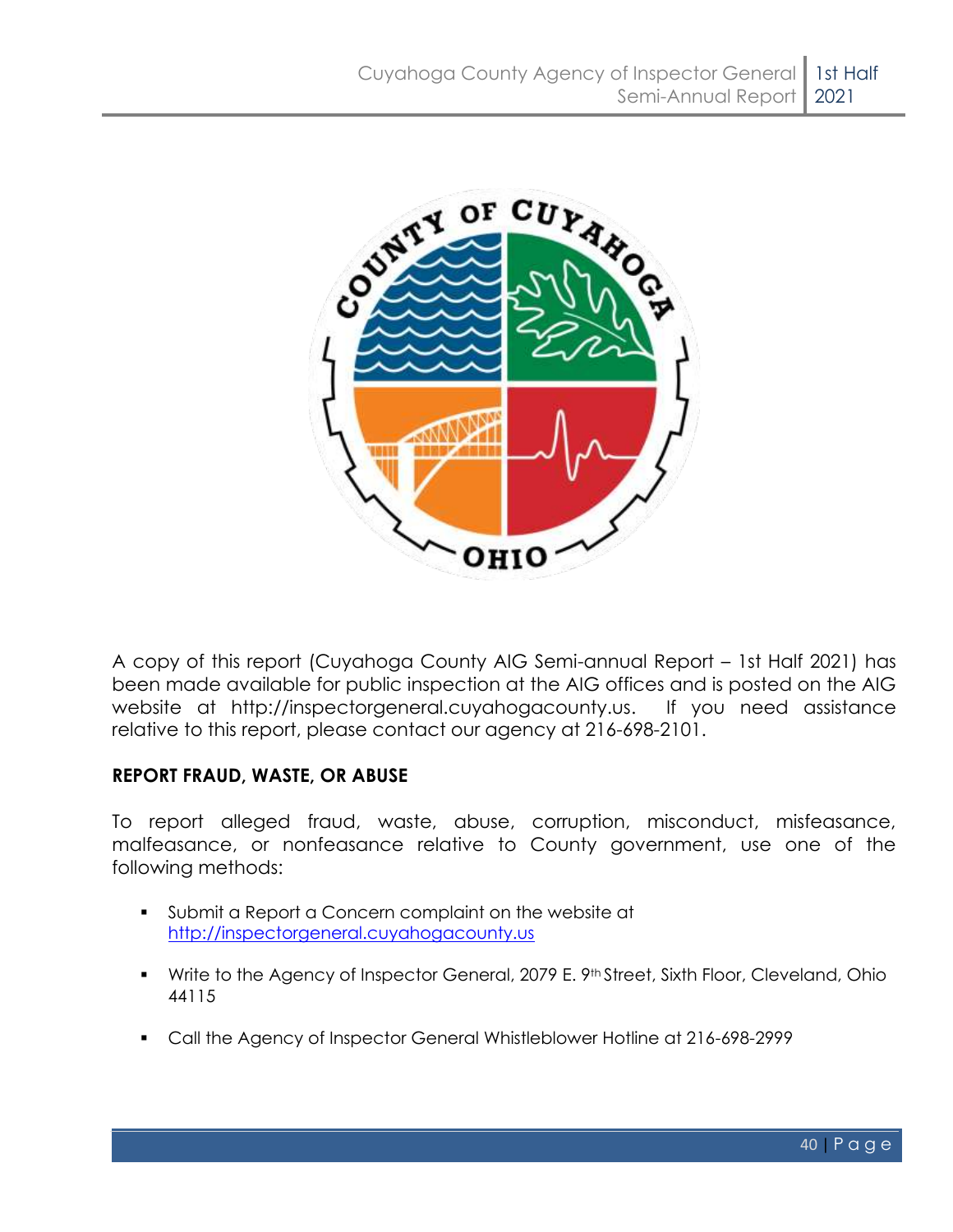A copy of this report (Cuyahoga County AIG Semi-annual Report – 1st Half 2021) has been made available for public inspection at the AIG offices and is posted on the AIG website at http://inspectorgeneral.cuyahogacounty.us. If you need assistance relative to this report, please contact our agency at 216-698-2101.

**REPORT FRAUD, WASTE, OR ABUSE**

To report alleged fraud, waste, abuse, corruption, misconduct, misfeasance, malfeasance, or nonfeasance relative to County government, use one of the following methods:

- Submit a Report a Concern complaint on the website at http://inspectorgeneral.cuyahogacounty.us

- Write to the Agency of Inspector General, 2079 E. 9th Street, Sixth Floor, Cleveland, Ohio 44115

- Call the Agency of Inspector General Whistleblower Hotline at 216-698-2999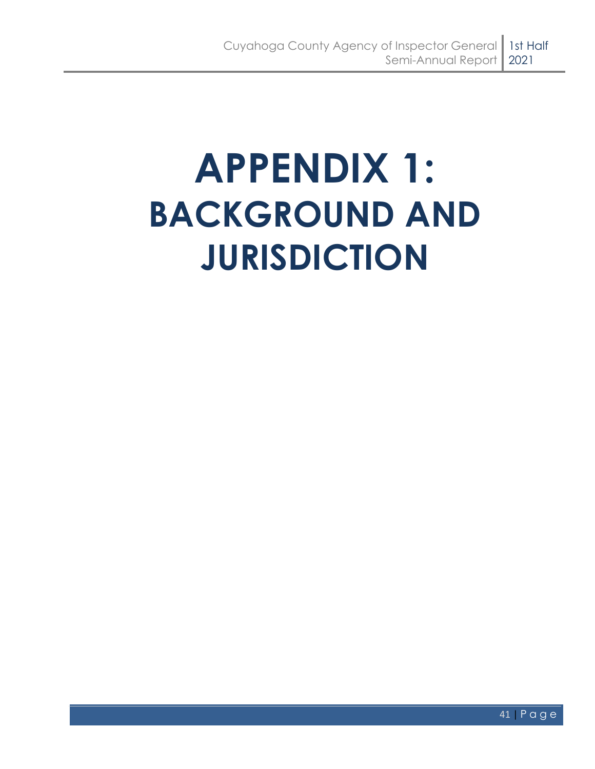# APPENDIX 1: BACKGROUND AND JURISDICTION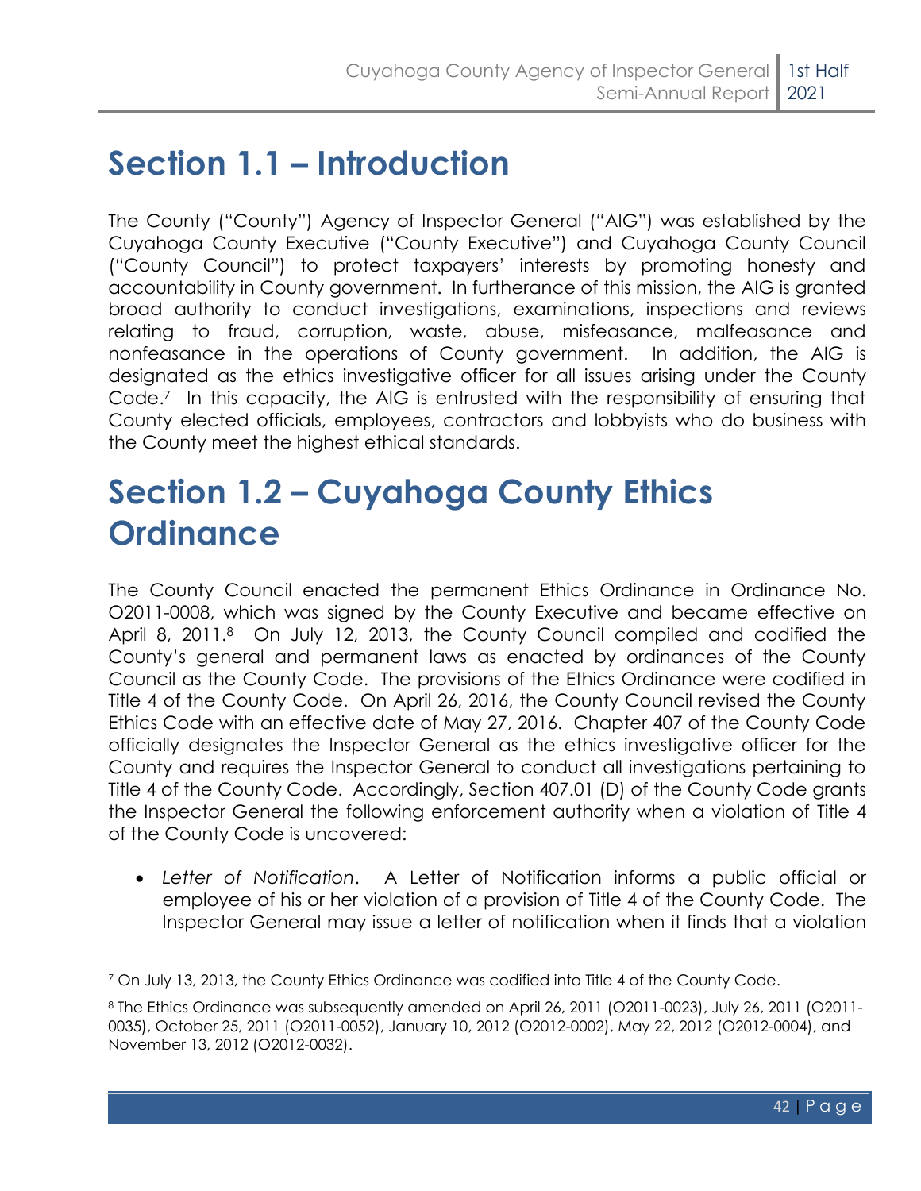# Section 1.1 – Introduction

The County ("County") Agency of Inspector General ("AIG") was established by the Cuyahoga County Executive ("County Executive") and Cuyahoga County Council ("County Council") to protect taxpayers' interests by promoting honesty and accountability in County government. In furtherance of this mission, the AIG is granted broad authority to conduct investigations, examinations, inspections and reviews relating to fraud, corruption, waste, abuse, misfeasance, malfeasance and nonfeasance in the operations of County government. In addition, the AIG is designated as the ethics investigative officer for all issues arising under the County Code.[7] In this capacity, the AIG is entrusted with the responsibility of ensuring that County elected officials, employees, contractors and lobbyists who do business with the County meet the highest ethical standards.

# Section 1.2 – Cuyahoga County Ethics Ordinance

The County Council enacted the permanent Ethics Ordinance in Ordinance No. O2011-0008, which was signed by the County Executive and became effective on April 8, 2011.[8] On July 12, 2013, the County Council compiled and codified the County's general and permanent laws as enacted by ordinances of the County Council as the County Code. The provisions of the Ethics Ordinance were codified in Title 4 of the County Code. On April 26, 2016, the County Council revised the County Ethics Code with an effective date of May 27, 2016. Chapter 407 of the County Code officially designates the Inspector General as the ethics investigative officer for the County and requires the Inspector General to conduct all investigations pertaining to Title 4 of the County Code. Accordingly, Section 407.01 (D) of the County Code grants the Inspector General the following enforcement authority when a violation of Title 4 of the County Code is uncovered:

- *Letter of Notification*. A Letter of Notification informs a public official or employee of his or her violation of a provision of Title 4 of the County Code. The Inspector General may issue a letter of notification when it finds that a violation

---

[7] On July 13, 2013, the County Ethics Ordinance was codified into Title 4 of the County Code.

[8] The Ethics Ordinance was subsequently amended on April 26, 2011 (O2011-0023), July 26, 2011 (O2011-0035), October 25, 2011 (O2011-0052), January 10, 2012 (O2012-0002), May 22, 2012 (O2012-0004), and November 13, 2012 (O2012-0032).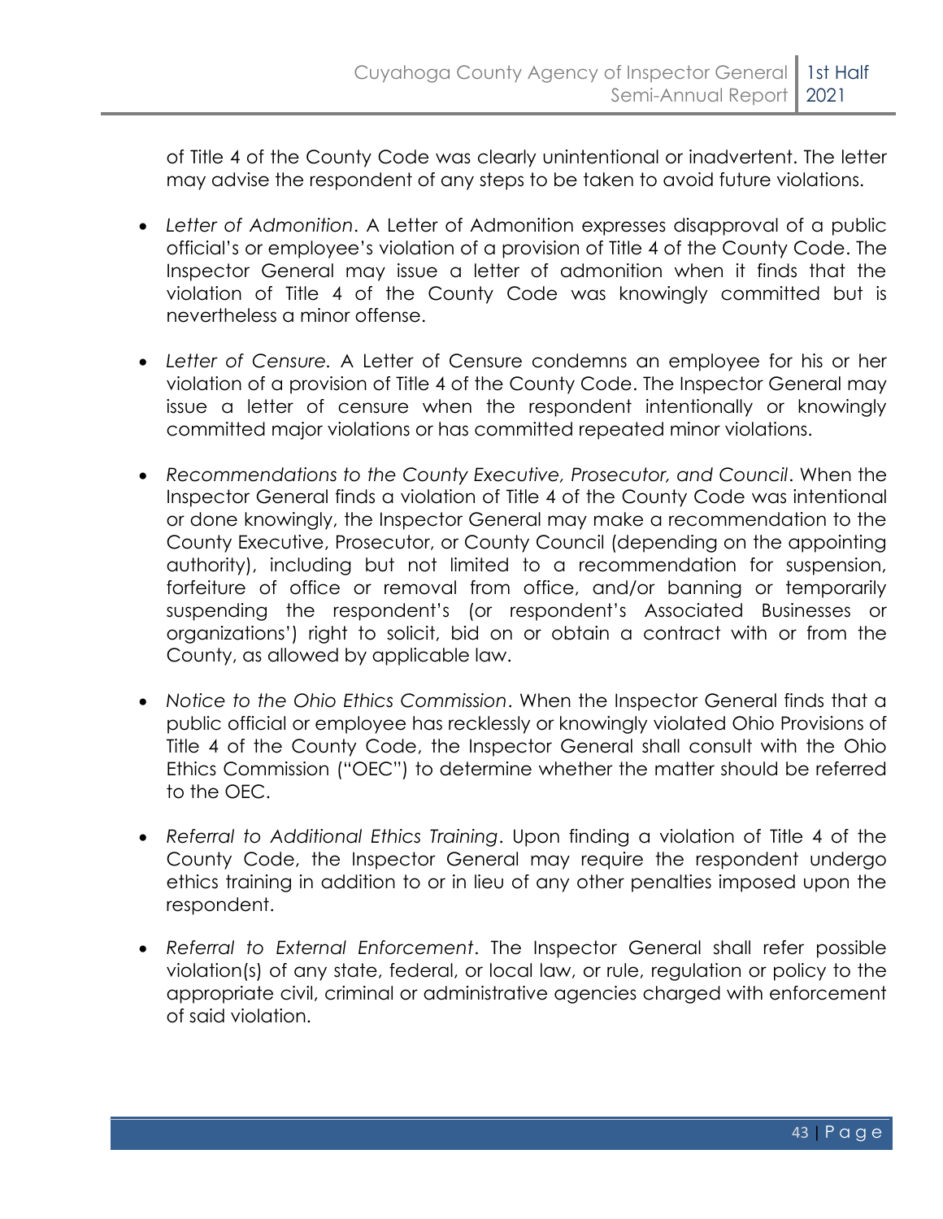of Title 4 of the County Code was clearly unintentional or inadvertent. The letter may advise the respondent of any steps to be taken to avoid future violations.

- *Letter of Admonition*. A Letter of Admonition expresses disapproval of a public official's or employee's violation of a provision of Title 4 of the County Code. The Inspector General may issue a letter of admonition when it finds that the violation of Title 4 of the County Code was knowingly committed but is nevertheless a minor offense.

- *Letter of Censure.* A Letter of Censure condemns an employee for his or her violation of a provision of Title 4 of the County Code. The Inspector General may issue a letter of censure when the respondent intentionally or knowingly committed major violations or has committed repeated minor violations.

- *Recommendations to the County Executive, Prosecutor, and Council*. When the Inspector General finds a violation of Title 4 of the County Code was intentional or done knowingly, the Inspector General may make a recommendation to the County Executive, Prosecutor, or County Council (depending on the appointing authority), including but not limited to a recommendation for suspension, forfeiture of office or removal from office, and/or banning or temporarily suspending the respondent's (or respondent's Associated Businesses or organizations') right to solicit, bid on or obtain a contract with or from the County, as allowed by applicable law.

- *Notice to the Ohio Ethics Commission*. When the Inspector General finds that a public official or employee has recklessly or knowingly violated Ohio Provisions of Title 4 of the County Code, the Inspector General shall consult with the Ohio Ethics Commission ("OEC") to determine whether the matter should be referred to the OEC.

- *Referral to Additional Ethics Training*. Upon finding a violation of Title 4 of the County Code, the Inspector General may require the respondent undergo ethics training in addition to or in lieu of any other penalties imposed upon the respondent.

- *Referral to External Enforcement*. The Inspector General shall refer possible violation(s) of any state, federal, or local law, or rule, regulation or policy to the appropriate civil, criminal or administrative agencies charged with enforcement of said violation.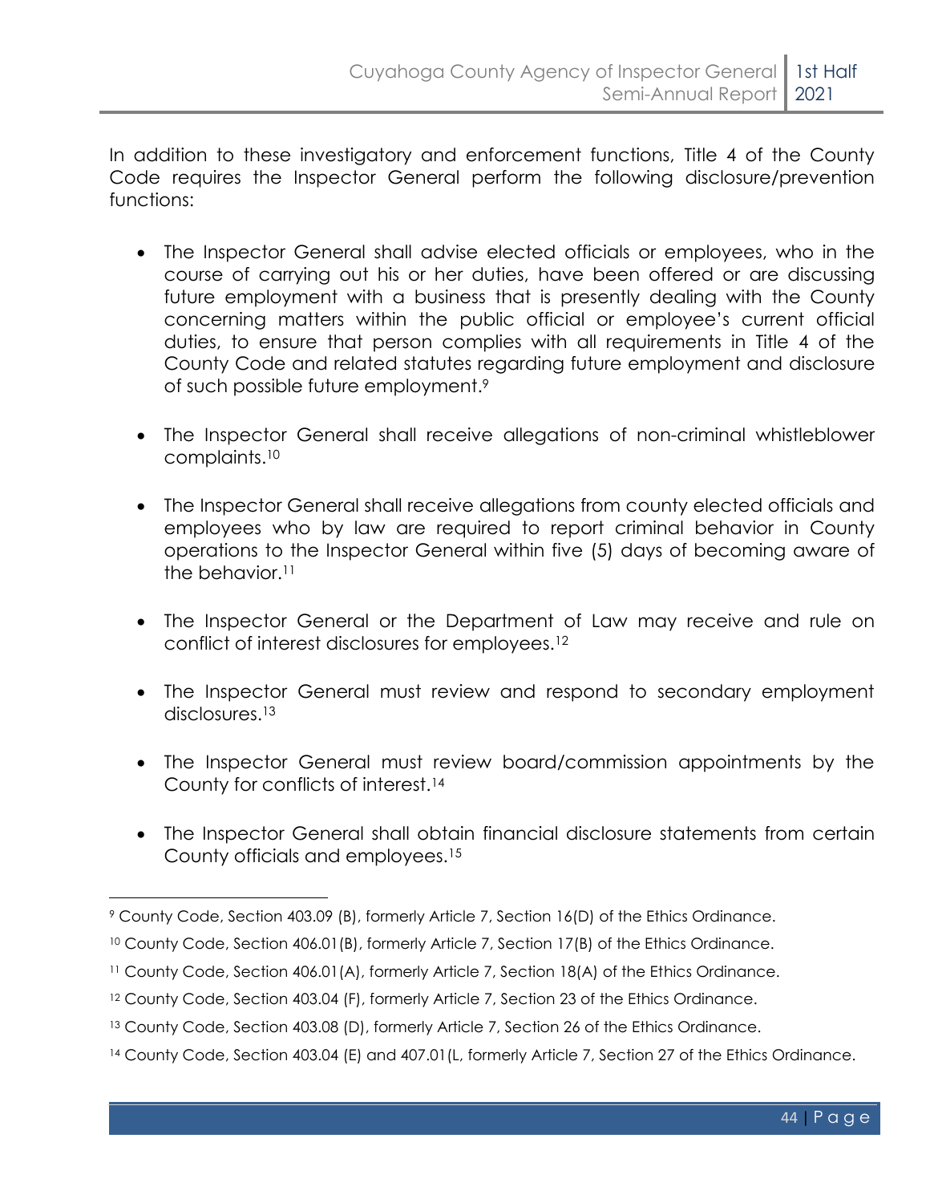In addition to these investigatory and enforcement functions, Title 4 of the County Code requires the Inspector General perform the following disclosure/prevention functions:

- The Inspector General shall advise elected officials or employees, who in the course of carrying out his or her duties, have been offered or are discussing future employment with a business that is presently dealing with the County concerning matters within the public official or employee's current official duties, to ensure that person complies with all requirements in Title 4 of the County Code and related statutes regarding future employment and disclosure of such possible future employment.[9]

- The Inspector General shall receive allegations of non-criminal whistleblower complaints.[10]

- The Inspector General shall receive allegations from county elected officials and employees who by law are required to report criminal behavior in County operations to the Inspector General within five (5) days of becoming aware of the behavior.[11]

- The Inspector General or the Department of Law may receive and rule on conflict of interest disclosures for employees.[12]

- The Inspector General must review and respond to secondary employment disclosures.[13]

- The Inspector General must review board/commission appointments by the County for conflicts of interest.[14]

- The Inspector General shall obtain financial disclosure statements from certain County officials and employees.[15]

---

[9] County Code, Section 403.09 (B), formerly Article 7, Section 16(D) of the Ethics Ordinance.

[10] County Code, Section 406.01(B), formerly Article 7, Section 17(B) of the Ethics Ordinance.

[11] County Code, Section 406.01(A), formerly Article 7, Section 18(A) of the Ethics Ordinance.

[12] County Code, Section 403.04 (F), formerly Article 7, Section 23 of the Ethics Ordinance.

[13] County Code, Section 403.08 (D), formerly Article 7, Section 26 of the Ethics Ordinance.

[14] County Code, Section 403.04 (E) and 407.01(L, formerly Article 7, Section 27 of the Ethics Ordinance.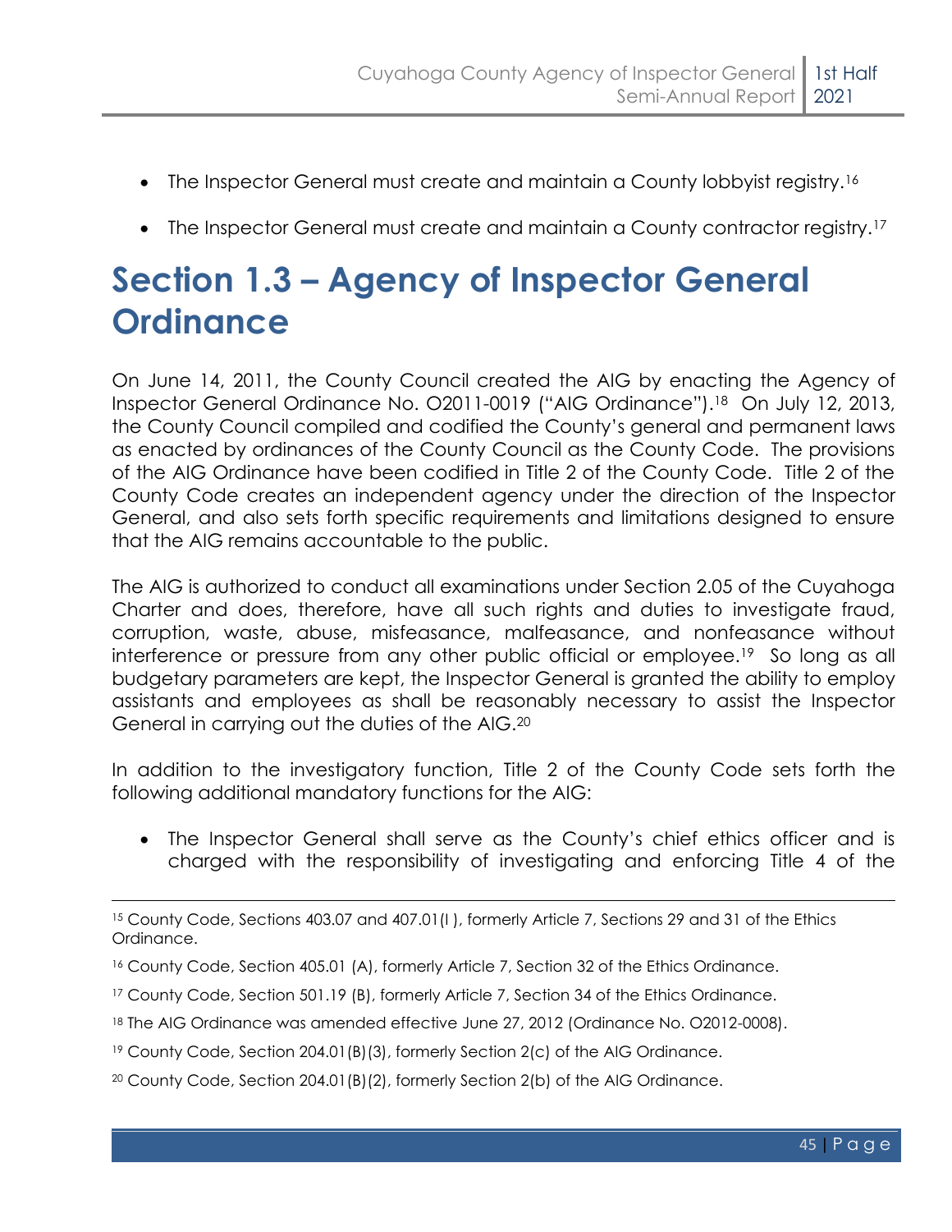- The Inspector General must create and maintain a County lobbyist registry.[16]

- The Inspector General must create and maintain a County contractor registry.[17]

# Section 1.3 – Agency of Inspector General Ordinance

On June 14, 2011, the County Council created the AIG by enacting the Agency of Inspector General Ordinance No. O2011-0019 ("AIG Ordinance").[18] On July 12, 2013, the County Council compiled and codified the County's general and permanent laws as enacted by ordinances of the County Council as the County Code. The provisions of the AIG Ordinance have been codified in Title 2 of the County Code. Title 2 of the County Code creates an independent agency under the direction of the Inspector General, and also sets forth specific requirements and limitations designed to ensure that the AIG remains accountable to the public.

The AIG is authorized to conduct all examinations under Section 2.05 of the Cuyahoga Charter and does, therefore, have all such rights and duties to investigate fraud, corruption, waste, abuse, misfeasance, malfeasance, and nonfeasance without interference or pressure from any other public official or employee.[19] So long as all budgetary parameters are kept, the Inspector General is granted the ability to employ assistants and employees as shall be reasonably necessary to assist the Inspector General in carrying out the duties of the AIG.[20]

In addition to the investigatory function, Title 2 of the County Code sets forth the following additional mandatory functions for the AIG:

- The Inspector General shall serve as the County's chief ethics officer and is charged with the responsibility of investigating and enforcing Title 4 of the

---

[15] County Code, Sections 403.07 and 407.01(I ), formerly Article 7, Sections 29 and 31 of the Ethics Ordinance.

[16] County Code, Section 405.01 (A), formerly Article 7, Section 32 of the Ethics Ordinance.

[17] County Code, Section 501.19 (B), formerly Article 7, Section 34 of the Ethics Ordinance.

[18] The AIG Ordinance was amended effective June 27, 2012 (Ordinance No. O2012-0008).

[19] County Code, Section 204.01(B)(3), formerly Section 2(c) of the AIG Ordinance.

[20] County Code, Section 204.01(B)(2), formerly Section 2(b) of the AIG Ordinance.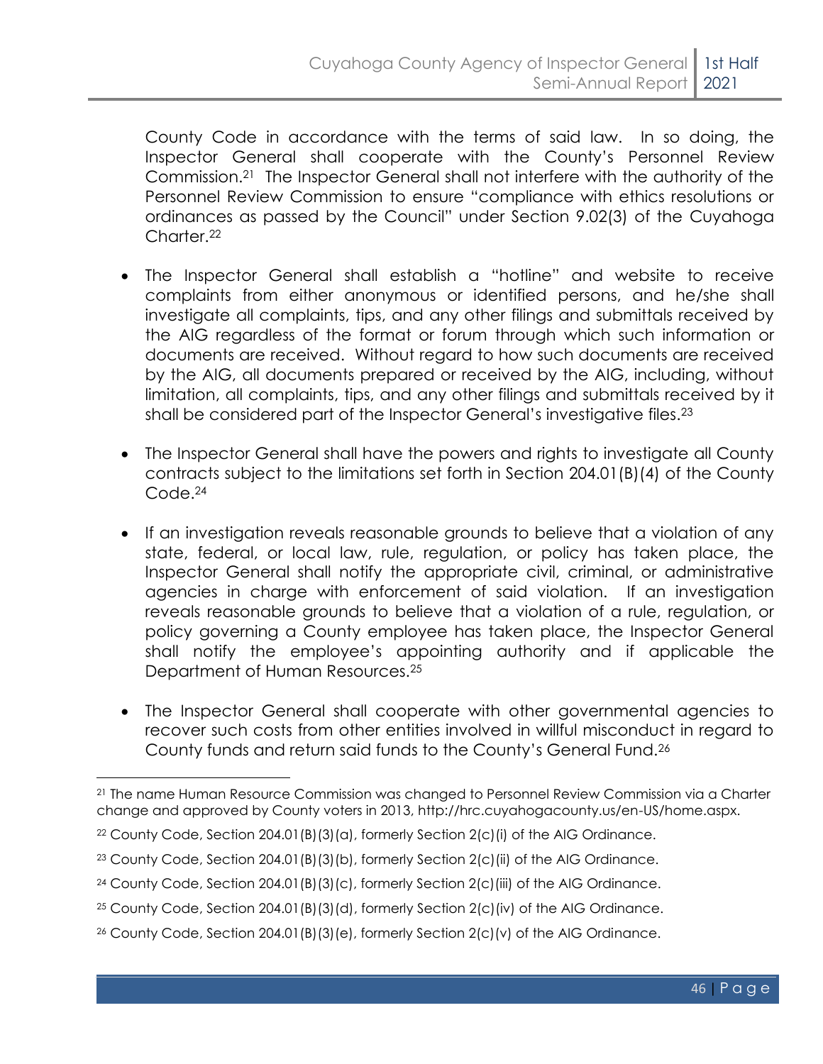County Code in accordance with the terms of said law. In so doing, the Inspector General shall cooperate with the County's Personnel Review Commission.[21] The Inspector General shall not interfere with the authority of the Personnel Review Commission to ensure "compliance with ethics resolutions or ordinances as passed by the Council" under Section 9.02(3) of the Cuyahoga Charter.[22]

- The Inspector General shall establish a "hotline" and website to receive complaints from either anonymous or identified persons, and he/she shall investigate all complaints, tips, and any other filings and submittals received by the AIG regardless of the format or forum through which such information or documents are received. Without regard to how such documents are received by the AIG, all documents prepared or received by the AIG, including, without limitation, all complaints, tips, and any other filings and submittals received by it shall be considered part of the Inspector General's investigative files.[23]

- The Inspector General shall have the powers and rights to investigate all County contracts subject to the limitations set forth in Section 204.01(B)(4) of the County Code.[24]

- If an investigation reveals reasonable grounds to believe that a violation of any state, federal, or local law, rule, regulation, or policy has taken place, the Inspector General shall notify the appropriate civil, criminal, or administrative agencies in charge with enforcement of said violation. If an investigation reveals reasonable grounds to believe that a violation of a rule, regulation, or policy governing a County employee has taken place, the Inspector General shall notify the employee's appointing authority and if applicable the Department of Human Resources.[25]

- The Inspector General shall cooperate with other governmental agencies to recover such costs from other entities involved in willful misconduct in regard to County funds and return said funds to the County's General Fund.[26]

---

[21] The name Human Resource Commission was changed to Personnel Review Commission via a Charter change and approved by County voters in 2013, http://hrc.cuyahogacounty.us/en-US/home.aspx.

[22] County Code, Section 204.01(B)(3)(a), formerly Section 2(c)(i) of the AIG Ordinance.

[23] County Code, Section 204.01(B)(3)(b), formerly Section 2(c)(ii) of the AIG Ordinance.

[24] County Code, Section 204.01(B)(3)(c), formerly Section 2(c)(iii) of the AIG Ordinance.

[25] County Code, Section 204.01(B)(3)(d), formerly Section 2(c)(iv) of the AIG Ordinance.

[26] County Code, Section 204.01(B)(3)(e), formerly Section 2(c)(v) of the AIG Ordinance.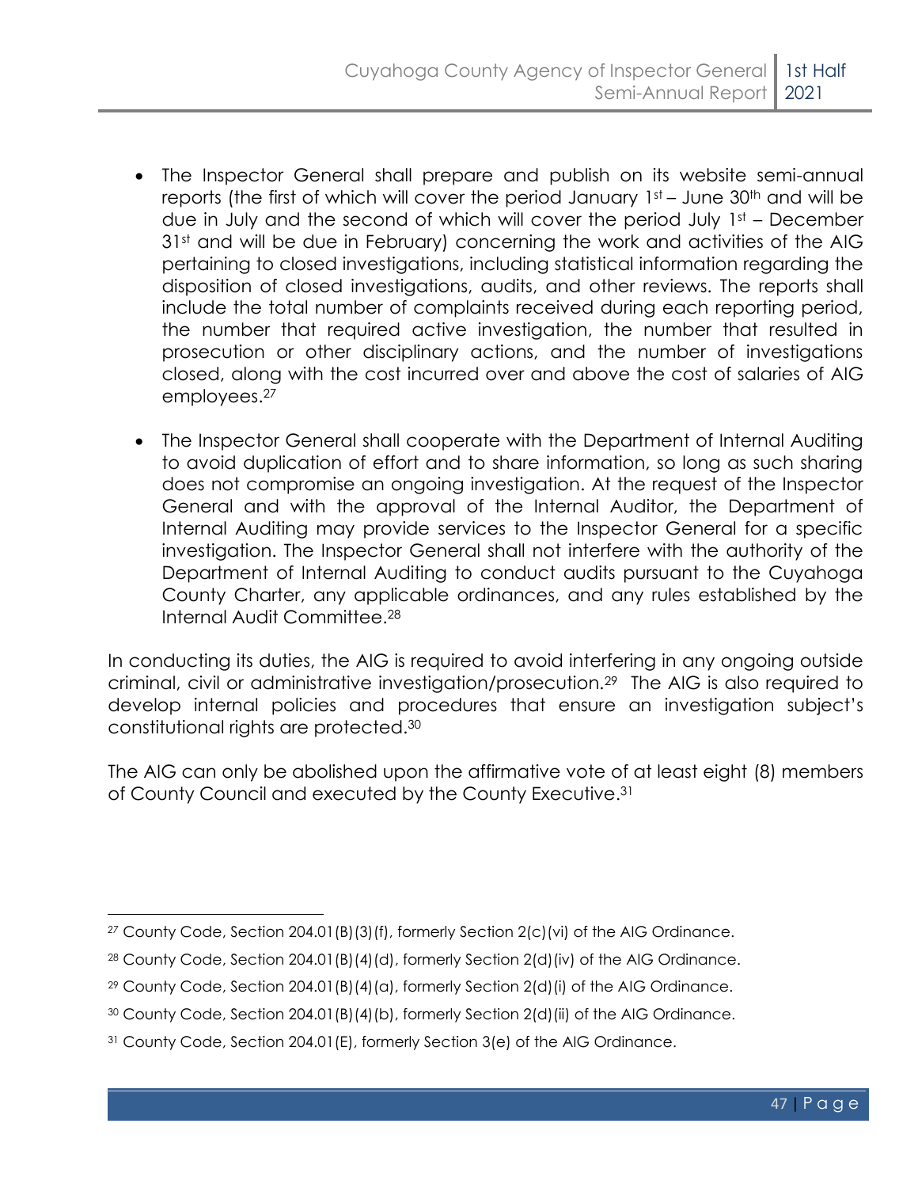- The Inspector General shall prepare and publish on its website semi-annual reports (the first of which will cover the period January 1st – June 30th and will be due in July and the second of which will cover the period July 1st – December 31st and will be due in February) concerning the work and activities of the AIG pertaining to closed investigations, including statistical information regarding the disposition of closed investigations, audits, and other reviews. The reports shall include the total number of complaints received during each reporting period, the number that required active investigation, the number that resulted in prosecution or other disciplinary actions, and the number of investigations closed, along with the cost incurred over and above the cost of salaries of AIG employees.[27]

- The Inspector General shall cooperate with the Department of Internal Auditing to avoid duplication of effort and to share information, so long as such sharing does not compromise an ongoing investigation. At the request of the Inspector General and with the approval of the Internal Auditor, the Department of Internal Auditing may provide services to the Inspector General for a specific investigation. The Inspector General shall not interfere with the authority of the Department of Internal Auditing to conduct audits pursuant to the Cuyahoga County Charter, any applicable ordinances, and any rules established by the Internal Audit Committee.[28]

In conducting its duties, the AIG is required to avoid interfering in any ongoing outside criminal, civil or administrative investigation/prosecution.[29] The AIG is also required to develop internal policies and procedures that ensure an investigation subject's constitutional rights are protected.[30]

The AIG can only be abolished upon the affirmative vote of at least eight (8) members of County Council and executed by the County Executive.[31]

---

[27] County Code, Section 204.01(B)(3)(f), formerly Section 2(c)(vi) of the AIG Ordinance.

[28] County Code, Section 204.01(B)(4)(d), formerly Section 2(d)(iv) of the AIG Ordinance.

[29] County Code, Section 204.01(B)(4)(a), formerly Section 2(d)(i) of the AIG Ordinance.

[30] County Code, Section 204.01(B)(4)(b), formerly Section 2(d)(ii) of the AIG Ordinance.

[31] County Code, Section 204.01(E), formerly Section 3(e) of the AIG Ordinance.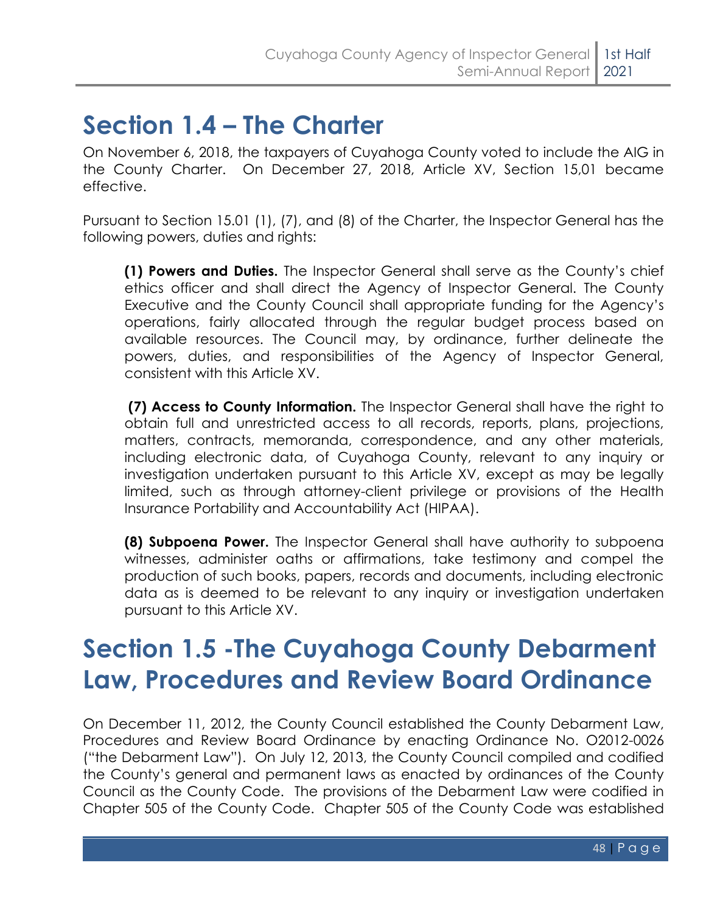## Section 1.4 – The Charter

On November 6, 2018, the taxpayers of Cuyahoga County voted to include the AIG in the County Charter. On December 27, 2018, Article XV, Section 15,01 became effective.

Pursuant to Section 15.01 (1), (7), and (8) of the Charter, the Inspector General has the following powers, duties and rights:

> **(1) Powers and Duties.** The Inspector General shall serve as the County's chief ethics officer and shall direct the Agency of Inspector General. The County Executive and the County Council shall appropriate funding for the Agency's operations, fairly allocated through the regular budget process based on available resources. The Council may, by ordinance, further delineate the powers, duties, and responsibilities of the Agency of Inspector General, consistent with this Article XV.
>
> **(7) Access to County Information.** The Inspector General shall have the right to obtain full and unrestricted access to all records, reports, plans, projections, matters, contracts, memoranda, correspondence, and any other materials, including electronic data, of Cuyahoga County, relevant to any inquiry or investigation undertaken pursuant to this Article XV, except as may be legally limited, such as through attorney-client privilege or provisions of the Health Insurance Portability and Accountability Act (HIPAA).
>
> **(8) Subpoena Power.** The Inspector General shall have authority to subpoena witnesses, administer oaths or affirmations, take testimony and compel the production of such books, papers, records and documents, including electronic data as is deemed to be relevant to any inquiry or investigation undertaken pursuant to this Article XV.

## Section 1.5 -The Cuyahoga County Debarment Law, Procedures and Review Board Ordinance

On December 11, 2012, the County Council established the County Debarment Law, Procedures and Review Board Ordinance by enacting Ordinance No. O2012-0026 ("the Debarment Law"). On July 12, 2013, the County Council compiled and codified the County's general and permanent laws as enacted by ordinances of the County Council as the County Code. The provisions of the Debarment Law were codified in Chapter 505 of the County Code. Chapter 505 of the County Code was established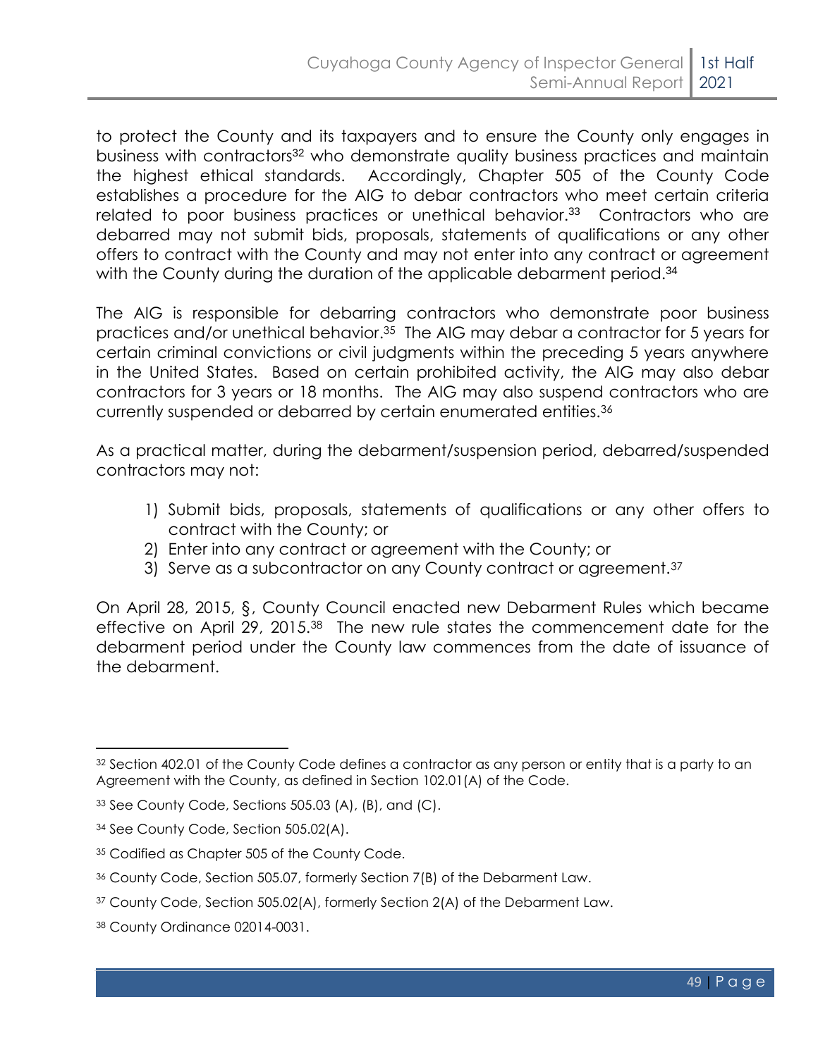to protect the County and its taxpayers and to ensure the County only engages in business with contractors[32] who demonstrate quality business practices and maintain the highest ethical standards. Accordingly, Chapter 505 of the County Code establishes a procedure for the AIG to debar contractors who meet certain criteria related to poor business practices or unethical behavior.[33] Contractors who are debarred may not submit bids, proposals, statements of qualifications or any other offers to contract with the County and may not enter into any contract or agreement with the County during the duration of the applicable debarment period.[34]

The AIG is responsible for debarring contractors who demonstrate poor business practices and/or unethical behavior.[35] The AIG may debar a contractor for 5 years for certain criminal convictions or civil judgments within the preceding 5 years anywhere in the United States. Based on certain prohibited activity, the AIG may also debar contractors for 3 years or 18 months. The AIG may also suspend contractors who are currently suspended or debarred by certain enumerated entities.[36]

As a practical matter, during the debarment/suspension period, debarred/suspended contractors may not:

1) Submit bids, proposals, statements of qualifications or any other offers to contract with the County; or
2) Enter into any contract or agreement with the County; or
3) Serve as a subcontractor on any County contract or agreement.[37]

On April 28, 2015, §, County Council enacted new Debarment Rules which became effective on April 29, 2015.[38] The new rule states the commencement date for the debarment period under the County law commences from the date of issuance of the debarment.

---

[32] Section 402.01 of the County Code defines a contractor as any person or entity that is a party to an Agreement with the County, as defined in Section 102.01(A) of the Code.

[33] See County Code, Sections 505.03 (A), (B), and (C).

[34] See County Code, Section 505.02(A).

[35] Codified as Chapter 505 of the County Code.

[36] County Code, Section 505.07, formerly Section 7(B) of the Debarment Law.

[37] County Code, Section 505.02(A), formerly Section 2(A) of the Debarment Law.

[38] County Ordinance 02014-0031.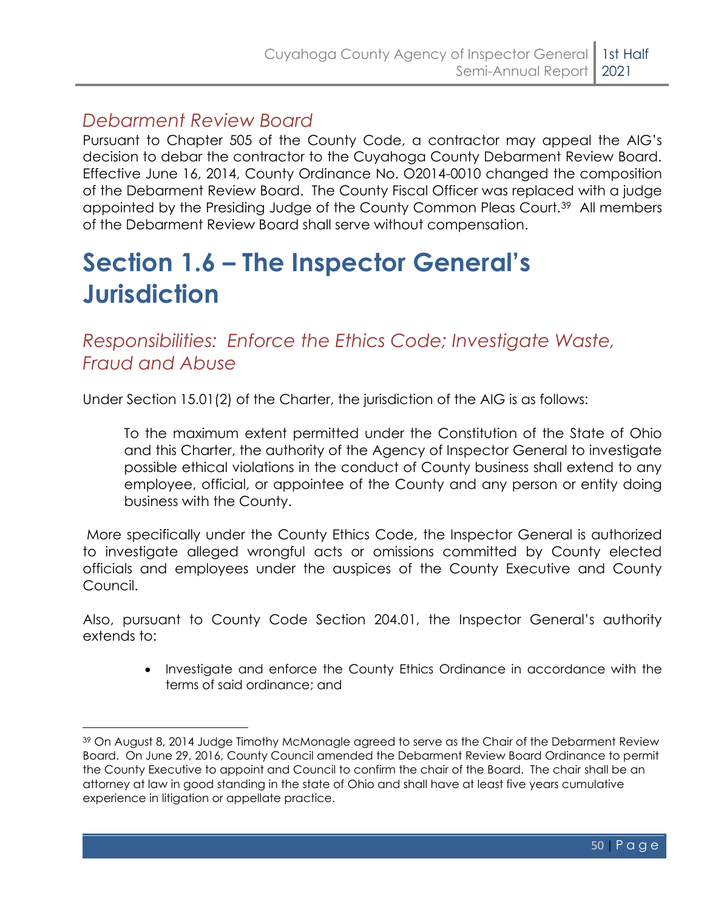### *Debarment Review Board*

Pursuant to Chapter 505 of the County Code, a contractor may appeal the AIG's decision to debar the contractor to the Cuyahoga County Debarment Review Board. Effective June 16, 2014, County Ordinance No. O2014-0010 changed the composition of the Debarment Review Board. The County Fiscal Officer was replaced with a judge appointed by the Presiding Judge of the County Common Pleas Court.[39] All members of the Debarment Review Board shall serve without compensation.

# Section 1.6 – The Inspector General's Jurisdiction

## *Responsibilities: Enforce the Ethics Code; Investigate Waste, Fraud and Abuse*

Under Section 15.01(2) of the Charter, the jurisdiction of the AIG is as follows:

> To the maximum extent permitted under the Constitution of the State of Ohio and this Charter, the authority of the Agency of Inspector General to investigate possible ethical violations in the conduct of County business shall extend to any employee, official, or appointee of the County and any person or entity doing business with the County.

More specifically under the County Ethics Code, the Inspector General is authorized to investigate alleged wrongful acts or omissions committed by County elected officials and employees under the auspices of the County Executive and County Council.

Also, pursuant to County Code Section 204.01, the Inspector General's authority extends to:

- Investigate and enforce the County Ethics Ordinance in accordance with the terms of said ordinance; and

---

[39] On August 8, 2014 Judge Timothy McMonagle agreed to serve as the Chair of the Debarment Review Board. On June 29, 2016, County Council amended the Debarment Review Board Ordinance to permit the County Executive to appoint and Council to confirm the chair of the Board. The chair shall be an attorney at law in good standing in the state of Ohio and shall have at least five years cumulative experience in litigation or appellate practice.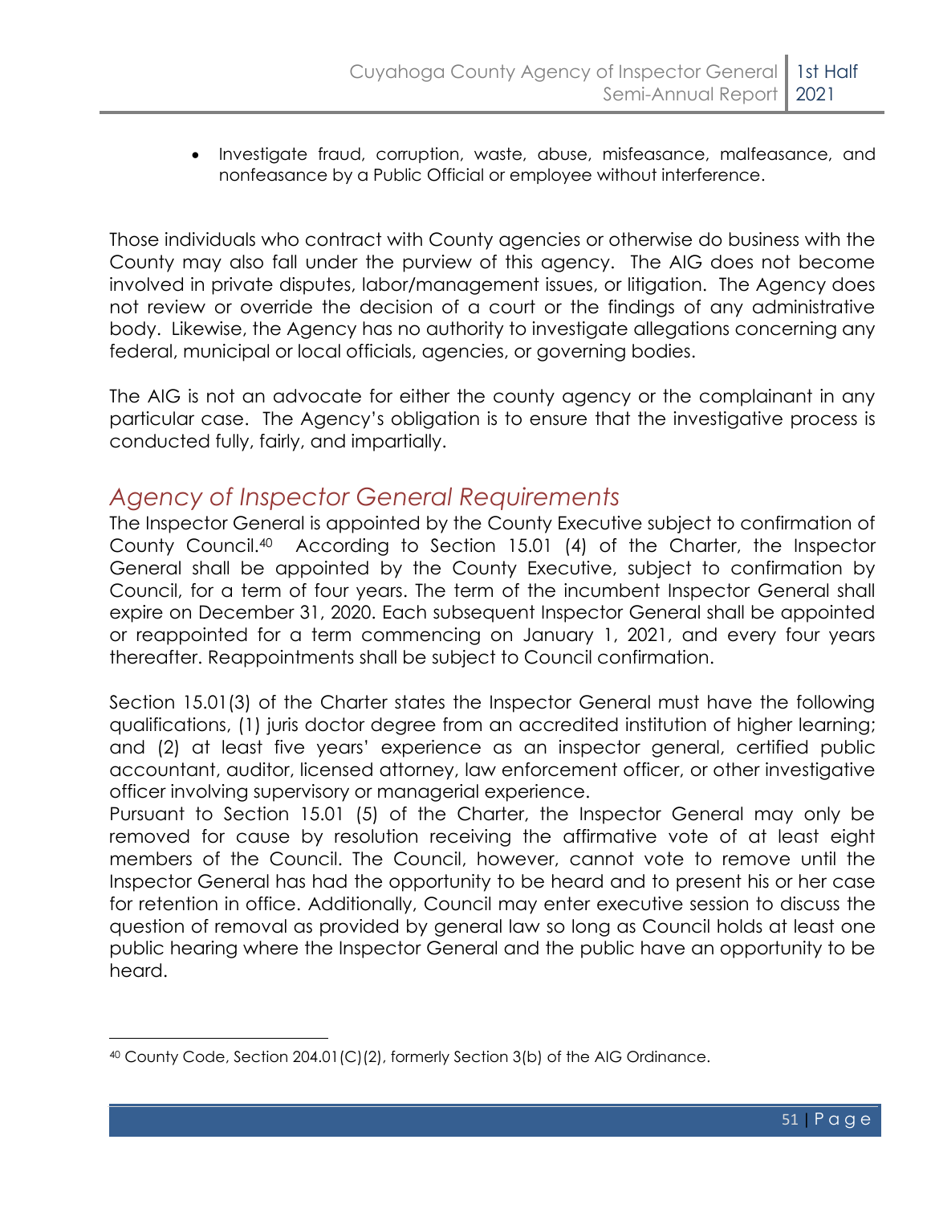- Investigate fraud, corruption, waste, abuse, misfeasance, malfeasance, and nonfeasance by a Public Official or employee without interference.

Those individuals who contract with County agencies or otherwise do business with the County may also fall under the purview of this agency. The AIG does not become involved in private disputes, labor/management issues, or litigation. The Agency does not review or override the decision of a court or the findings of any administrative body. Likewise, the Agency has no authority to investigate allegations concerning any federal, municipal or local officials, agencies, or governing bodies.

The AIG is not an advocate for either the county agency or the complainant in any particular case. The Agency's obligation is to ensure that the investigative process is conducted fully, fairly, and impartially.

## *Agency of Inspector General Requirements*

The Inspector General is appointed by the County Executive subject to confirmation of County Council.[40] According to Section 15.01 (4) of the Charter, the Inspector General shall be appointed by the County Executive, subject to confirmation by Council, for a term of four years. The term of the incumbent Inspector General shall expire on December 31, 2020. Each subsequent Inspector General shall be appointed or reappointed for a term commencing on January 1, 2021, and every four years thereafter. Reappointments shall be subject to Council confirmation.

Section 15.01(3) of the Charter states the Inspector General must have the following qualifications, (1) juris doctor degree from an accredited institution of higher learning; and (2) at least five years' experience as an inspector general, certified public accountant, auditor, licensed attorney, law enforcement officer, or other investigative officer involving supervisory or managerial experience.

Pursuant to Section 15.01 (5) of the Charter, the Inspector General may only be removed for cause by resolution receiving the affirmative vote of at least eight members of the Council. The Council, however, cannot vote to remove until the Inspector General has had the opportunity to be heard and to present his or her case for retention in office. Additionally, Council may enter executive session to discuss the question of removal as provided by general law so long as Council holds at least one public hearing where the Inspector General and the public have an opportunity to be heard.

---

[40] County Code, Section 204.01(C)(2), formerly Section 3(b) of the AIG Ordinance.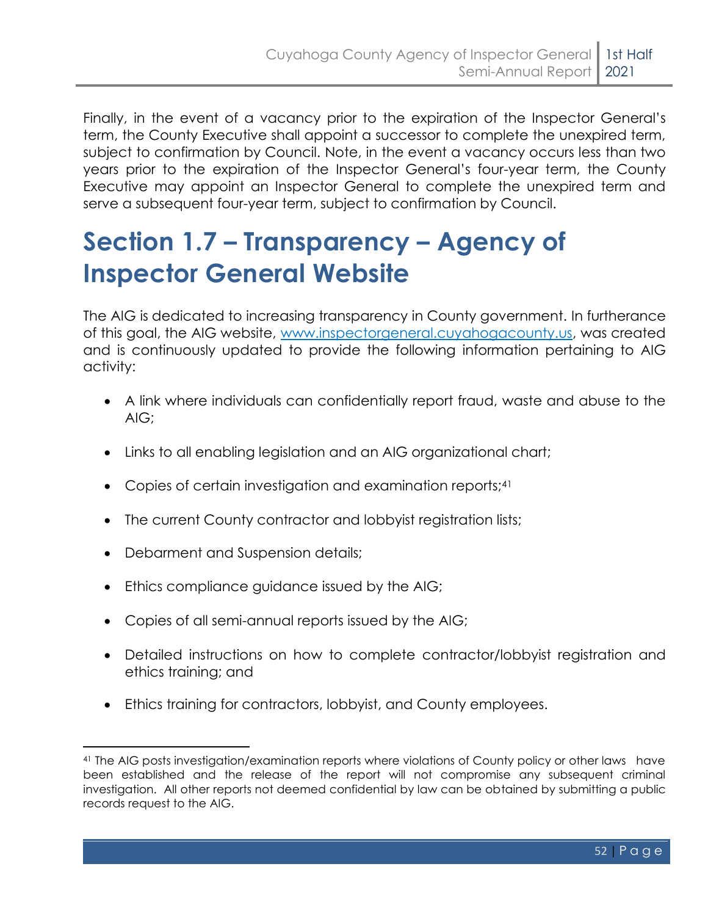Finally, in the event of a vacancy prior to the expiration of the Inspector General's term, the County Executive shall appoint a successor to complete the unexpired term, subject to confirmation by Council. Note, in the event a vacancy occurs less than two years prior to the expiration of the Inspector General's four-year term, the County Executive may appoint an Inspector General to complete the unexpired term and serve a subsequent four-year term, subject to confirmation by Council.

# Section 1.7 – Transparency – Agency of Inspector General Website

The AIG is dedicated to increasing transparency in County government. In furtherance of this goal, the AIG website, [www.inspectorgeneral.cuyahogacounty.us](www.inspectorgeneral.cuyahogacounty.us), was created and is continuously updated to provide the following information pertaining to AIG activity:

- A link where individuals can confidentially report fraud, waste and abuse to the AIG;
- Links to all enabling legislation and an AIG organizational chart;
- Copies of certain investigation and examination reports;[41]
- The current County contractor and lobbyist registration lists;
- Debarment and Suspension details;
- Ethics compliance guidance issued by the AIG;
- Copies of all semi-annual reports issued by the AIG;
- Detailed instructions on how to complete contractor/lobbyist registration and ethics training; and
- Ethics training for contractors, lobbyist, and County employees.

---

[41] The AIG posts investigation/examination reports where violations of County policy or other laws have been established and the release of the report will not compromise any subsequent criminal investigation. All other reports not deemed confidential by law can be obtained by submitting a public records request to the AIG.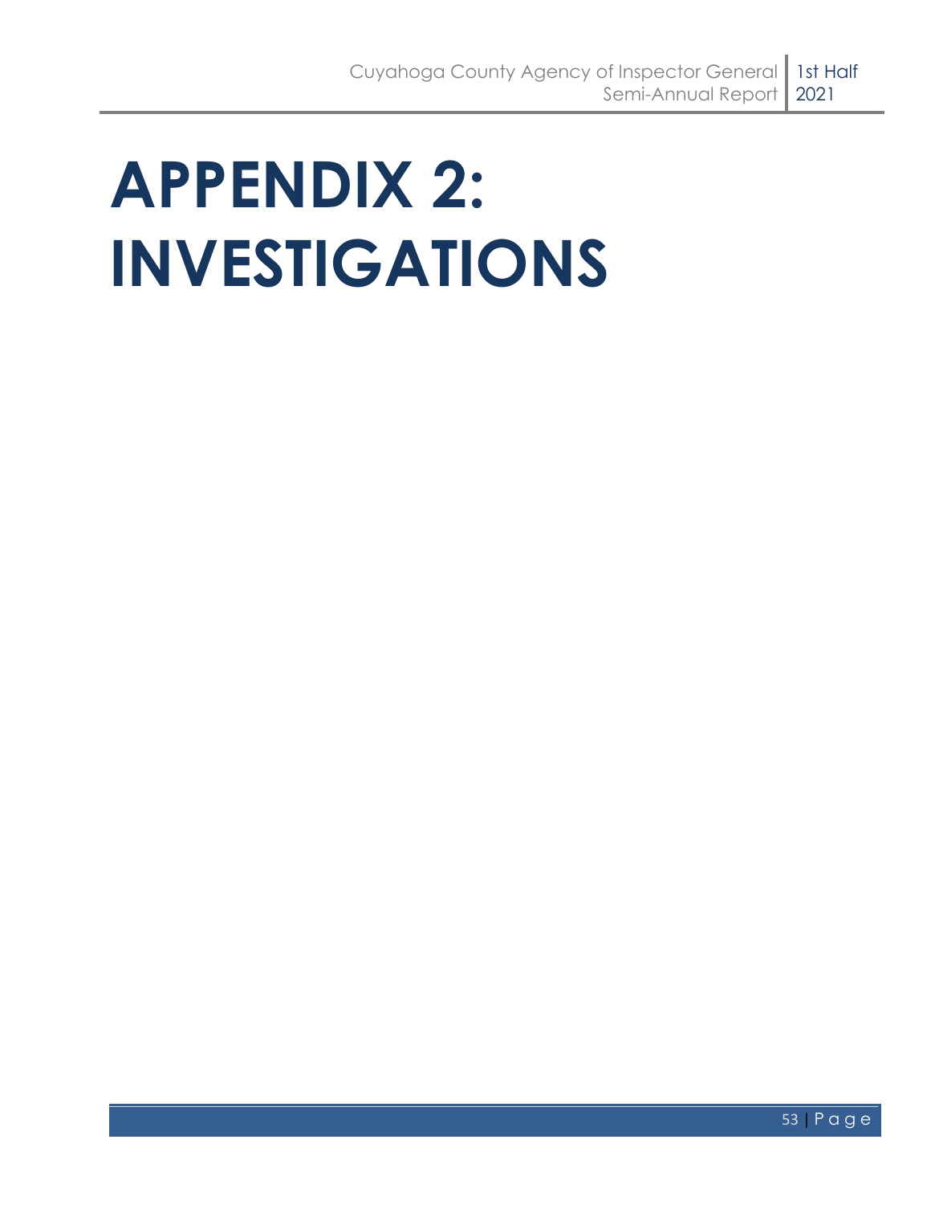# APPENDIX 2: INVESTIGATIONS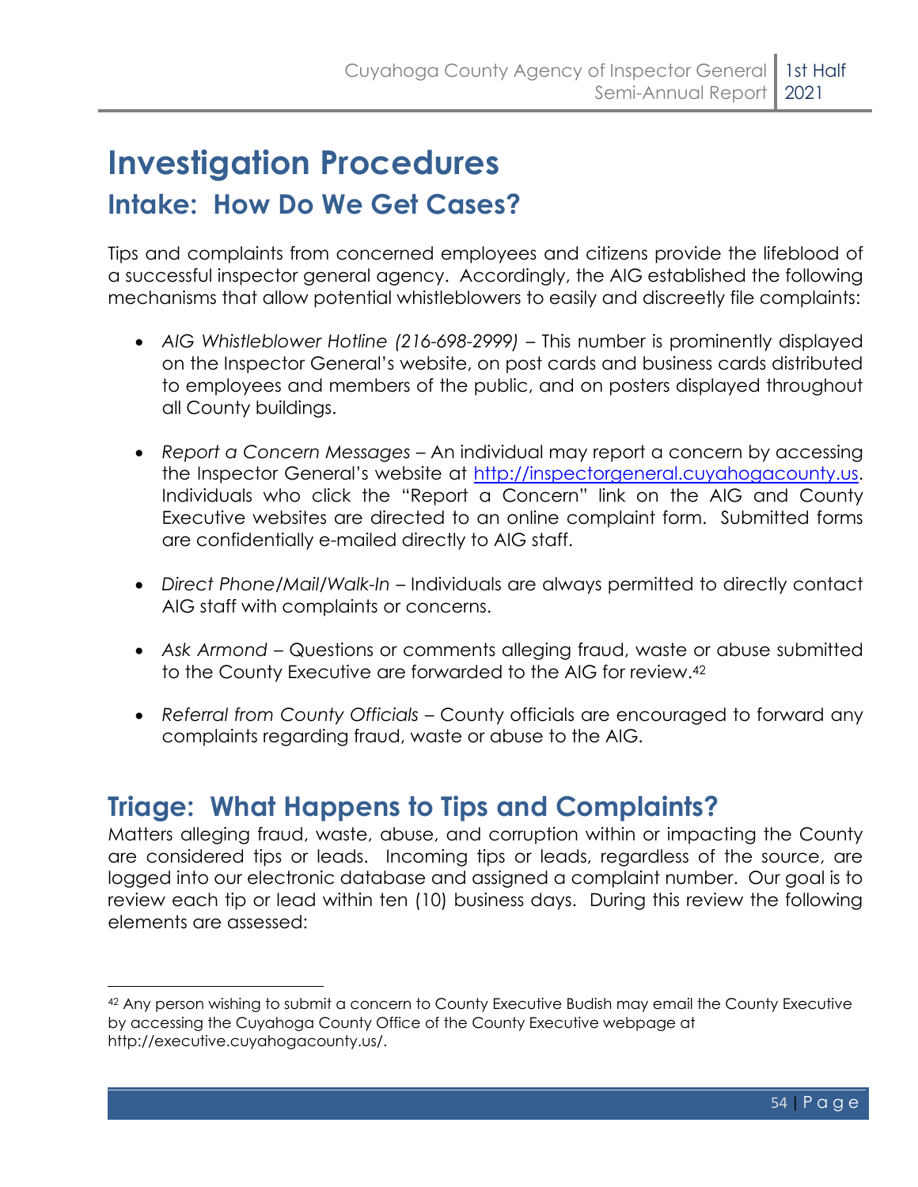# Investigation Procedures

## Intake: How Do We Get Cases?

Tips and complaints from concerned employees and citizens provide the lifeblood of a successful inspector general agency. Accordingly, the AIG established the following mechanisms that allow potential whistleblowers to easily and discreetly file complaints:

- *AIG Whistleblower Hotline (216-698-2999)* – This number is prominently displayed on the Inspector General's website, on post cards and business cards distributed to employees and members of the public, and on posters displayed throughout all County buildings.

- *Report a Concern Messages* – An individual may report a concern by accessing the Inspector General's website at [http://inspectorgeneral.cuyahogacounty.us](http://inspectorgeneral.cuyahogacounty.us). Individuals who click the "Report a Concern" link on the AIG and County Executive websites are directed to an online complaint form. Submitted forms are confidentially e-mailed directly to AIG staff.

- *Direct Phone/Mail/Walk-In* – Individuals are always permitted to directly contact AIG staff with complaints or concerns.

- *Ask Armond* – Questions or comments alleging fraud, waste or abuse submitted to the County Executive are forwarded to the AIG for review.[42]

- *Referral from County Officials* – County officials are encouraged to forward any complaints regarding fraud, waste or abuse to the AIG.

## Triage: What Happens to Tips and Complaints?

Matters alleging fraud, waste, abuse, and corruption within or impacting the County are considered tips or leads. Incoming tips or leads, regardless of the source, are logged into our electronic database and assigned a complaint number. Our goal is to review each tip or lead within ten (10) business days. During this review the following elements are assessed:

---

[42] Any person wishing to submit a concern to County Executive Budish may email the County Executive by accessing the Cuyahoga County Office of the County Executive webpage at http://executive.cuyahogacounty.us/.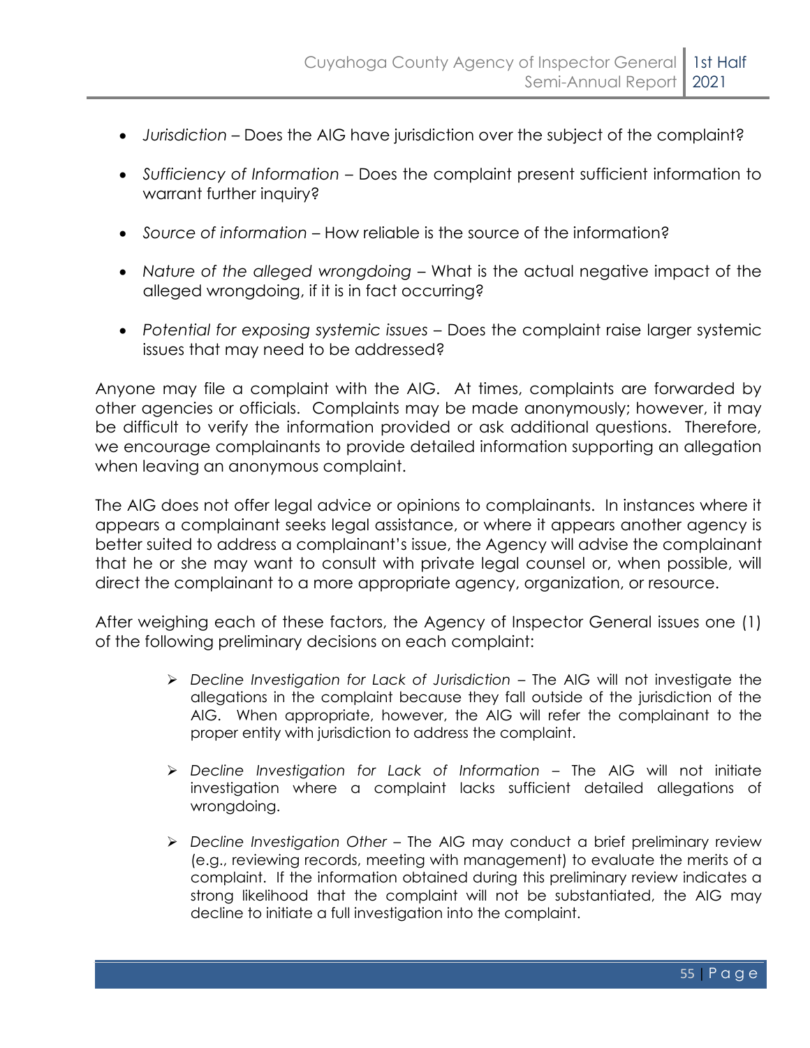- *Jurisdiction* – Does the AIG have jurisdiction over the subject of the complaint?
- *Sufficiency of Information* – Does the complaint present sufficient information to warrant further inquiry?
- *Source of information* – How reliable is the source of the information?
- *Nature of the alleged wrongdoing* – What is the actual negative impact of the alleged wrongdoing, if it is in fact occurring?
- *Potential for exposing systemic issues* – Does the complaint raise larger systemic issues that may need to be addressed?

Anyone may file a complaint with the AIG. At times, complaints are forwarded by other agencies or officials. Complaints may be made anonymously; however, it may be difficult to verify the information provided or ask additional questions. Therefore, we encourage complainants to provide detailed information supporting an allegation when leaving an anonymous complaint.

The AIG does not offer legal advice or opinions to complainants. In instances where it appears a complainant seeks legal assistance, or where it appears another agency is better suited to address a complainant's issue, the Agency will advise the complainant that he or she may want to consult with private legal counsel or, when possible, will direct the complainant to a more appropriate agency, organization, or resource.

After weighing each of these factors, the Agency of Inspector General issues one (1) of the following preliminary decisions on each complaint:

- *Decline Investigation for Lack of Jurisdiction* – The AIG will not investigate the allegations in the complaint because they fall outside of the jurisdiction of the AIG. When appropriate, however, the AIG will refer the complainant to the proper entity with jurisdiction to address the complaint.
- *Decline Investigation for Lack of Information* – The AIG will not initiate investigation where a complaint lacks sufficient detailed allegations of wrongdoing.
- *Decline Investigation Other* – The AIG may conduct a brief preliminary review (e.g., reviewing records, meeting with management) to evaluate the merits of a complaint. If the information obtained during this preliminary review indicates a strong likelihood that the complaint will not be substantiated, the AIG may decline to initiate a full investigation into the complaint.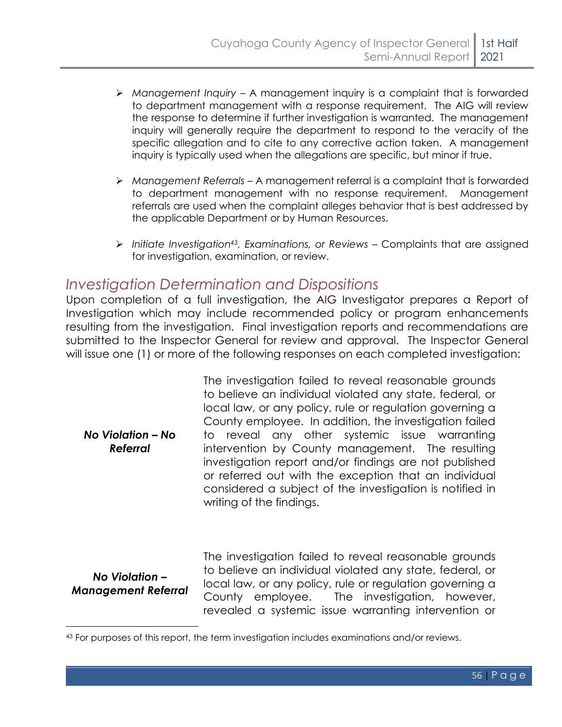- *Management Inquiry* – A management inquiry is a complaint that is forwarded to department management with a response requirement. The AIG will review the response to determine if further investigation is warranted. The management inquiry will generally require the department to respond to the veracity of the specific allegation and to cite to any corrective action taken. A management inquiry is typically used when the allegations are specific, but minor if true.

- *Management Referrals* – A management referral is a complaint that is forwarded to department management with no response requirement. Management referrals are used when the complaint alleges behavior that is best addressed by the applicable Department or by Human Resources.

- *Initiate Investigation[43], Examinations, or Reviews* – Complaints that are assigned for investigation, examination, or review.

## *Investigation Determination and Dispositions*

Upon completion of a full investigation, the AIG Investigator prepares a Report of Investigation which may include recommended policy or program enhancements resulting from the investigation. Final investigation reports and recommendations are submitted to the Inspector General for review and approval. The Inspector General will issue one (1) or more of the following responses on each completed investigation:

| | |
|---|---|
| ***No Violation – No Referral*** | The investigation failed to reveal reasonable grounds to believe an individual violated any state, federal, or local law, or any policy, rule or regulation governing a County employee. In addition, the investigation failed to reveal any other systemic issue warranting intervention by County management. The resulting investigation report and/or findings are not published or referred out with the exception that an individual considered a subject of the investigation is notified in writing of the findings. |
| ***No Violation – Management Referral*** | The investigation failed to reveal reasonable grounds to believe an individual violated any state, federal, or local law, or any policy, rule or regulation governing a County employee. The investigation, however, revealed a systemic issue warranting intervention or |

[43] For purposes of this report, the term investigation includes examinations and/or reviews.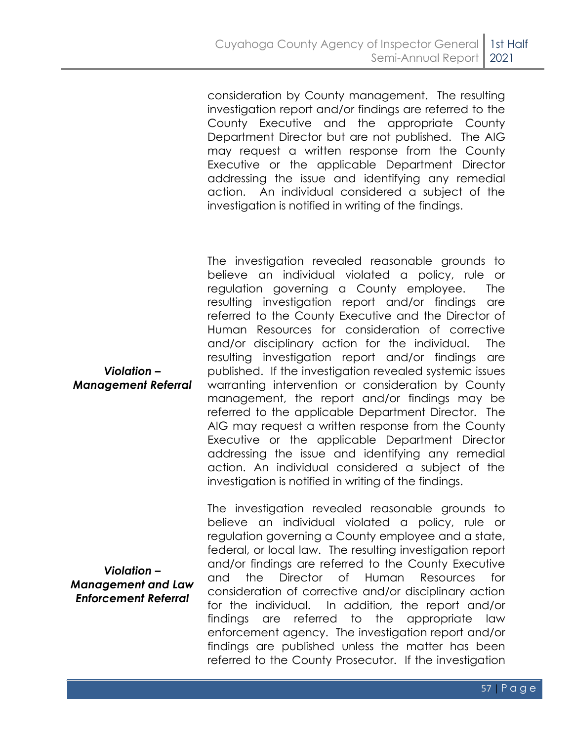consideration by County management. The resulting investigation report and/or findings are referred to the County Executive and the appropriate County Department Director but are not published. The AIG may request a written response from the County Executive or the applicable Department Director addressing the issue and identifying any remedial action. An individual considered a subject of the investigation is notified in writing of the findings.

***Violation – Management Referral***

The investigation revealed reasonable grounds to believe an individual violated a policy, rule or regulation governing a County employee. The resulting investigation report and/or findings are referred to the County Executive and the Director of Human Resources for consideration of corrective and/or disciplinary action for the individual. The resulting investigation report and/or findings are published. If the investigation revealed systemic issues warranting intervention or consideration by County management, the report and/or findings may be referred to the applicable Department Director. The AIG may request a written response from the County Executive or the applicable Department Director addressing the issue and identifying any remedial action. An individual considered a subject of the investigation is notified in writing of the findings.

***Violation – Management and Law Enforcement Referral***

The investigation revealed reasonable grounds to believe an individual violated a policy, rule or regulation governing a County employee and a state, federal, or local law. The resulting investigation report and/or findings are referred to the County Executive and the Director of Human Resources for consideration of corrective and/or disciplinary action for the individual. In addition, the report and/or findings are referred to the appropriate law enforcement agency. The investigation report and/or findings are published unless the matter has been referred to the County Prosecutor. If the investigation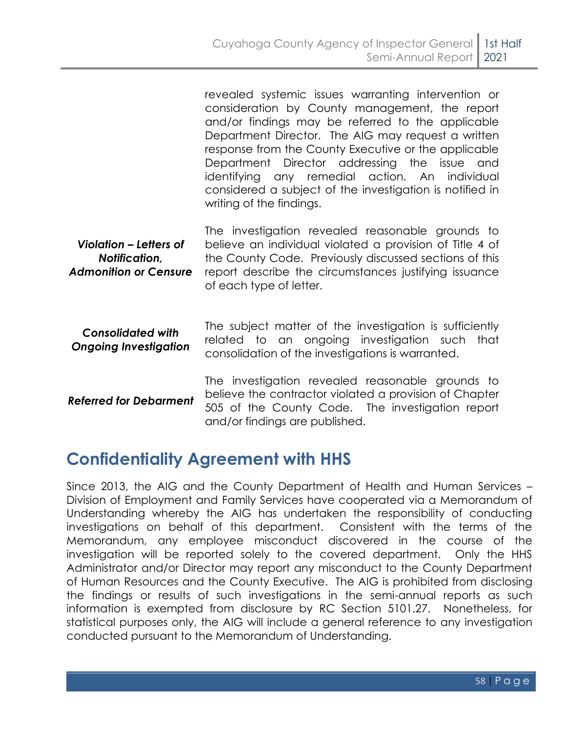| | |
|---|---|
| | revealed systemic issues warranting intervention or consideration by County management, the report and/or findings may be referred to the applicable Department Director. The AIG may request a written response from the County Executive or the applicable Department Director addressing the issue and identifying any remedial action. An individual considered a subject of the investigation is notified in writing of the findings. |
| ***Violation – Letters of Notification, Admonition or Censure*** | The investigation revealed reasonable grounds to believe an individual violated a provision of Title 4 of the County Code. Previously discussed sections of this report describe the circumstances justifying issuance of each type of letter. |
| ***Consolidated with Ongoing Investigation*** | The subject matter of the investigation is sufficiently related to an ongoing investigation such that consolidation of the investigations is warranted. |
| ***Referred for Debarment*** | The investigation revealed reasonable grounds to believe the contractor violated a provision of Chapter 505 of the County Code. The investigation report and/or findings are published. |

## Confidentiality Agreement with HHS

Since 2013, the AIG and the County Department of Health and Human Services – Division of Employment and Family Services have cooperated via a Memorandum of Understanding whereby the AIG has undertaken the responsibility of conducting investigations on behalf of this department. Consistent with the terms of the Memorandum, any employee misconduct discovered in the course of the investigation will be reported solely to the covered department. Only the HHS Administrator and/or Director may report any misconduct to the County Department of Human Resources and the County Executive. The AIG is prohibited from disclosing the findings or results of such investigations in the semi-annual reports as such information is exempted from disclosure by RC Section 5101.27. Nonetheless, for statistical purposes only, the AIG will include a general reference to any investigation conducted pursuant to the Memorandum of Understanding.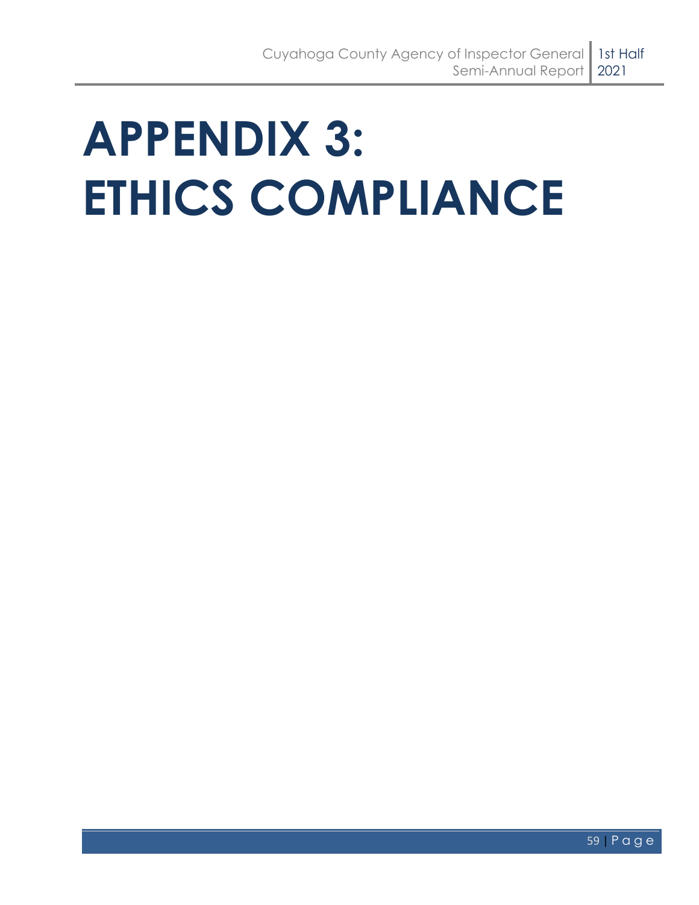# APPENDIX 3: ETHICS COMPLIANCE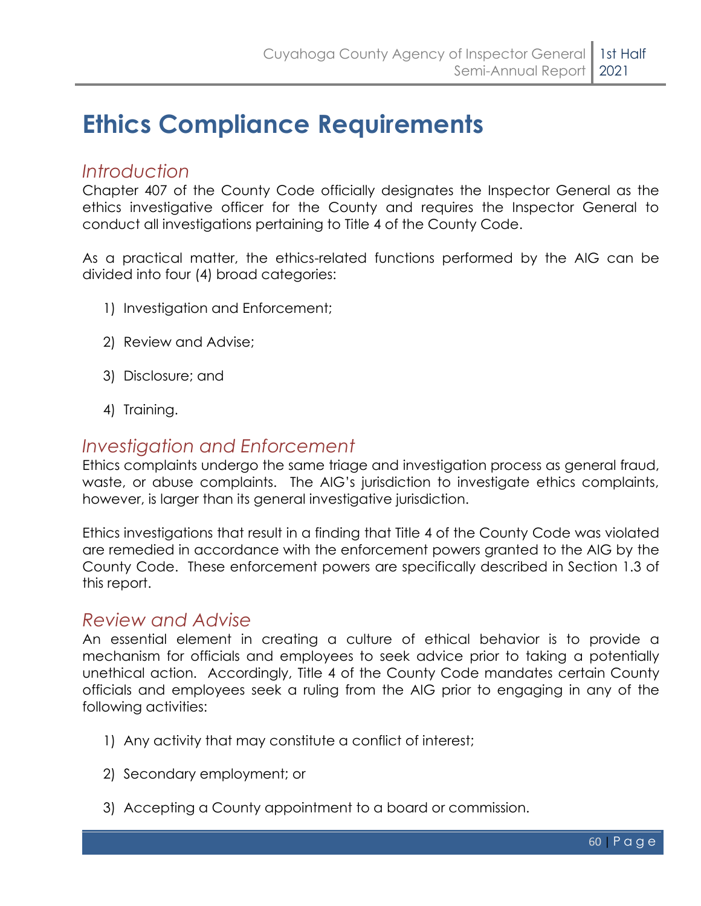# Ethics Compliance Requirements

## *Introduction*

Chapter 407 of the County Code officially designates the Inspector General as the ethics investigative officer for the County and requires the Inspector General to conduct all investigations pertaining to Title 4 of the County Code.

As a practical matter, the ethics-related functions performed by the AIG can be divided into four (4) broad categories:

1) Investigation and Enforcement;

2) Review and Advise;

3) Disclosure; and

4) Training.

## *Investigation and Enforcement*

Ethics complaints undergo the same triage and investigation process as general fraud, waste, or abuse complaints. The AIG's jurisdiction to investigate ethics complaints, however, is larger than its general investigative jurisdiction.

Ethics investigations that result in a finding that Title 4 of the County Code was violated are remedied in accordance with the enforcement powers granted to the AIG by the County Code. These enforcement powers are specifically described in Section 1.3 of this report.

## *Review and Advise*

An essential element in creating a culture of ethical behavior is to provide a mechanism for officials and employees to seek advice prior to taking a potentially unethical action. Accordingly, Title 4 of the County Code mandates certain County officials and employees seek a ruling from the AIG prior to engaging in any of the following activities:

1) Any activity that may constitute a conflict of interest;

2) Secondary employment; or

3) Accepting a County appointment to a board or commission.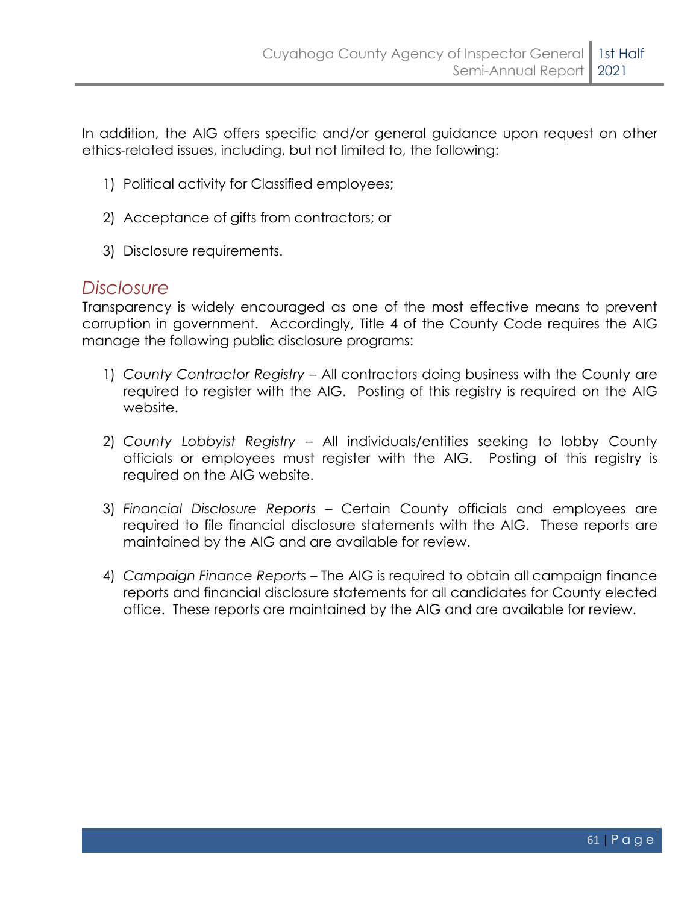In addition, the AIG offers specific and/or general guidance upon request on other ethics-related issues, including, but not limited to, the following:

1) Political activity for Classified employees;
2) Acceptance of gifts from contractors; or
3) Disclosure requirements.

## *Disclosure*

Transparency is widely encouraged as one of the most effective means to prevent corruption in government. Accordingly, Title 4 of the County Code requires the AIG manage the following public disclosure programs:

1) *County Contractor Registry* – All contractors doing business with the County are required to register with the AIG. Posting of this registry is required on the AIG website.
2) *County Lobbyist Registry* – All individuals/entities seeking to lobby County officials or employees must register with the AIG. Posting of this registry is required on the AIG website.
3) *Financial Disclosure Reports* – Certain County officials and employees are required to file financial disclosure statements with the AIG. These reports are maintained by the AIG and are available for review.
4) *Campaign Finance Reports* – The AIG is required to obtain all campaign finance reports and financial disclosure statements for all candidates for County elected office. These reports are maintained by the AIG and are available for review.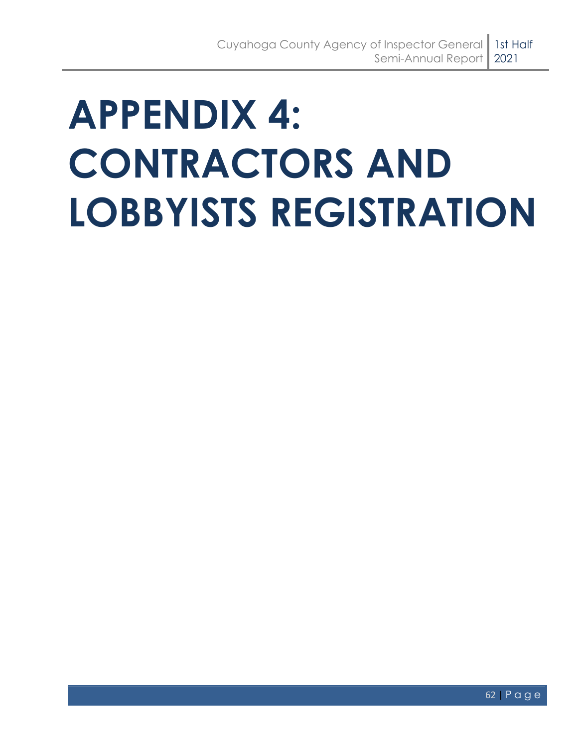# APPENDIX 4: CONTRACTORS AND LOBBYISTS REGISTRATION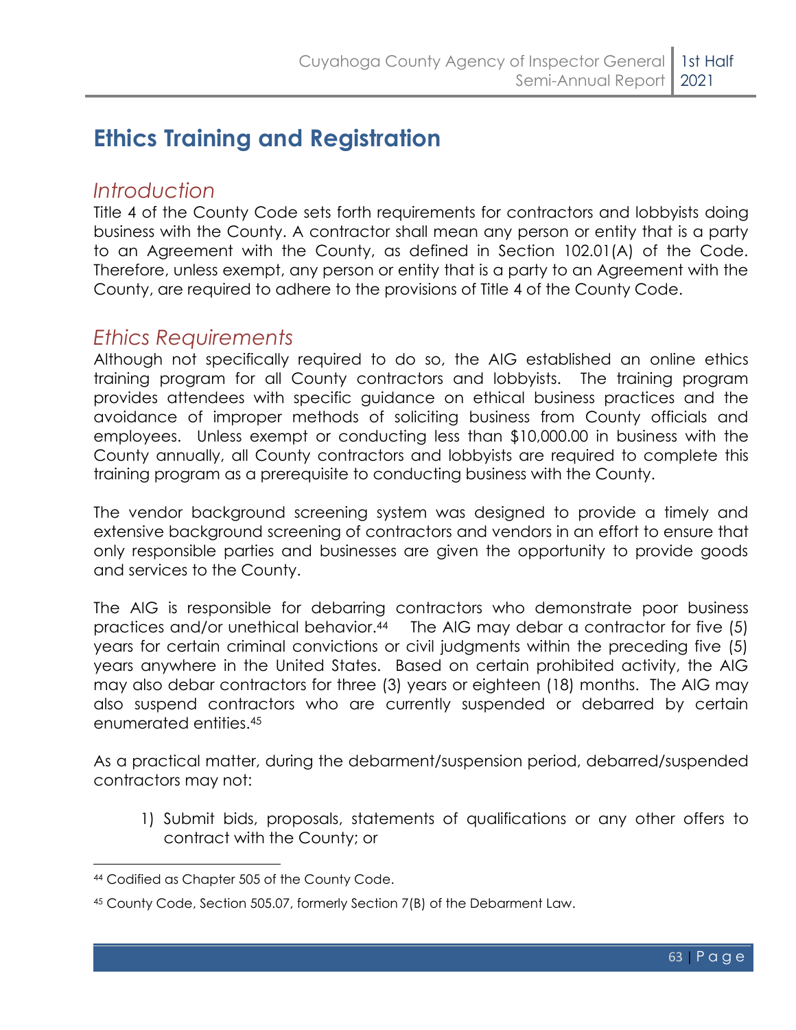# Ethics Training and Registration

## *Introduction*

Title 4 of the County Code sets forth requirements for contractors and lobbyists doing business with the County. A contractor shall mean any person or entity that is a party to an Agreement with the County, as defined in Section 102.01(A) of the Code. Therefore, unless exempt, any person or entity that is a party to an Agreement with the County, are required to adhere to the provisions of Title 4 of the County Code.

## *Ethics Requirements*

Although not specifically required to do so, the AIG established an online ethics training program for all County contractors and lobbyists. The training program provides attendees with specific guidance on ethical business practices and the avoidance of improper methods of soliciting business from County officials and employees. Unless exempt or conducting less than $10,000.00 in business with the County annually, all County contractors and lobbyists are required to complete this training program as a prerequisite to conducting business with the County.

The vendor background screening system was designed to provide a timely and extensive background screening of contractors and vendors in an effort to ensure that only responsible parties and businesses are given the opportunity to provide goods and services to the County.

The AIG is responsible for debarring contractors who demonstrate poor business practices and/or unethical behavior.[44] The AIG may debar a contractor for five (5) years for certain criminal convictions or civil judgments within the preceding five (5) years anywhere in the United States. Based on certain prohibited activity, the AIG may also debar contractors for three (3) years or eighteen (18) months. The AIG may also suspend contractors who are currently suspended or debarred by certain enumerated entities.[45]

As a practical matter, during the debarment/suspension period, debarred/suspended contractors may not:

1) Submit bids, proposals, statements of qualifications or any other offers to contract with the County; or

---

[44] Codified as Chapter 505 of the County Code.

[45] County Code, Section 505.07, formerly Section 7(B) of the Debarment Law.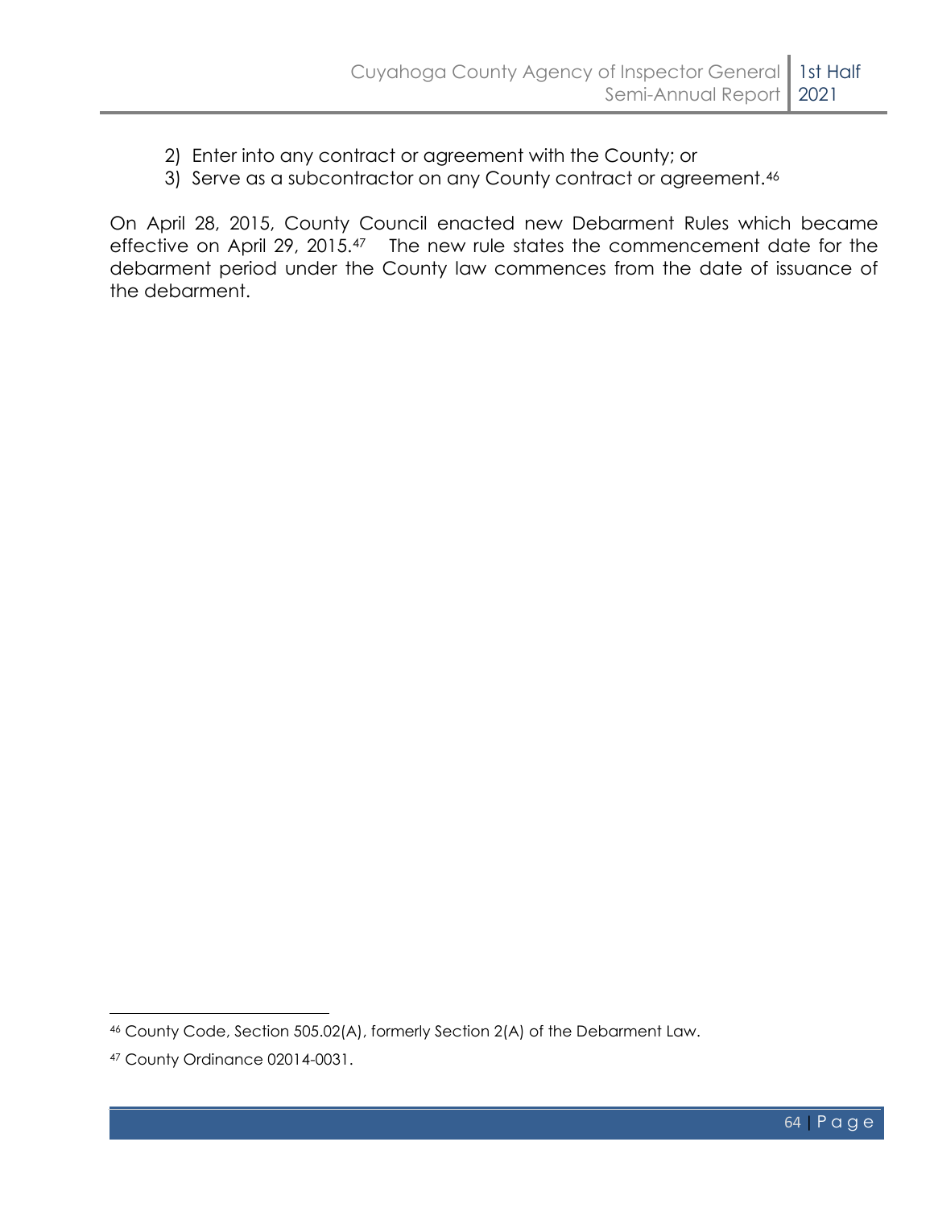2) Enter into any contract or agreement with the County; or
3) Serve as a subcontractor on any County contract or agreement.[46]

On April 28, 2015, County Council enacted new Debarment Rules which became effective on April 29, 2015.[47] The new rule states the commencement date for the debarment period under the County law commences from the date of issuance of the debarment.

[46] County Code, Section 505.02(A), formerly Section 2(A) of the Debarment Law.

[47] County Ordinance 02014-0031.